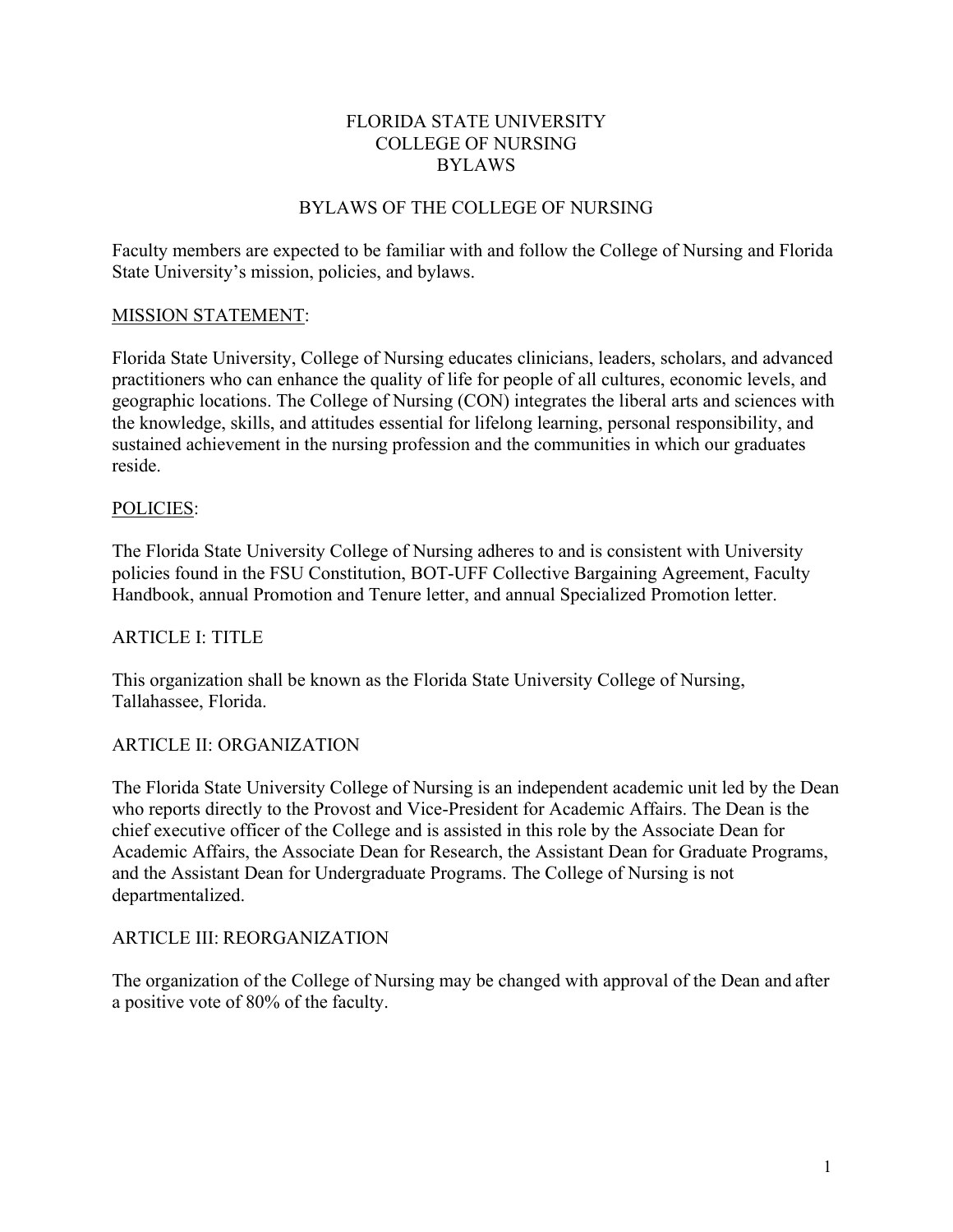# FLORIDA STATE UNIVERSITY
# COLLEGE OF NURSING
# BYLAWS

## BYLAWS OF THE COLLEGE OF NURSING

Faculty members are expected to be familiar with and follow the College of Nursing and Florida State University's mission, policies, and bylaws.

<u>MISSION STATEMENT</u>:

Florida State University, College of Nursing educates clinicians, leaders, scholars, and advanced practitioners who can enhance the quality of life for people of all cultures, economic levels, and geographic locations. The College of Nursing (CON) integrates the liberal arts and sciences with the knowledge, skills, and attitudes essential for lifelong learning, personal responsibility, and sustained achievement in the nursing profession and the communities in which our graduates reside.

<u>POLICIES</u>:

The Florida State University College of Nursing adheres to and is consistent with University policies found in the FSU Constitution, BOT-UFF Collective Bargaining Agreement, Faculty Handbook, annual Promotion and Tenure letter, and annual Specialized Promotion letter.

### ARTICLE I: TITLE

This organization shall be known as the Florida State University College of Nursing, Tallahassee, Florida.

### ARTICLE II: ORGANIZATION

The Florida State University College of Nursing is an independent academic unit led by the Dean who reports directly to the Provost and Vice-President for Academic Affairs. The Dean is the chief executive officer of the College and is assisted in this role by the Associate Dean for Academic Affairs, the Associate Dean for Research, the Assistant Dean for Graduate Programs, and the Assistant Dean for Undergraduate Programs. The College of Nursing is not departmentalized.

### ARTICLE III: REORGANIZATION

The organization of the College of Nursing may be changed with approval of the Dean and after a positive vote of 80% of the faculty.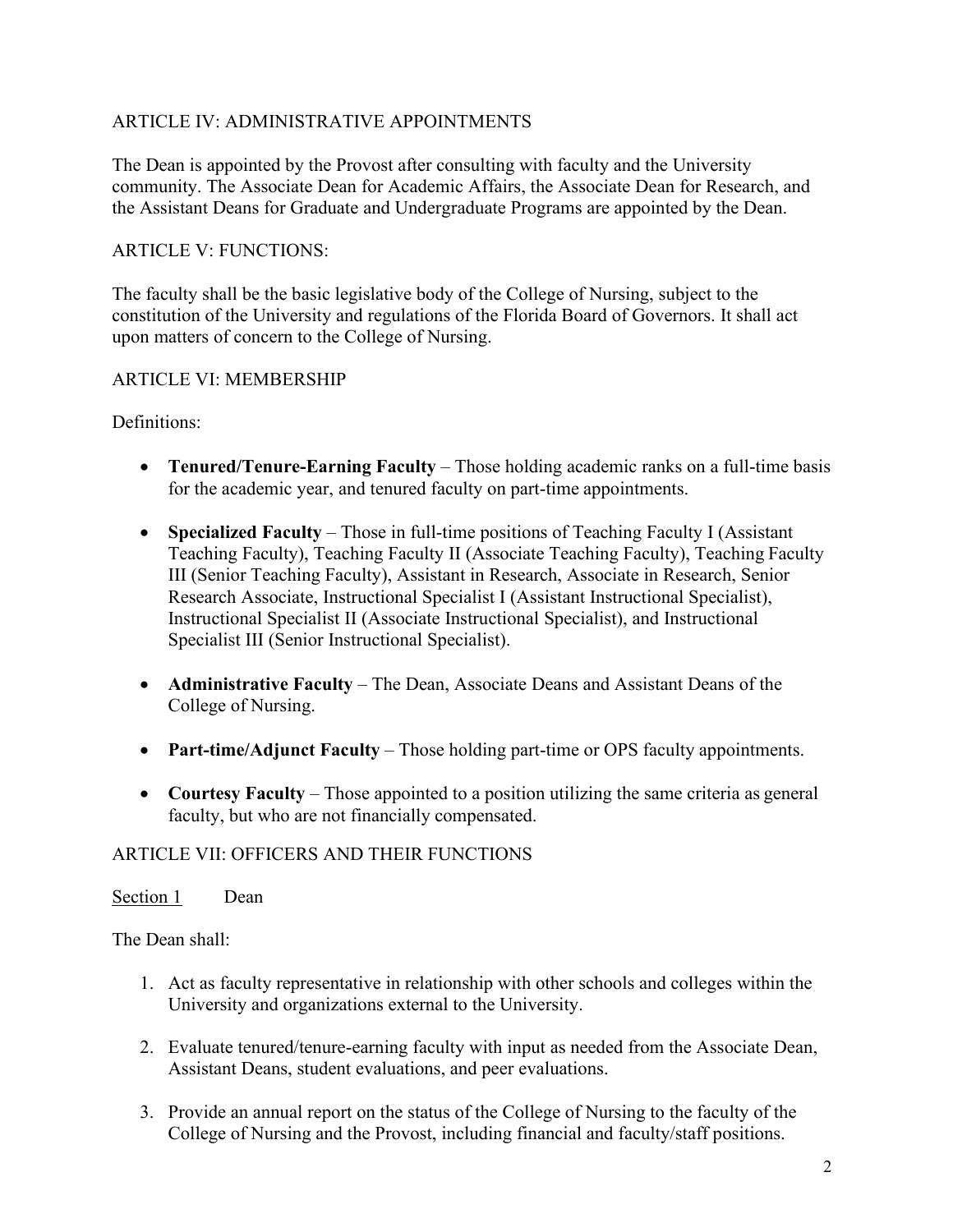## ARTICLE IV: ADMINISTRATIVE APPOINTMENTS

The Dean is appointed by the Provost after consulting with faculty and the University community. The Associate Dean for Academic Affairs, the Associate Dean for Research, and the Assistant Deans for Graduate and Undergraduate Programs are appointed by the Dean.

## ARTICLE V: FUNCTIONS:

The faculty shall be the basic legislative body of the College of Nursing, subject to the constitution of the University and regulations of the Florida Board of Governors. It shall act upon matters of concern to the College of Nursing.

## ARTICLE VI: MEMBERSHIP

Definitions:

- **Tenured/Tenure-Earning Faculty** – Those holding academic ranks on a full-time basis for the academic year, and tenured faculty on part-time appointments.

- **Specialized Faculty** – Those in full-time positions of Teaching Faculty I (Assistant Teaching Faculty), Teaching Faculty II (Associate Teaching Faculty), Teaching Faculty III (Senior Teaching Faculty), Assistant in Research, Associate in Research, Senior Research Associate, Instructional Specialist I (Assistant Instructional Specialist), Instructional Specialist II (Associate Instructional Specialist), and Instructional Specialist III (Senior Instructional Specialist).

- **Administrative Faculty** – The Dean, Associate Deans and Assistant Deans of the College of Nursing.

- **Part-time/Adjunct Faculty** – Those holding part-time or OPS faculty appointments.

- **Courtesy Faculty** – Those appointed to a position utilizing the same criteria as general faculty, but who are not financially compensated.

## ARTICLE VII: OFFICERS AND THEIR FUNCTIONS

### Section 1 Dean

The Dean shall:

1. Act as faculty representative in relationship with other schools and colleges within the University and organizations external to the University.

2. Evaluate tenured/tenure-earning faculty with input as needed from the Associate Dean, Assistant Deans, student evaluations, and peer evaluations.

3. Provide an annual report on the status of the College of Nursing to the faculty of the College of Nursing and the Provost, including financial and faculty/staff positions.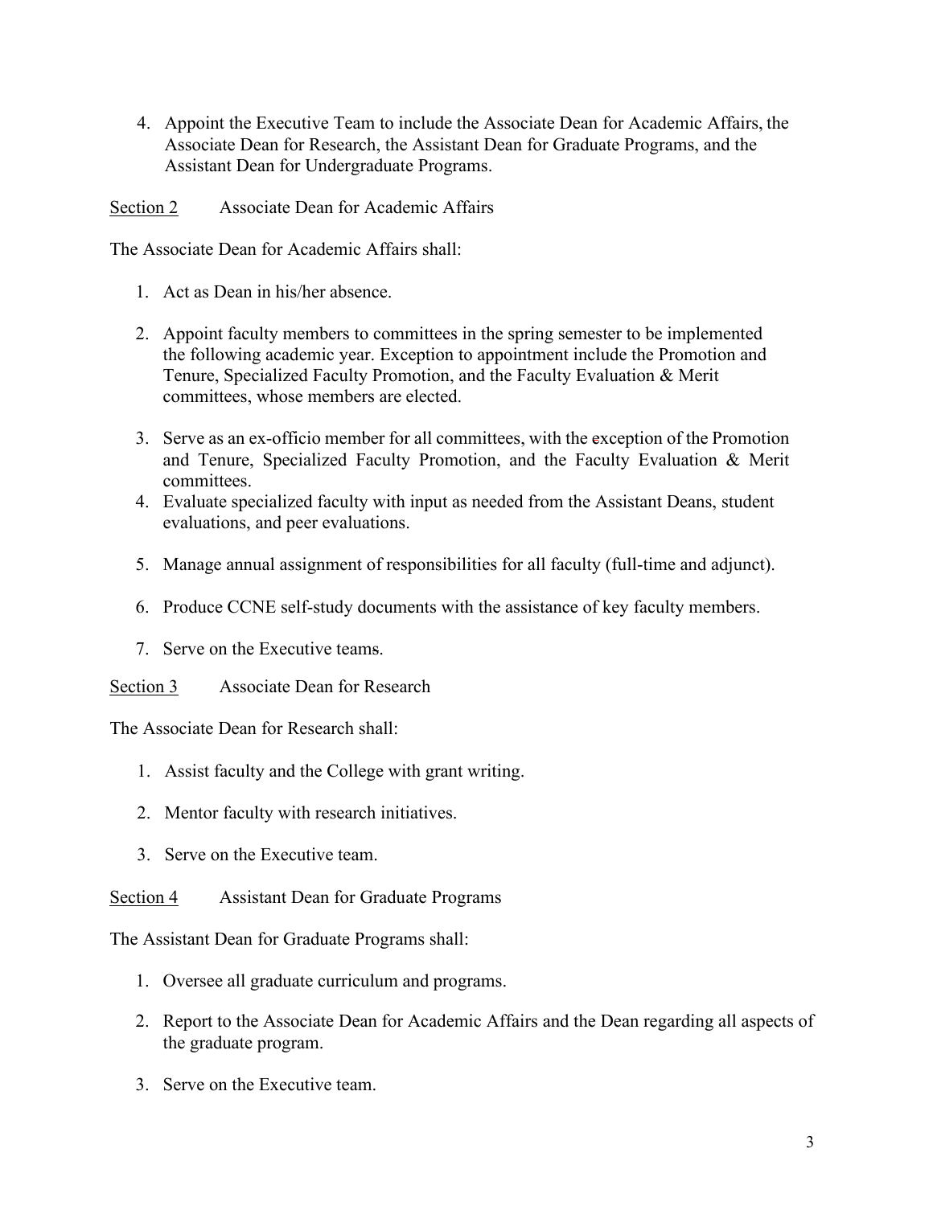4. Appoint the Executive Team to include the Associate Dean for Academic Affairs, the Associate Dean for Research, the Assistant Dean for Graduate Programs, and the Assistant Dean for Undergraduate Programs.

<u>Section 2</u> Associate Dean for Academic Affairs

The Associate Dean for Academic Affairs shall:

1. Act as Dean in his/her absence.

2. Appoint faculty members to committees in the spring semester to be implemented the following academic year. Exception to appointment include the Promotion and Tenure, Specialized Faculty Promotion, and the Faculty Evaluation & Merit committees, whose members are elected.

3. Serve as an ex-officio member for all committees, with the exception of the Promotion and Tenure, Specialized Faculty Promotion, and the Faculty Evaluation & Merit committees.
4. Evaluate specialized faculty with input as needed from the Assistant Deans, student evaluations, and peer evaluations.

5. Manage annual assignment of responsibilities for all faculty (full-time and adjunct).

6. Produce CCNE self-study documents with the assistance of key faculty members.

7. Serve on the Executive teams.

<u>Section 3</u> Associate Dean for Research

The Associate Dean for Research shall:

1. Assist faculty and the College with grant writing.

2. Mentor faculty with research initiatives.

3. Serve on the Executive team.

<u>Section 4</u> Assistant Dean for Graduate Programs

The Assistant Dean for Graduate Programs shall:

1. Oversee all graduate curriculum and programs.

2. Report to the Associate Dean for Academic Affairs and the Dean regarding all aspects of the graduate program.

3. Serve on the Executive team.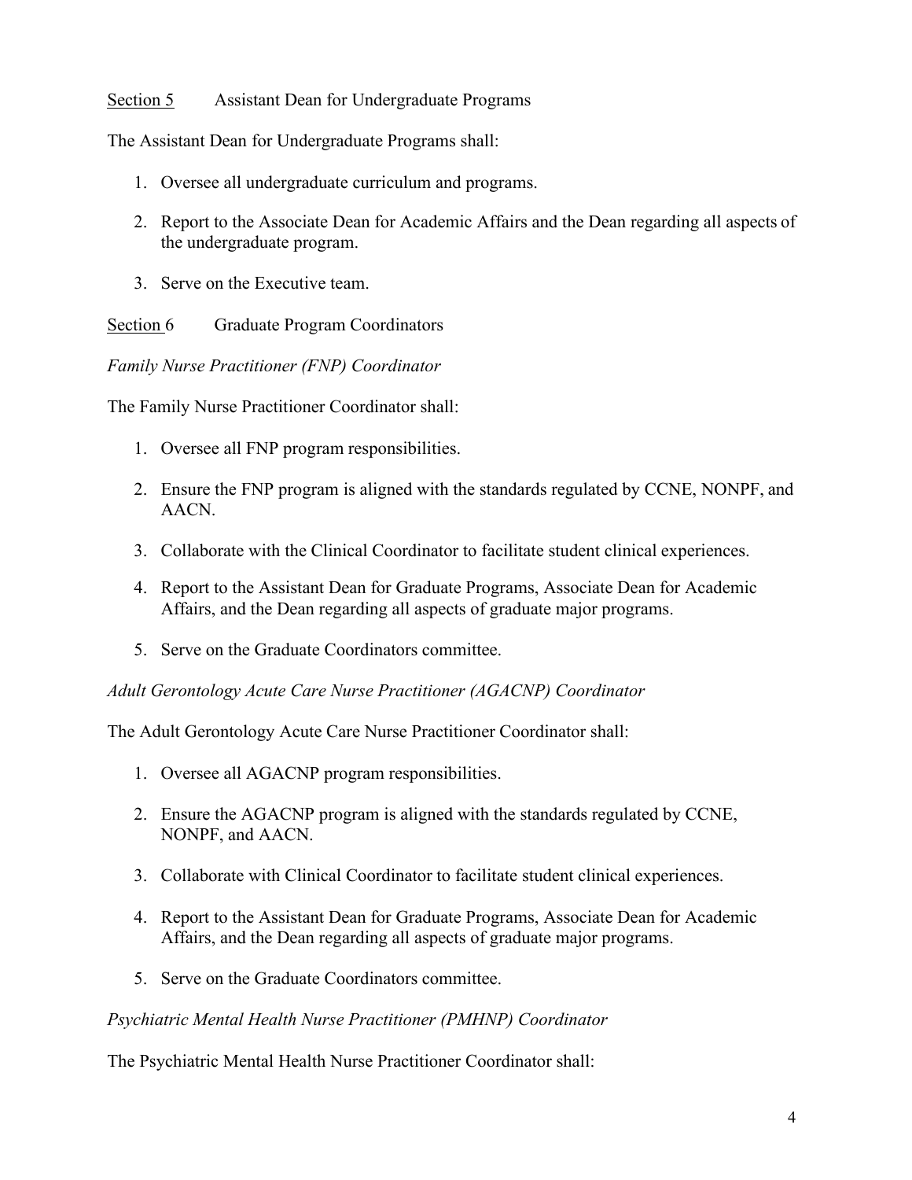<u>Section 5</u> Assistant Dean for Undergraduate Programs

The Assistant Dean for Undergraduate Programs shall:

1. Oversee all undergraduate curriculum and programs.
2. Report to the Associate Dean for Academic Affairs and the Dean regarding all aspects of the undergraduate program.
3. Serve on the Executive team.

<u>Section</u> 6 Graduate Program Coordinators

*Family Nurse Practitioner (FNP) Coordinator*

The Family Nurse Practitioner Coordinator shall:

1. Oversee all FNP program responsibilities.
2. Ensure the FNP program is aligned with the standards regulated by CCNE, NONPF, and AACN.
3. Collaborate with the Clinical Coordinator to facilitate student clinical experiences.
4. Report to the Assistant Dean for Graduate Programs, Associate Dean for Academic Affairs, and the Dean regarding all aspects of graduate major programs.
5. Serve on the Graduate Coordinators committee.

*Adult Gerontology Acute Care Nurse Practitioner (AGACNP) Coordinator*

The Adult Gerontology Acute Care Nurse Practitioner Coordinator shall:

1. Oversee all AGACNP program responsibilities.
2. Ensure the AGACNP program is aligned with the standards regulated by CCNE, NONPF, and AACN.
3. Collaborate with Clinical Coordinator to facilitate student clinical experiences.
4. Report to the Assistant Dean for Graduate Programs, Associate Dean for Academic Affairs, and the Dean regarding all aspects of graduate major programs.
5. Serve on the Graduate Coordinators committee.

*Psychiatric Mental Health Nurse Practitioner (PMHNP) Coordinator*

The Psychiatric Mental Health Nurse Practitioner Coordinator shall: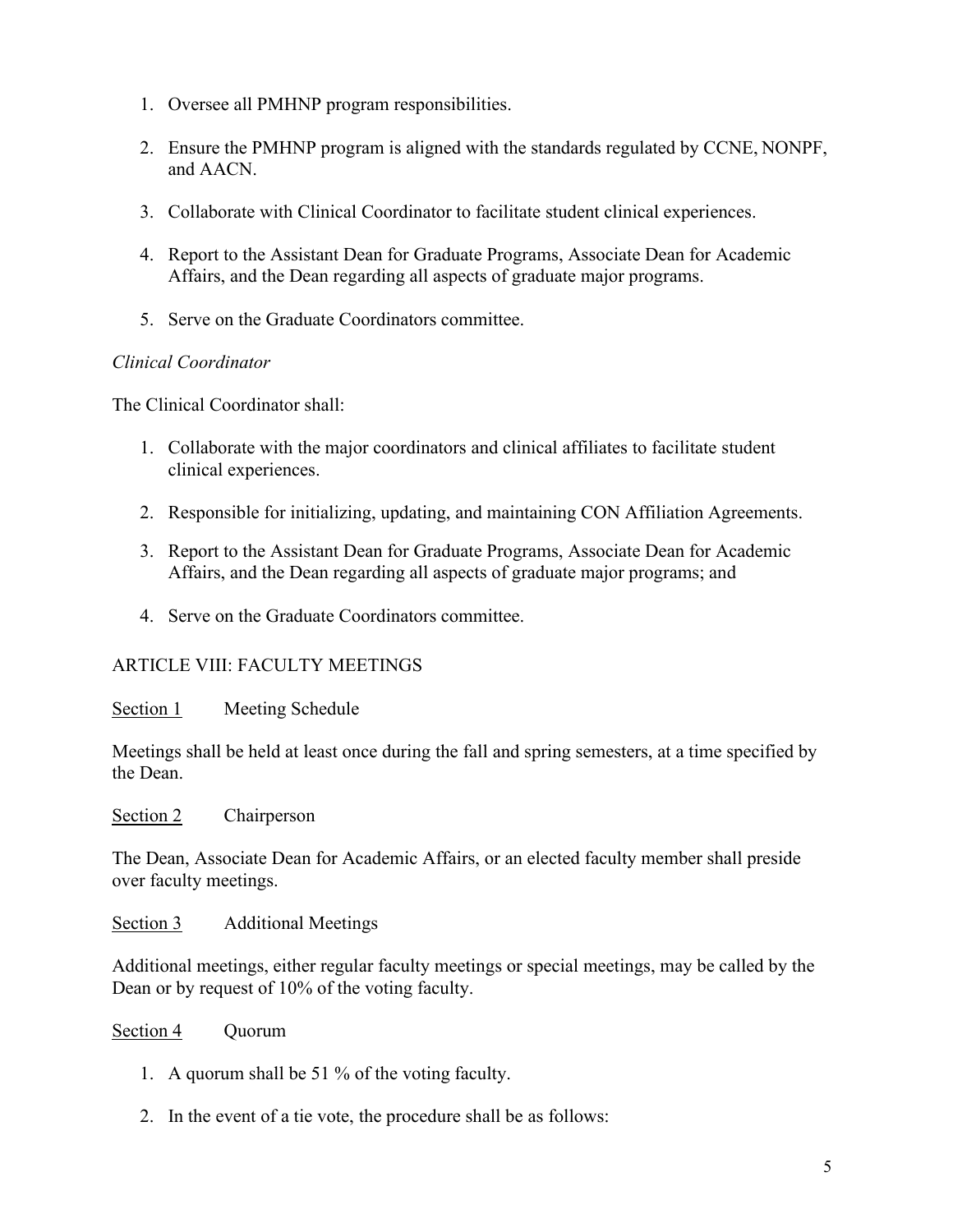1. Oversee all PMHNP program responsibilities.

2. Ensure the PMHNP program is aligned with the standards regulated by CCNE, NONPF, and AACN.

3. Collaborate with Clinical Coordinator to facilitate student clinical experiences.

4. Report to the Assistant Dean for Graduate Programs, Associate Dean for Academic Affairs, and the Dean regarding all aspects of graduate major programs.

5. Serve on the Graduate Coordinators committee.

*Clinical Coordinator*

The Clinical Coordinator shall:

1. Collaborate with the major coordinators and clinical affiliates to facilitate student clinical experiences.

2. Responsible for initializing, updating, and maintaining CON Affiliation Agreements.

3. Report to the Assistant Dean for Graduate Programs, Associate Dean for Academic Affairs, and the Dean regarding all aspects of graduate major programs; and

4. Serve on the Graduate Coordinators committee.

## ARTICLE VIII: FACULTY MEETINGS

<u>Section 1</u> Meeting Schedule

Meetings shall be held at least once during the fall and spring semesters, at a time specified by the Dean.

<u>Section 2</u> Chairperson

The Dean, Associate Dean for Academic Affairs, or an elected faculty member shall preside over faculty meetings.

<u>Section 3</u> Additional Meetings

Additional meetings, either regular faculty meetings or special meetings, may be called by the Dean or by request of 10% of the voting faculty.

<u>Section 4</u> Quorum

1. A quorum shall be 51 % of the voting faculty.

2. In the event of a tie vote, the procedure shall be as follows: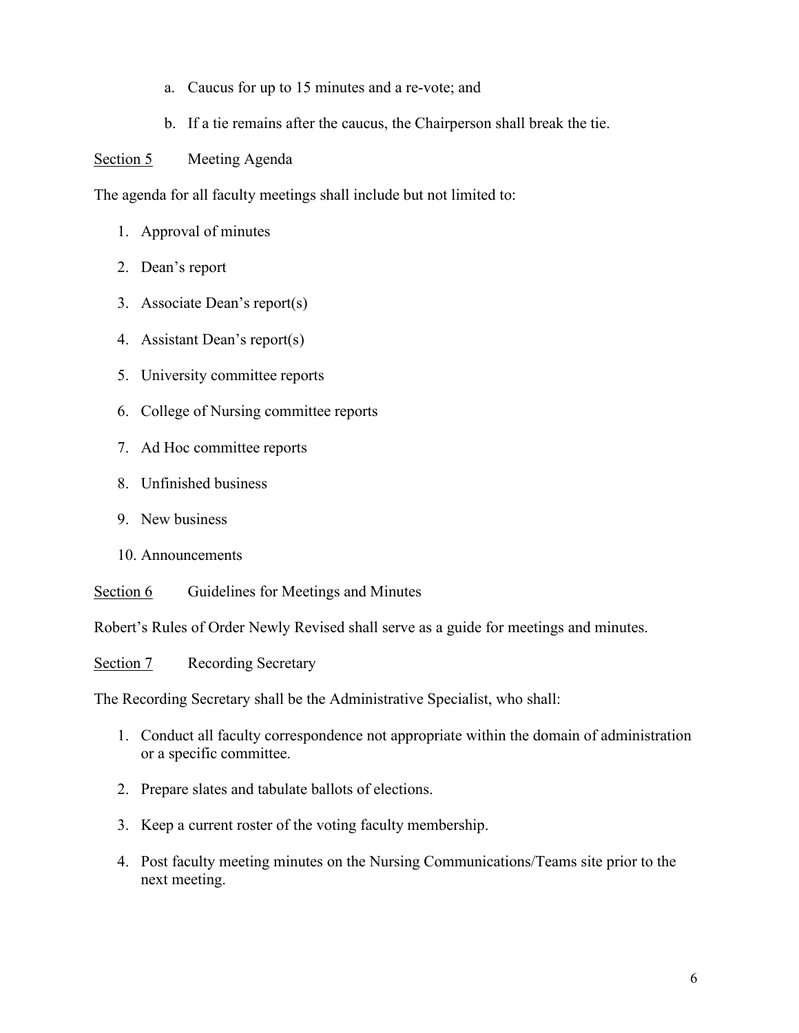a. Caucus for up to 15 minutes and a re-vote; and

   b. If a tie remains after the caucus, the Chairperson shall break the tie.

<u>Section 5</u> Meeting Agenda

The agenda for all faculty meetings shall include but not limited to:

1. Approval of minutes
2. Dean's report
3. Associate Dean's report(s)
4. Assistant Dean's report(s)
5. University committee reports
6. College of Nursing committee reports
7. Ad Hoc committee reports
8. Unfinished business
9. New business
10. Announcements

<u>Section 6</u> Guidelines for Meetings and Minutes

Robert's Rules of Order Newly Revised shall serve as a guide for meetings and minutes.

<u>Section 7</u> Recording Secretary

The Recording Secretary shall be the Administrative Specialist, who shall:

1. Conduct all faculty correspondence not appropriate within the domain of administration or a specific committee.
2. Prepare slates and tabulate ballots of elections.
3. Keep a current roster of the voting faculty membership.
4. Post faculty meeting minutes on the Nursing Communications/Teams site prior to the next meeting.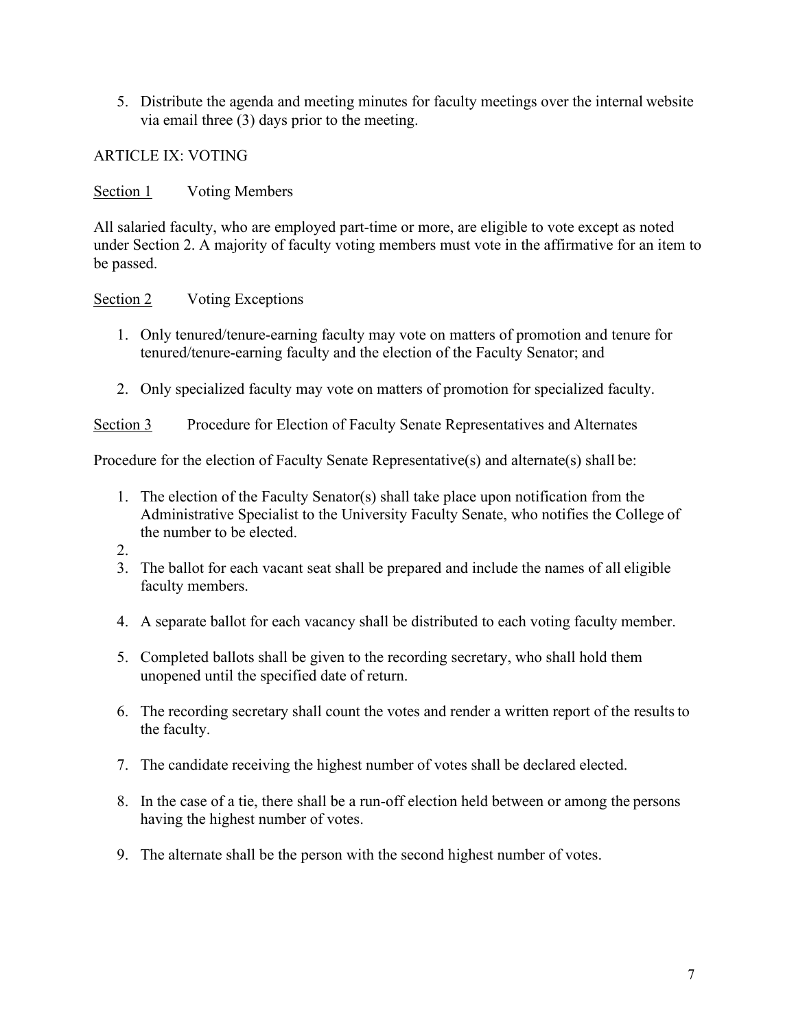5. Distribute the agenda and meeting minutes for faculty meetings over the internal website via email three (3) days prior to the meeting.

## ARTICLE IX: VOTING

### Section 1 Voting Members

All salaried faculty, who are employed part-time or more, are eligible to vote except as noted under Section 2. A majority of faculty voting members must vote in the affirmative for an item to be passed.

### Section 2 Voting Exceptions

1. Only tenured/tenure-earning faculty may vote on matters of promotion and tenure for tenured/tenure-earning faculty and the election of the Faculty Senator; and

2. Only specialized faculty may vote on matters of promotion for specialized faculty.

### Section 3 Procedure for Election of Faculty Senate Representatives and Alternates

Procedure for the election of Faculty Senate Representative(s) and alternate(s) shall be:

1. The election of the Faculty Senator(s) shall take place upon notification from the Administrative Specialist to the University Faculty Senate, who notifies the College of the number to be elected.
2. 
3. The ballot for each vacant seat shall be prepared and include the names of all eligible faculty members.

4. A separate ballot for each vacancy shall be distributed to each voting faculty member.

5. Completed ballots shall be given to the recording secretary, who shall hold them unopened until the specified date of return.

6. The recording secretary shall count the votes and render a written report of the results to the faculty.

7. The candidate receiving the highest number of votes shall be declared elected.

8. In the case of a tie, there shall be a run-off election held between or among the persons having the highest number of votes.

9. The alternate shall be the person with the second highest number of votes.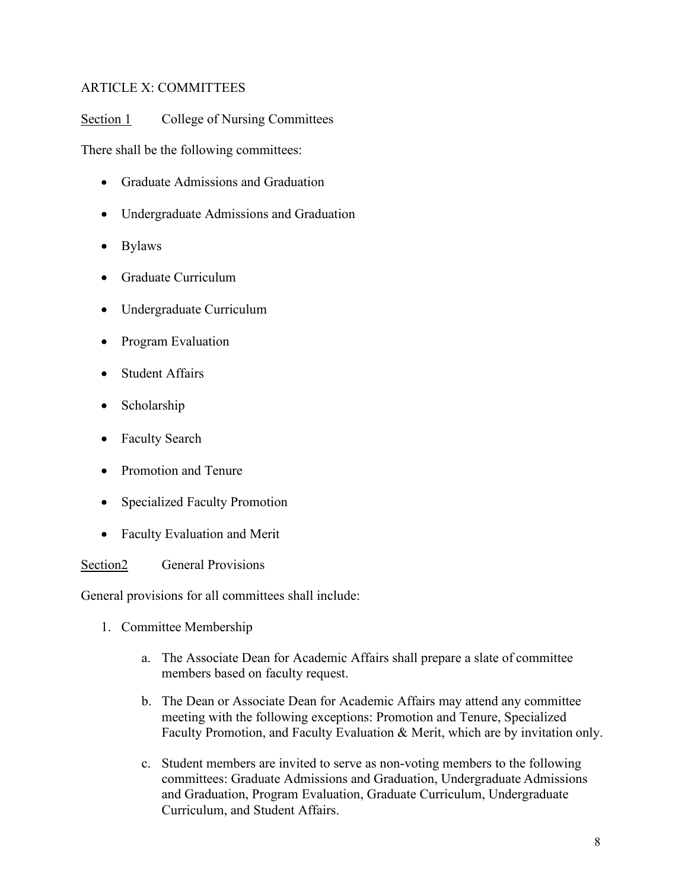## ARTICLE X: COMMITTEES

Section 1 College of Nursing Committees

There shall be the following committees:

- Graduate Admissions and Graduation
- Undergraduate Admissions and Graduation
- Bylaws
- Graduate Curriculum
- Undergraduate Curriculum
- Program Evaluation
- Student Affairs
- Scholarship
- Faculty Search
- Promotion and Tenure
- Specialized Faculty Promotion
- Faculty Evaluation and Merit

Section2 General Provisions

General provisions for all committees shall include:

1. Committee Membership

   a. The Associate Dean for Academic Affairs shall prepare a slate of committee members based on faculty request.

   b. The Dean or Associate Dean for Academic Affairs may attend any committee meeting with the following exceptions: Promotion and Tenure, Specialized Faculty Promotion, and Faculty Evaluation & Merit, which are by invitation only.

   c. Student members are invited to serve as non-voting members to the following committees: Graduate Admissions and Graduation, Undergraduate Admissions and Graduation, Program Evaluation, Graduate Curriculum, Undergraduate Curriculum, and Student Affairs.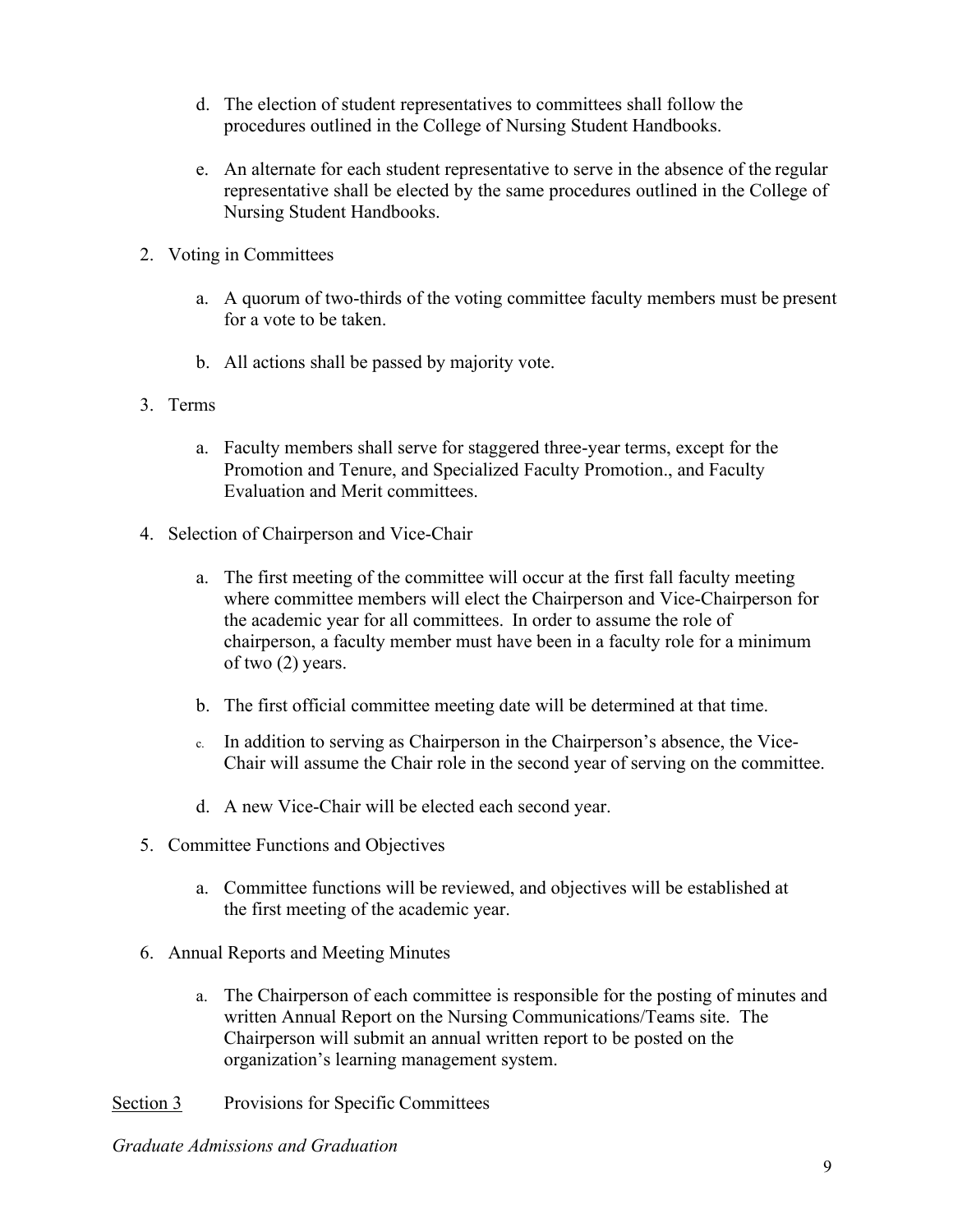d. The election of student representatives to committees shall follow the procedures outlined in the College of Nursing Student Handbooks.

   e. An alternate for each student representative to serve in the absence of the regular representative shall be elected by the same procedures outlined in the College of Nursing Student Handbooks.

2. Voting in Committees

   a. A quorum of two-thirds of the voting committee faculty members must be present for a vote to be taken.

   b. All actions shall be passed by majority vote.

3. Terms

   a. Faculty members shall serve for staggered three-year terms, except for the Promotion and Tenure, and Specialized Faculty Promotion., and Faculty Evaluation and Merit committees.

4. Selection of Chairperson and Vice-Chair

   a. The first meeting of the committee will occur at the first fall faculty meeting where committee members will elect the Chairperson and Vice-Chairperson for the academic year for all committees. In order to assume the role of chairperson, a faculty member must have been in a faculty role for a minimum of two (2) years.

   b. The first official committee meeting date will be determined at that time.

   c. In addition to serving as Chairperson in the Chairperson's absence, the Vice-Chair will assume the Chair role in the second year of serving on the committee.

   d. A new Vice-Chair will be elected each second year.

5. Committee Functions and Objectives

   a. Committee functions will be reviewed, and objectives will be established at the first meeting of the academic year.

6. Annual Reports and Meeting Minutes

   a. The Chairperson of each committee is responsible for the posting of minutes and written Annual Report on the Nursing Communications/Teams site. The Chairperson will submit an annual written report to be posted on the organization's learning management system.

<u>Section 3</u> Provisions for Specific Committees

*Graduate Admissions and Graduation*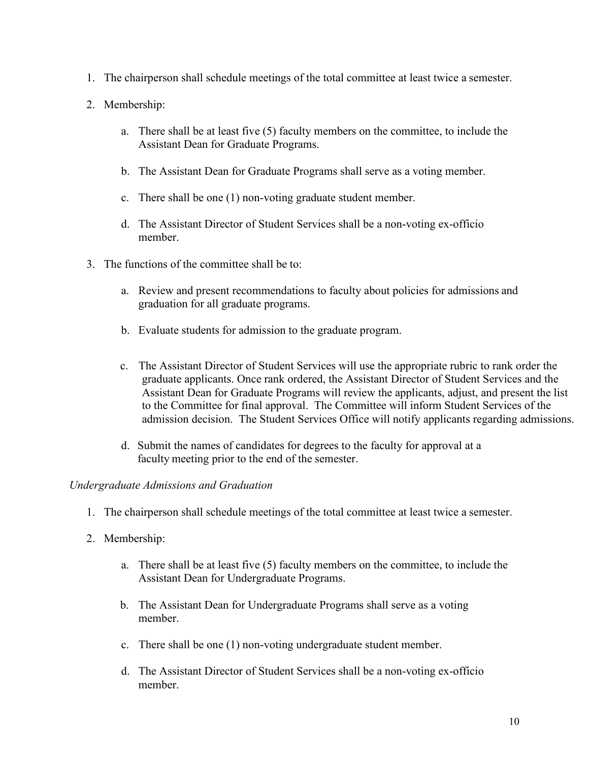1. The chairperson shall schedule meetings of the total committee at least twice a semester.

2. Membership:

    a. There shall be at least five (5) faculty members on the committee, to include the Assistant Dean for Graduate Programs.

    b. The Assistant Dean for Graduate Programs shall serve as a voting member.

    c. There shall be one (1) non-voting graduate student member.

    d. The Assistant Director of Student Services shall be a non-voting ex-officio member.

3. The functions of the committee shall be to:

    a. Review and present recommendations to faculty about policies for admissions and graduation for all graduate programs.

    b. Evaluate students for admission to the graduate program.

    c. The Assistant Director of Student Services will use the appropriate rubric to rank order the graduate applicants. Once rank ordered, the Assistant Director of Student Services and the Assistant Dean for Graduate Programs will review the applicants, adjust, and present the list to the Committee for final approval. The Committee will inform Student Services of the admission decision. The Student Services Office will notify applicants regarding admissions.

    d. Submit the names of candidates for degrees to the faculty for approval at a faculty meeting prior to the end of the semester.

*Undergraduate Admissions and Graduation*

1. The chairperson shall schedule meetings of the total committee at least twice a semester.

2. Membership:

    a. There shall be at least five (5) faculty members on the committee, to include the Assistant Dean for Undergraduate Programs.

    b. The Assistant Dean for Undergraduate Programs shall serve as a voting member.

    c. There shall be one (1) non-voting undergraduate student member.

    d. The Assistant Director of Student Services shall be a non-voting ex-officio member.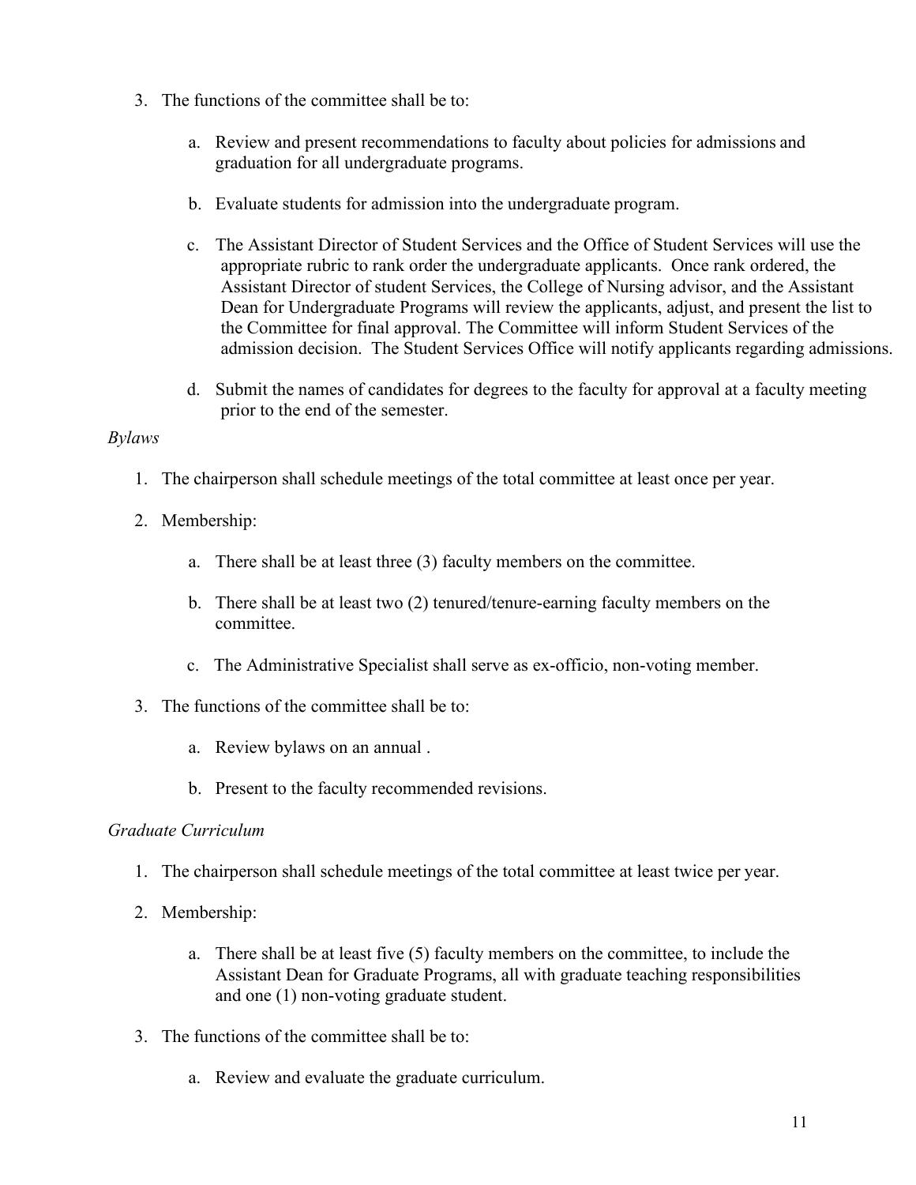3. The functions of the committee shall be to:

    a. Review and present recommendations to faculty about policies for admissions and graduation for all undergraduate programs.

    b. Evaluate students for admission into the undergraduate program.

    c. The Assistant Director of Student Services and the Office of Student Services will use the appropriate rubric to rank order the undergraduate applicants. Once rank ordered, the Assistant Director of student Services, the College of Nursing advisor, and the Assistant Dean for Undergraduate Programs will review the applicants, adjust, and present the list to the Committee for final approval. The Committee will inform Student Services of the admission decision. The Student Services Office will notify applicants regarding admissions.

    d. Submit the names of candidates for degrees to the faculty for approval at a faculty meeting prior to the end of the semester.

*Bylaws*

1. The chairperson shall schedule meetings of the total committee at least once per year.

2. Membership:

    a. There shall be at least three (3) faculty members on the committee.

    b. There shall be at least two (2) tenured/tenure-earning faculty members on the committee.

    c. The Administrative Specialist shall serve as ex-officio, non-voting member.

3. The functions of the committee shall be to:

    a. Review bylaws on an annual .

    b. Present to the faculty recommended revisions.

*Graduate Curriculum*

1. The chairperson shall schedule meetings of the total committee at least twice per year.

2. Membership:

    a. There shall be at least five (5) faculty members on the committee, to include the Assistant Dean for Graduate Programs, all with graduate teaching responsibilities and one (1) non-voting graduate student.

3. The functions of the committee shall be to:

    a. Review and evaluate the graduate curriculum.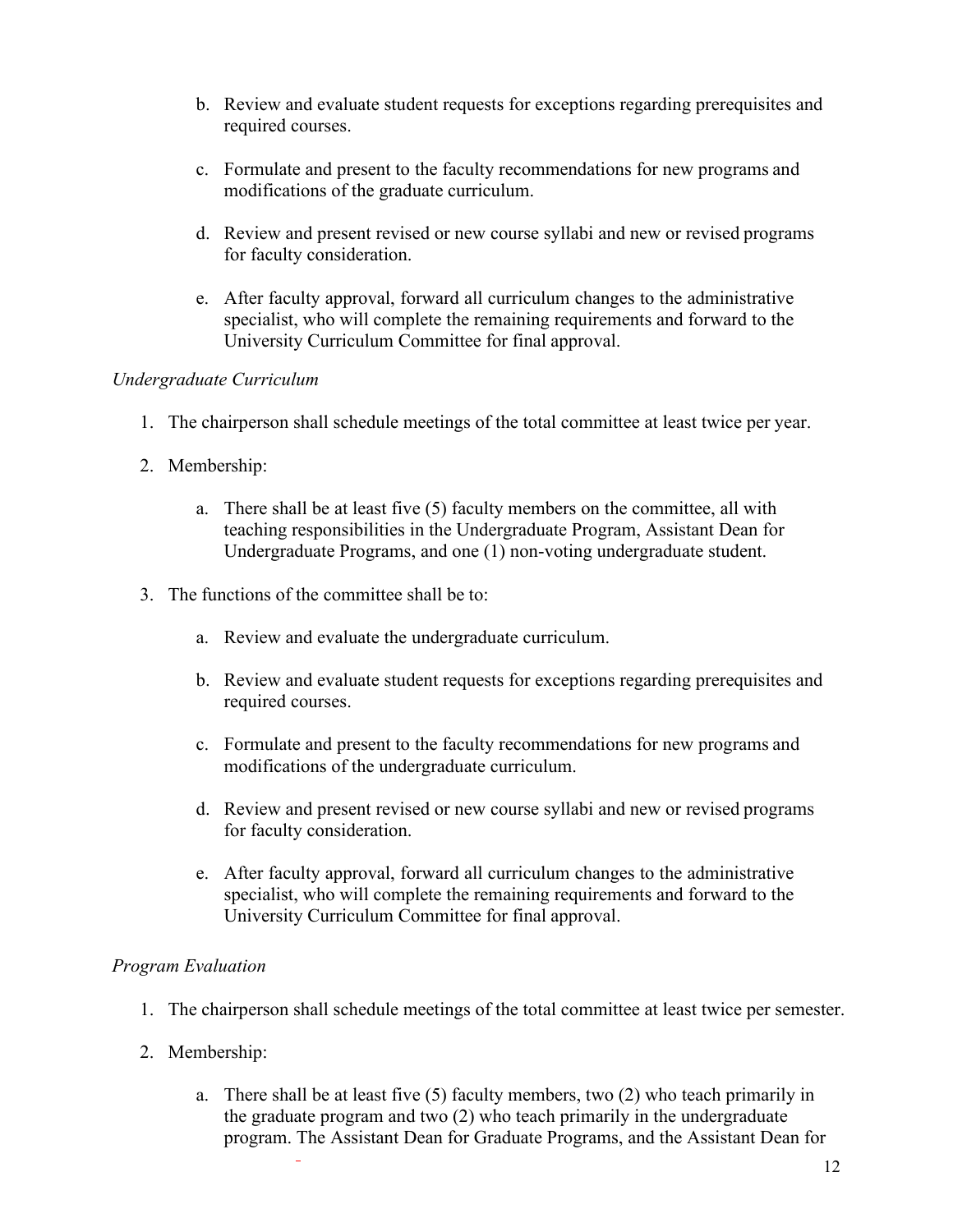b. Review and evaluate student requests for exceptions regarding prerequisites and required courses.

c. Formulate and present to the faculty recommendations for new programs and modifications of the graduate curriculum.

d. Review and present revised or new course syllabi and new or revised programs for faculty consideration.

e. After faculty approval, forward all curriculum changes to the administrative specialist, who will complete the remaining requirements and forward to the University Curriculum Committee for final approval.

*Undergraduate Curriculum*

1. The chairperson shall schedule meetings of the total committee at least twice per year.

2. Membership:

    a. There shall be at least five (5) faculty members on the committee, all with teaching responsibilities in the Undergraduate Program, Assistant Dean for Undergraduate Programs, and one (1) non-voting undergraduate student.

3. The functions of the committee shall be to:

    a. Review and evaluate the undergraduate curriculum.

    b. Review and evaluate student requests for exceptions regarding prerequisites and required courses.

    c. Formulate and present to the faculty recommendations for new programs and modifications of the undergraduate curriculum.

    d. Review and present revised or new course syllabi and new or revised programs for faculty consideration.

    e. After faculty approval, forward all curriculum changes to the administrative specialist, who will complete the remaining requirements and forward to the University Curriculum Committee for final approval.

*Program Evaluation*

1. The chairperson shall schedule meetings of the total committee at least twice per semester.

2. Membership:

    a. There shall be at least five (5) faculty members, two (2) who teach primarily in the graduate program and two (2) who teach primarily in the undergraduate program. The Assistant Dean for Graduate Programs, and the Assistant Dean for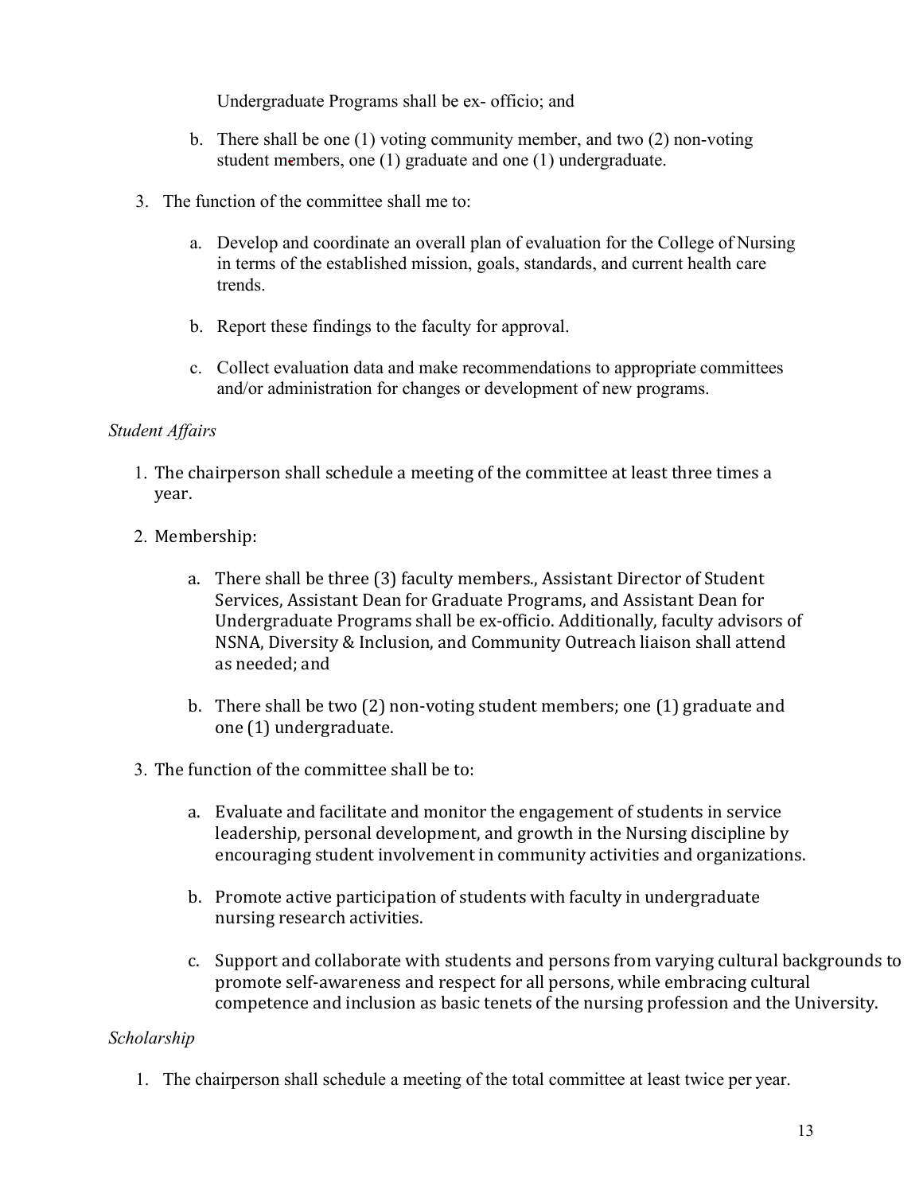Undergraduate Programs shall be ex- officio; and

   b. There shall be one (1) voting community member, and two (2) non-voting student members, one (1) graduate and one (1) undergraduate.

3. The function of the committee shall me to:

   a. Develop and coordinate an overall plan of evaluation for the College of Nursing in terms of the established mission, goals, standards, and current health care trends.

   b. Report these findings to the faculty for approval.

   c. Collect evaluation data and make recommendations to appropriate committees and/or administration for changes or development of new programs.

*Student Affairs*

1. The chairperson shall schedule a meeting of the committee at least three times a year.

2. Membership:

   a. There shall be three (3) faculty members., Assistant Director of Student Services, Assistant Dean for Graduate Programs, and Assistant Dean for Undergraduate Programs shall be ex-officio. Additionally, faculty advisors of NSNA, Diversity & Inclusion, and Community Outreach liaison shall attend as needed; and

   b. There shall be two (2) non-voting student members; one (1) graduate and one (1) undergraduate.

3. The function of the committee shall be to:

   a. Evaluate and facilitate and monitor the engagement of students in service leadership, personal development, and growth in the Nursing discipline by encouraging student involvement in community activities and organizations.

   b. Promote active participation of students with faculty in undergraduate nursing research activities.

   c. Support and collaborate with students and persons from varying cultural backgrounds to promote self-awareness and respect for all persons, while embracing cultural competence and inclusion as basic tenets of the nursing profession and the University.

*Scholarship*

1. The chairperson shall schedule a meeting of the total committee at least twice per year.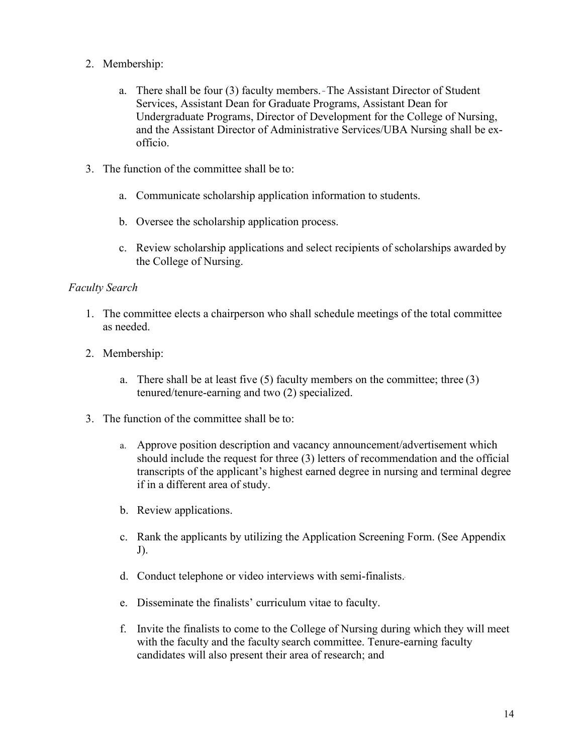2. Membership:

    a. There shall be four (3) faculty members. The Assistant Director of Student Services, Assistant Dean for Graduate Programs, Assistant Dean for Undergraduate Programs, Director of Development for the College of Nursing, and the Assistant Director of Administrative Services/UBA Nursing shall be ex-officio.

3. The function of the committee shall be to:

    a. Communicate scholarship application information to students.

    b. Oversee the scholarship application process.

    c. Review scholarship applications and select recipients of scholarships awarded by the College of Nursing.

*Faculty Search*

1. The committee elects a chairperson who shall schedule meetings of the total committee as needed.

2. Membership:

    a. There shall be at least five (5) faculty members on the committee; three (3) tenured/tenure-earning and two (2) specialized.

3. The function of the committee shall be to:

    a. Approve position description and vacancy announcement/advertisement which should include the request for three (3) letters of recommendation and the official transcripts of the applicant's highest earned degree in nursing and terminal degree if in a different area of study.

    b. Review applications.

    c. Rank the applicants by utilizing the Application Screening Form. (See Appendix J).

    d. Conduct telephone or video interviews with semi-finalists.

    e. Disseminate the finalists' curriculum vitae to faculty.

    f. Invite the finalists to come to the College of Nursing during which they will meet with the faculty and the faculty search committee. Tenure-earning faculty candidates will also present their area of research; and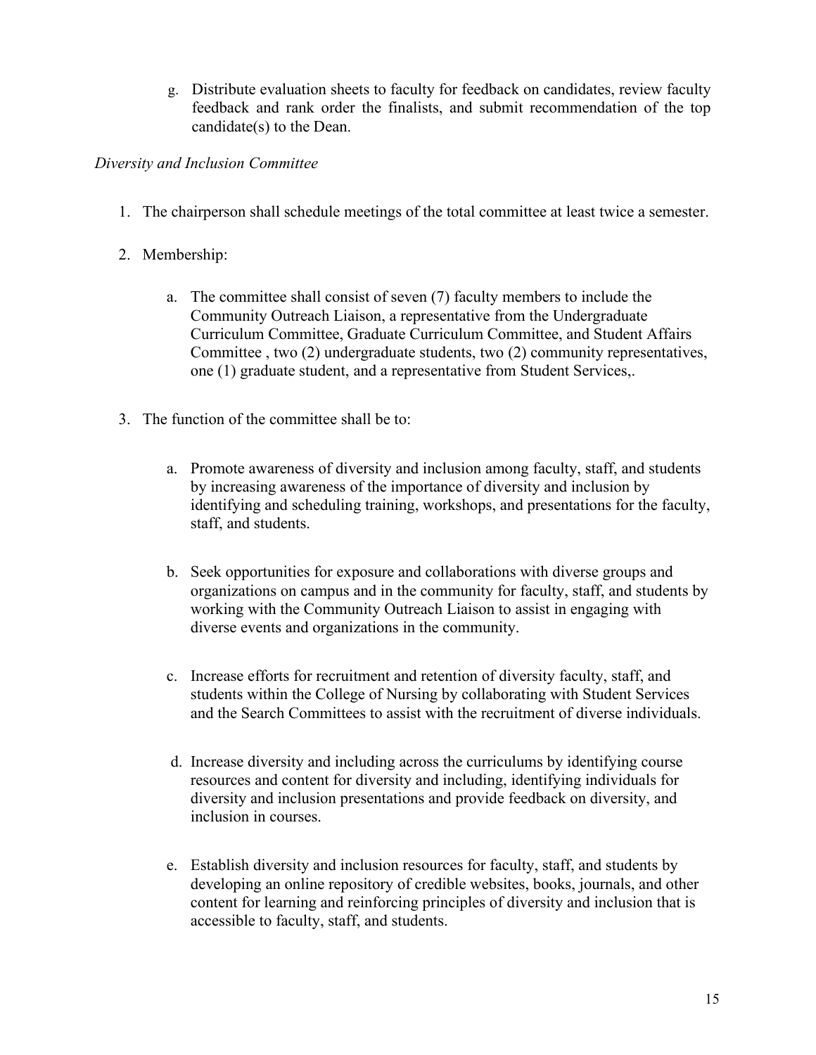g. Distribute evaluation sheets to faculty for feedback on candidates, review faculty feedback and rank order the finalists, and submit recommendation of the top candidate(s) to the Dean.

*Diversity and Inclusion Committee*

1. The chairperson shall schedule meetings of the total committee at least twice a semester.

2. Membership:

   a. The committee shall consist of seven (7) faculty members to include the Community Outreach Liaison, a representative from the Undergraduate Curriculum Committee, Graduate Curriculum Committee, and Student Affairs Committee , two (2) undergraduate students, two (2) community representatives, one (1) graduate student, and a representative from Student Services,.

3. The function of the committee shall be to:

   a. Promote awareness of diversity and inclusion among faculty, staff, and students by increasing awareness of the importance of diversity and inclusion by identifying and scheduling training, workshops, and presentations for the faculty, staff, and students.

   b. Seek opportunities for exposure and collaborations with diverse groups and organizations on campus and in the community for faculty, staff, and students by working with the Community Outreach Liaison to assist in engaging with diverse events and organizations in the community.

   c. Increase efforts for recruitment and retention of diversity faculty, staff, and students within the College of Nursing by collaborating with Student Services and the Search Committees to assist with the recruitment of diverse individuals.

   d. Increase diversity and including across the curriculums by identifying course resources and content for diversity and including, identifying individuals for diversity and inclusion presentations and provide feedback on diversity, and inclusion in courses.

   e. Establish diversity and inclusion resources for faculty, staff, and students by developing an online repository of credible websites, books, journals, and other content for learning and reinforcing principles of diversity and inclusion that is accessible to faculty, staff, and students.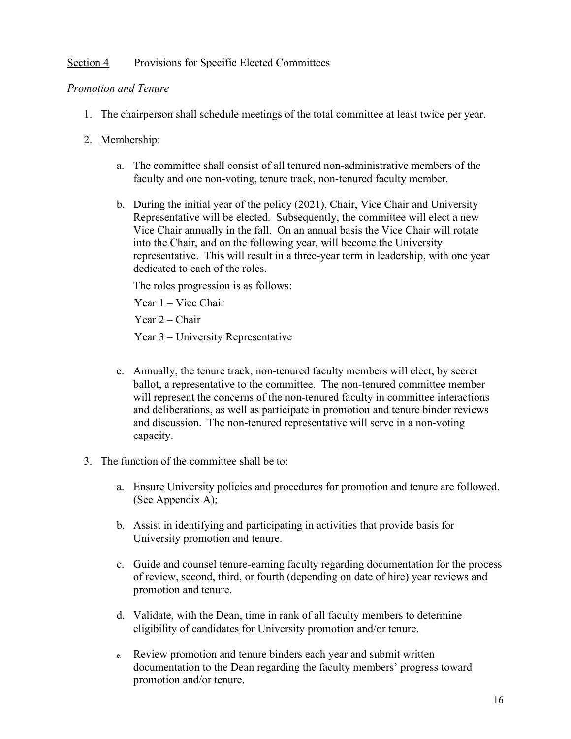<u>Section 4</u> Provisions for Specific Elected Committees

*Promotion and Tenure*

1. The chairperson shall schedule meetings of the total committee at least twice per year.

2. Membership:

   a. The committee shall consist of all tenured non-administrative members of the faculty and one non-voting, tenure track, non-tenured faculty member.

   b. During the initial year of the policy (2021), Chair, Vice Chair and University Representative will be elected. Subsequently, the committee will elect a new Vice Chair annually in the fall. On an annual basis the Vice Chair will rotate into the Chair, and on the following year, will become the University representative. This will result in a three-year term in leadership, with one year dedicated to each of the roles.

      The roles progression is as follows:

      Year 1 – Vice Chair

      Year 2 – Chair

      Year 3 – University Representative

   c. Annually, the tenure track, non-tenured faculty members will elect, by secret ballot, a representative to the committee. The non-tenured committee member will represent the concerns of the non-tenured faculty in committee interactions and deliberations, as well as participate in promotion and tenure binder reviews and discussion. The non-tenured representative will serve in a non-voting capacity.

3. The function of the committee shall be to:

   a. Ensure University policies and procedures for promotion and tenure are followed. (See Appendix A);

   b. Assist in identifying and participating in activities that provide basis for University promotion and tenure.

   c. Guide and counsel tenure-earning faculty regarding documentation for the process of review, second, third, or fourth (depending on date of hire) year reviews and promotion and tenure.

   d. Validate, with the Dean, time in rank of all faculty members to determine eligibility of candidates for University promotion and/or tenure.

   e. Review promotion and tenure binders each year and submit written documentation to the Dean regarding the faculty members' progress toward promotion and/or tenure.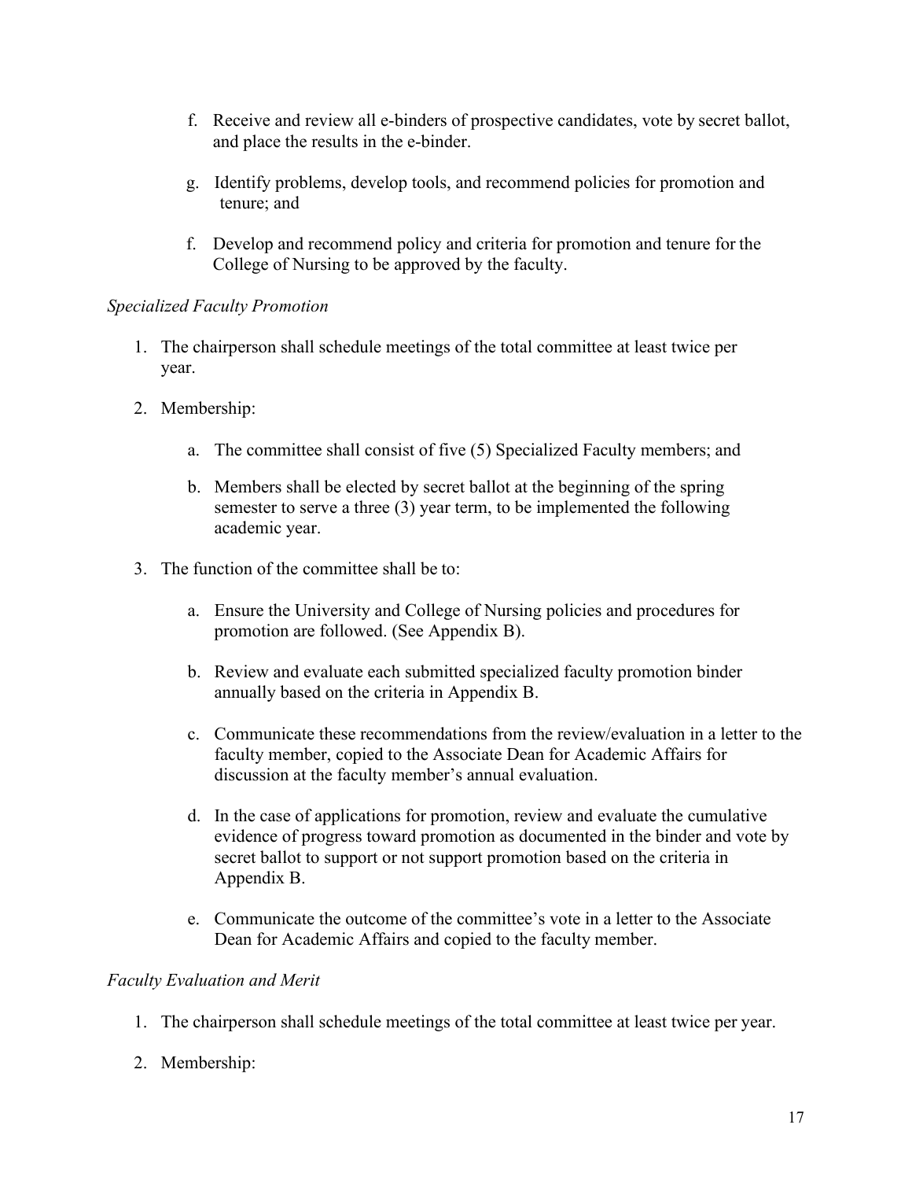f. Receive and review all e-binders of prospective candidates, vote by secret ballot, and place the results in the e-binder.

g. Identify problems, develop tools, and recommend policies for promotion and tenure; and

f. Develop and recommend policy and criteria for promotion and tenure for the College of Nursing to be approved by the faculty.

*Specialized Faculty Promotion*

1. The chairperson shall schedule meetings of the total committee at least twice per year.

2. Membership:

   a. The committee shall consist of five (5) Specialized Faculty members; and

   b. Members shall be elected by secret ballot at the beginning of the spring semester to serve a three (3) year term, to be implemented the following academic year.

3. The function of the committee shall be to:

   a. Ensure the University and College of Nursing policies and procedures for promotion are followed. (See Appendix B).

   b. Review and evaluate each submitted specialized faculty promotion binder annually based on the criteria in Appendix B.

   c. Communicate these recommendations from the review/evaluation in a letter to the faculty member, copied to the Associate Dean for Academic Affairs for discussion at the faculty member's annual evaluation.

   d. In the case of applications for promotion, review and evaluate the cumulative evidence of progress toward promotion as documented in the binder and vote by secret ballot to support or not support promotion based on the criteria in Appendix B.

   e. Communicate the outcome of the committee's vote in a letter to the Associate Dean for Academic Affairs and copied to the faculty member.

*Faculty Evaluation and Merit*

1. The chairperson shall schedule meetings of the total committee at least twice per year.

2. Membership: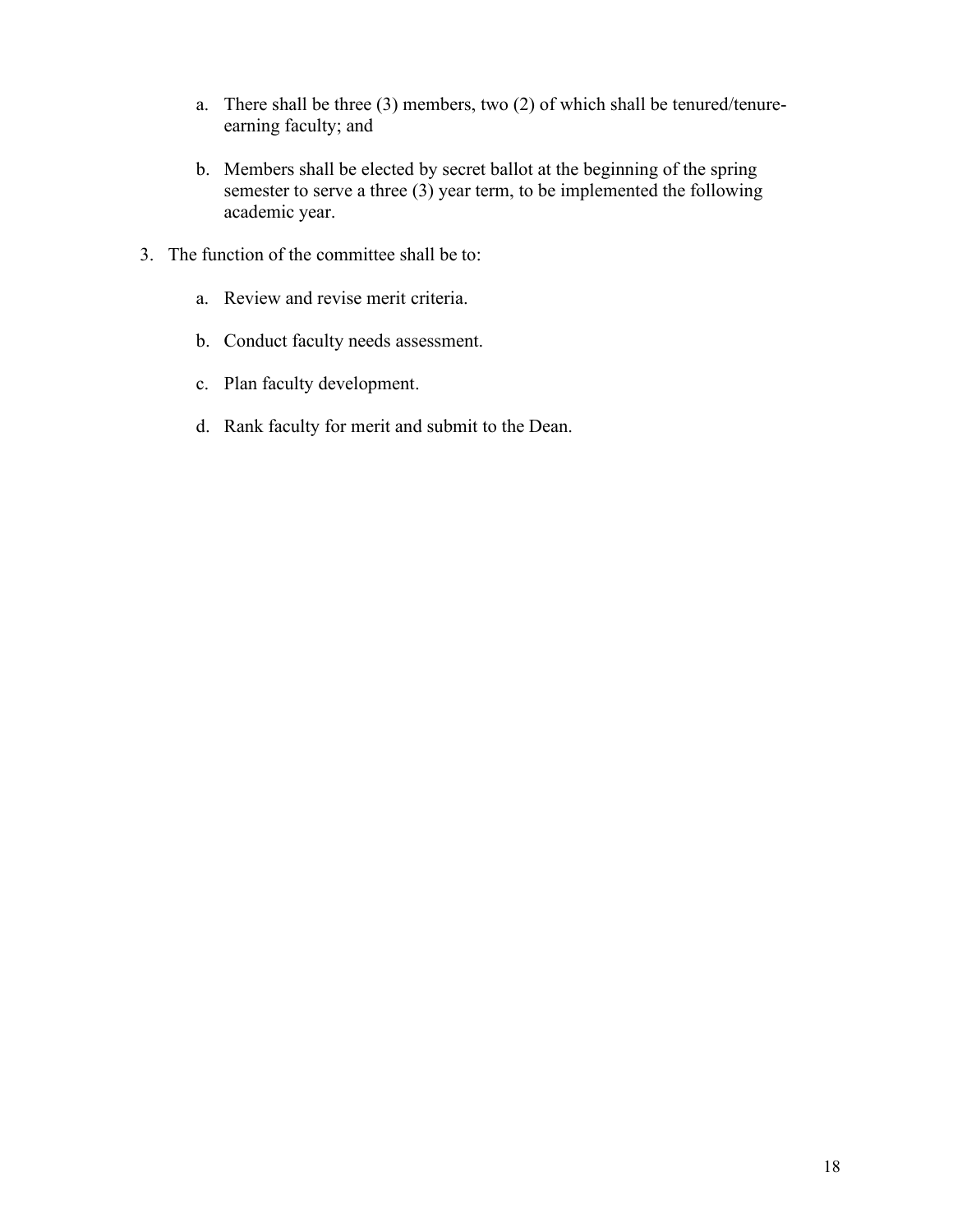a. There shall be three (3) members, two (2) of which shall be tenured/tenure-earning faculty; and

   b. Members shall be elected by secret ballot at the beginning of the spring semester to serve a three (3) year term, to be implemented the following academic year.

3. The function of the committee shall be to:

   a. Review and revise merit criteria.

   b. Conduct faculty needs assessment.

   c. Plan faculty development.

   d. Rank faculty for merit and submit to the Dean.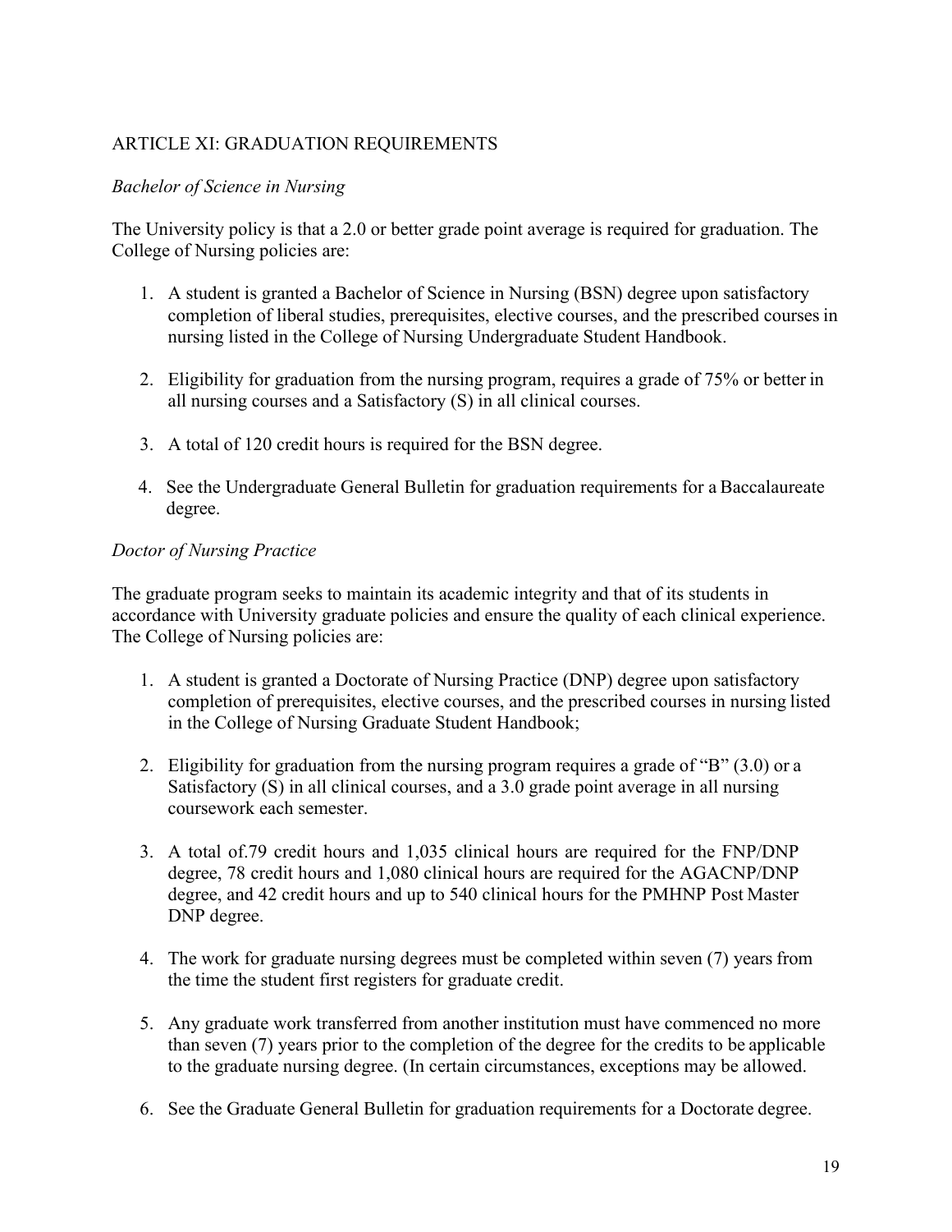## ARTICLE XI: GRADUATION REQUIREMENTS

*Bachelor of Science in Nursing*

The University policy is that a 2.0 or better grade point average is required for graduation. The College of Nursing policies are:

1. A student is granted a Bachelor of Science in Nursing (BSN) degree upon satisfactory completion of liberal studies, prerequisites, elective courses, and the prescribed courses in nursing listed in the College of Nursing Undergraduate Student Handbook.

2. Eligibility for graduation from the nursing program, requires a grade of 75% or better in all nursing courses and a Satisfactory (S) in all clinical courses.

3. A total of 120 credit hours is required for the BSN degree.

4. See the Undergraduate General Bulletin for graduation requirements for a Baccalaureate degree.

*Doctor of Nursing Practice*

The graduate program seeks to maintain its academic integrity and that of its students in accordance with University graduate policies and ensure the quality of each clinical experience. The College of Nursing policies are:

1. A student is granted a Doctorate of Nursing Practice (DNP) degree upon satisfactory completion of prerequisites, elective courses, and the prescribed courses in nursing listed in the College of Nursing Graduate Student Handbook;

2. Eligibility for graduation from the nursing program requires a grade of "B" (3.0) or a Satisfactory (S) in all clinical courses, and a 3.0 grade point average in all nursing coursework each semester.

3. A total of.79 credit hours and 1,035 clinical hours are required for the FNP/DNP degree, 78 credit hours and 1,080 clinical hours are required for the AGACNP/DNP degree, and 42 credit hours and up to 540 clinical hours for the PMHNP Post Master DNP degree.

4. The work for graduate nursing degrees must be completed within seven (7) years from the time the student first registers for graduate credit.

5. Any graduate work transferred from another institution must have commenced no more than seven (7) years prior to the completion of the degree for the credits to be applicable to the graduate nursing degree. (In certain circumstances, exceptions may be allowed.

6. See the Graduate General Bulletin for graduation requirements for a Doctorate degree.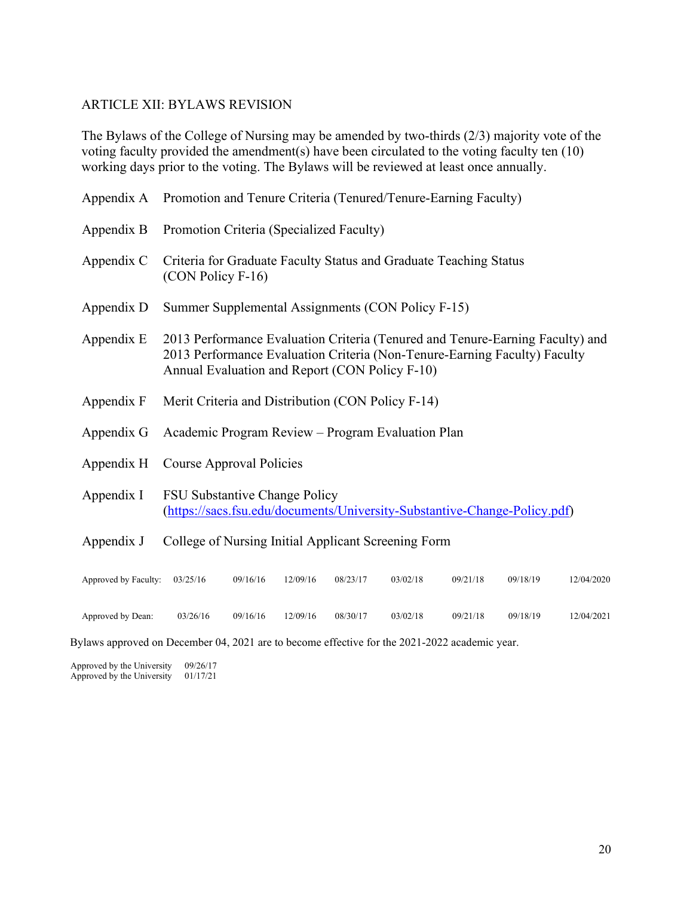## ARTICLE XII: BYLAWS REVISION

The Bylaws of the College of Nursing may be amended by two-thirds (2/3) majority vote of the voting faculty provided the amendment(s) have been circulated to the voting faculty ten (10) working days prior to the voting. The Bylaws will be reviewed at least once annually.

| | |
|---|---|
| Appendix A | Promotion and Tenure Criteria (Tenured/Tenure-Earning Faculty) |
| Appendix B | Promotion Criteria (Specialized Faculty) |
| Appendix C | Criteria for Graduate Faculty Status and Graduate Teaching Status (CON Policy F-16) |
| Appendix D | Summer Supplemental Assignments (CON Policy F-15) |
| Appendix E | 2013 Performance Evaluation Criteria (Tenured and Tenure-Earning Faculty) and 2013 Performance Evaluation Criteria (Non-Tenure-Earning Faculty) Faculty Annual Evaluation and Report (CON Policy F-10) |
| Appendix F | Merit Criteria and Distribution (CON Policy F-14) |
| Appendix G | Academic Program Review – Program Evaluation Plan |
| Appendix H | Course Approval Policies |
| Appendix I | FSU Substantive Change Policy (https://sacs.fsu.edu/documents/University-Substantive-Change-Policy.pdf) |
| Appendix J | College of Nursing Initial Applicant Screening Form |

| | | | | | | | | |
|---|---|---|---|---|---|---|---|---|
| Approved by Faculty: | 03/25/16 | 09/16/16 | 12/09/16 | 08/23/17 | 03/02/18 | 09/21/18 | 09/18/19 | 12/04/2020 |
| Approved by Dean: | 03/26/16 | 09/16/16 | 12/09/16 | 08/30/17 | 03/02/18 | 09/21/18 | 09/18/19 | 12/04/2021 |

Bylaws approved on December 04, 2021 are to become effective for the 2021-2022 academic year.

Approved by the University 09/26/17
Approved by the University 01/17/21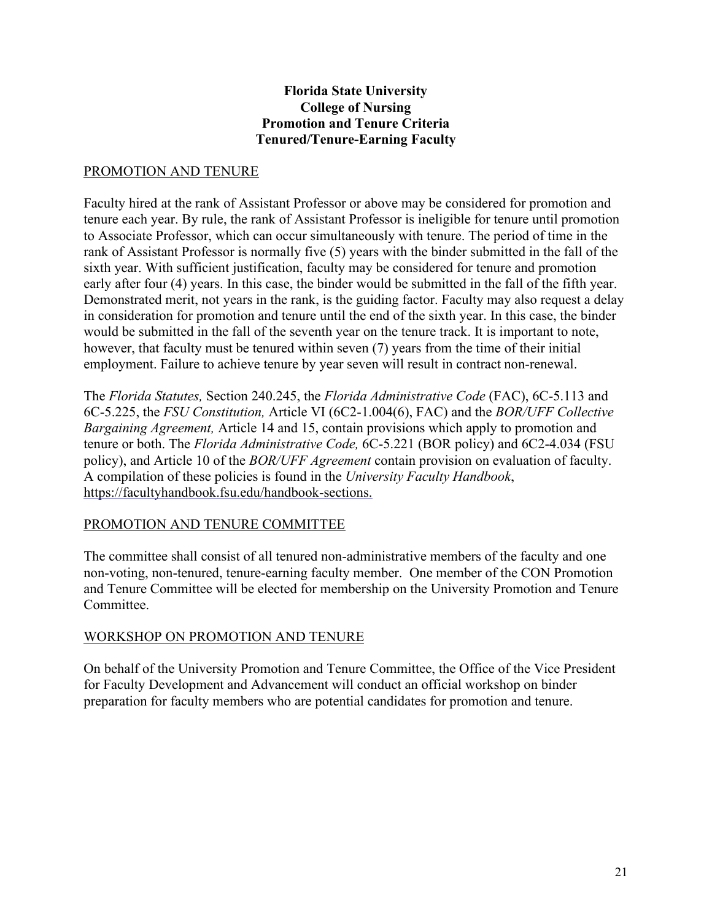**Florida State University**
**College of Nursing**
**Promotion and Tenure Criteria**
**Tenured/Tenure-Earning Faculty**

## PROMOTION AND TENURE

Faculty hired at the rank of Assistant Professor or above may be considered for promotion and tenure each year. By rule, the rank of Assistant Professor is ineligible for tenure until promotion to Associate Professor, which can occur simultaneously with tenure. The period of time in the rank of Assistant Professor is normally five (5) years with the binder submitted in the fall of the sixth year. With sufficient justification, faculty may be considered for tenure and promotion early after four (4) years. In this case, the binder would be submitted in the fall of the fifth year. Demonstrated merit, not years in the rank, is the guiding factor. Faculty may also request a delay in consideration for promotion and tenure until the end of the sixth year. In this case, the binder would be submitted in the fall of the seventh year on the tenure track. It is important to note, however, that faculty must be tenured within seven (7) years from the time of their initial employment. Failure to achieve tenure by year seven will result in contract non-renewal.

The *Florida Statutes,* Section 240.245, the *Florida Administrative Code* (FAC), 6C-5.113 and 6C-5.225, the *FSU Constitution,* Article VI (6C2-1.004(6), FAC) and the *BOR/UFF Collective Bargaining Agreement,* Article 14 and 15, contain provisions which apply to promotion and tenure or both. The *Florida Administrative Code,* 6C-5.221 (BOR policy) and 6C2-4.034 (FSU policy), and Article 10 of the *BOR/UFF Agreement* contain provision on evaluation of faculty. A compilation of these policies is found in the *University Faculty Handbook*, https://facultyhandbook.fsu.edu/handbook-sections.

## PROMOTION AND TENURE COMMITTEE

The committee shall consist of all tenured non-administrative members of the faculty and one non-voting, non-tenured, tenure-earning faculty member. One member of the CON Promotion and Tenure Committee will be elected for membership on the University Promotion and Tenure Committee.

## WORKSHOP ON PROMOTION AND TENURE

On behalf of the University Promotion and Tenure Committee, the Office of the Vice President for Faculty Development and Advancement will conduct an official workshop on binder preparation for faculty members who are potential candidates for promotion and tenure.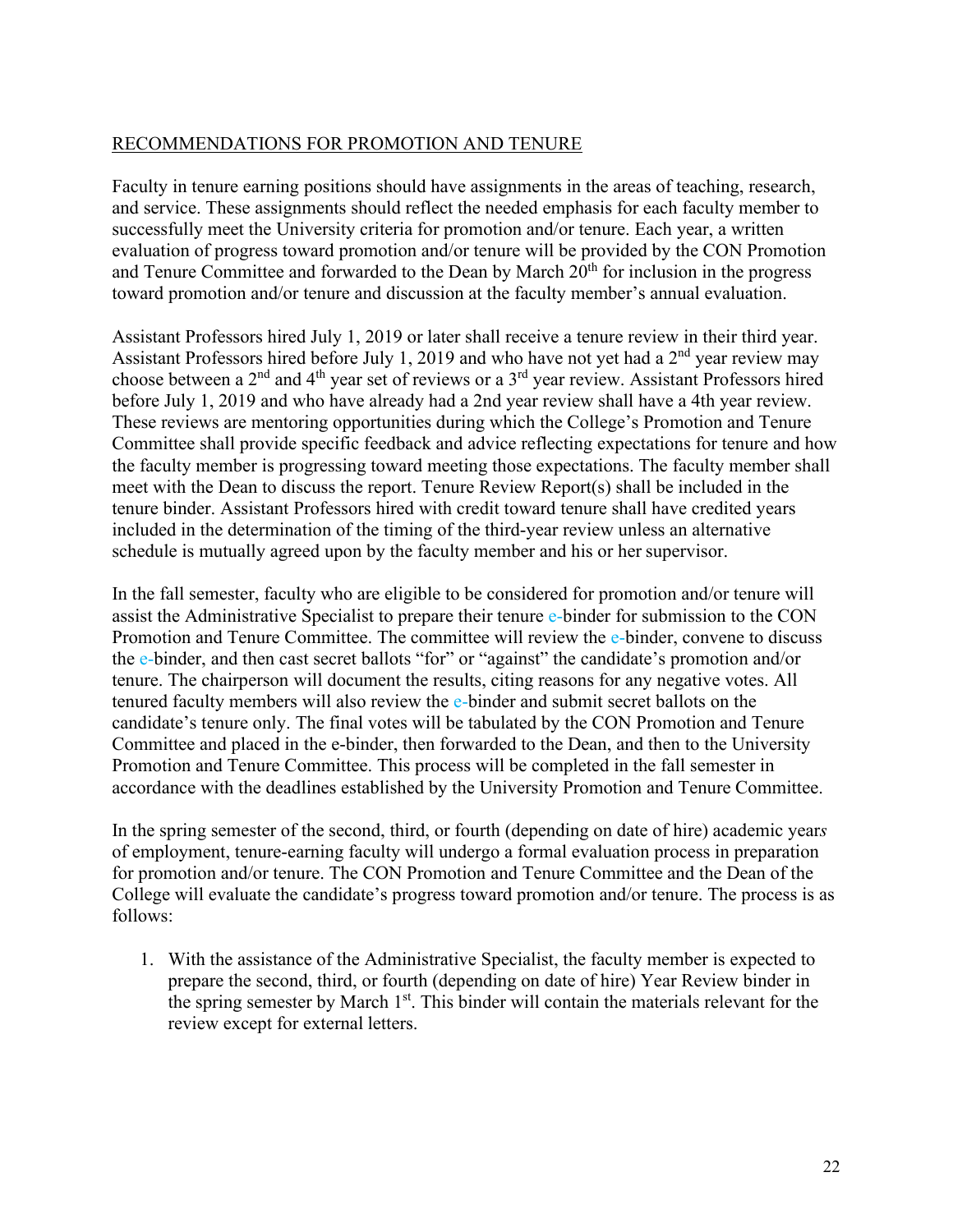## RECOMMENDATIONS FOR PROMOTION AND TENURE

Faculty in tenure earning positions should have assignments in the areas of teaching, research, and service. These assignments should reflect the needed emphasis for each faculty member to successfully meet the University criteria for promotion and/or tenure. Each year, a written evaluation of progress toward promotion and/or tenure will be provided by the CON Promotion and Tenure Committee and forwarded to the Dean by March 20th for inclusion in the progress toward promotion and/or tenure and discussion at the faculty member's annual evaluation.

Assistant Professors hired July 1, 2019 or later shall receive a tenure review in their third year. Assistant Professors hired before July 1, 2019 and who have not yet had a 2nd year review may choose between a 2nd and 4th year set of reviews or a 3rd year review. Assistant Professors hired before July 1, 2019 and who have already had a 2nd year review shall have a 4th year review. These reviews are mentoring opportunities during which the College's Promotion and Tenure Committee shall provide specific feedback and advice reflecting expectations for tenure and how the faculty member is progressing toward meeting those expectations. The faculty member shall meet with the Dean to discuss the report. Tenure Review Report(s) shall be included in the tenure binder. Assistant Professors hired with credit toward tenure shall have credited years included in the determination of the timing of the third-year review unless an alternative schedule is mutually agreed upon by the faculty member and his or her supervisor.

In the fall semester, faculty who are eligible to be considered for promotion and/or tenure will assist the Administrative Specialist to prepare their tenure e-binder for submission to the CON Promotion and Tenure Committee. The committee will review the e-binder, convene to discuss the e-binder, and then cast secret ballots "for" or "against" the candidate's promotion and/or tenure. The chairperson will document the results, citing reasons for any negative votes. All tenured faculty members will also review the e-binder and submit secret ballots on the candidate's tenure only. The final votes will be tabulated by the CON Promotion and Tenure Committee and placed in the e-binder, then forwarded to the Dean, and then to the University Promotion and Tenure Committee. This process will be completed in the fall semester in accordance with the deadlines established by the University Promotion and Tenure Committee.

In the spring semester of the second, third, or fourth (depending on date of hire) academic year*s* of employment, tenure-earning faculty will undergo a formal evaluation process in preparation for promotion and/or tenure. The CON Promotion and Tenure Committee and the Dean of the College will evaluate the candidate's progress toward promotion and/or tenure. The process is as follows:

1. With the assistance of the Administrative Specialist, the faculty member is expected to prepare the second, third, or fourth (depending on date of hire) Year Review binder in the spring semester by March 1st. This binder will contain the materials relevant for the review except for external letters.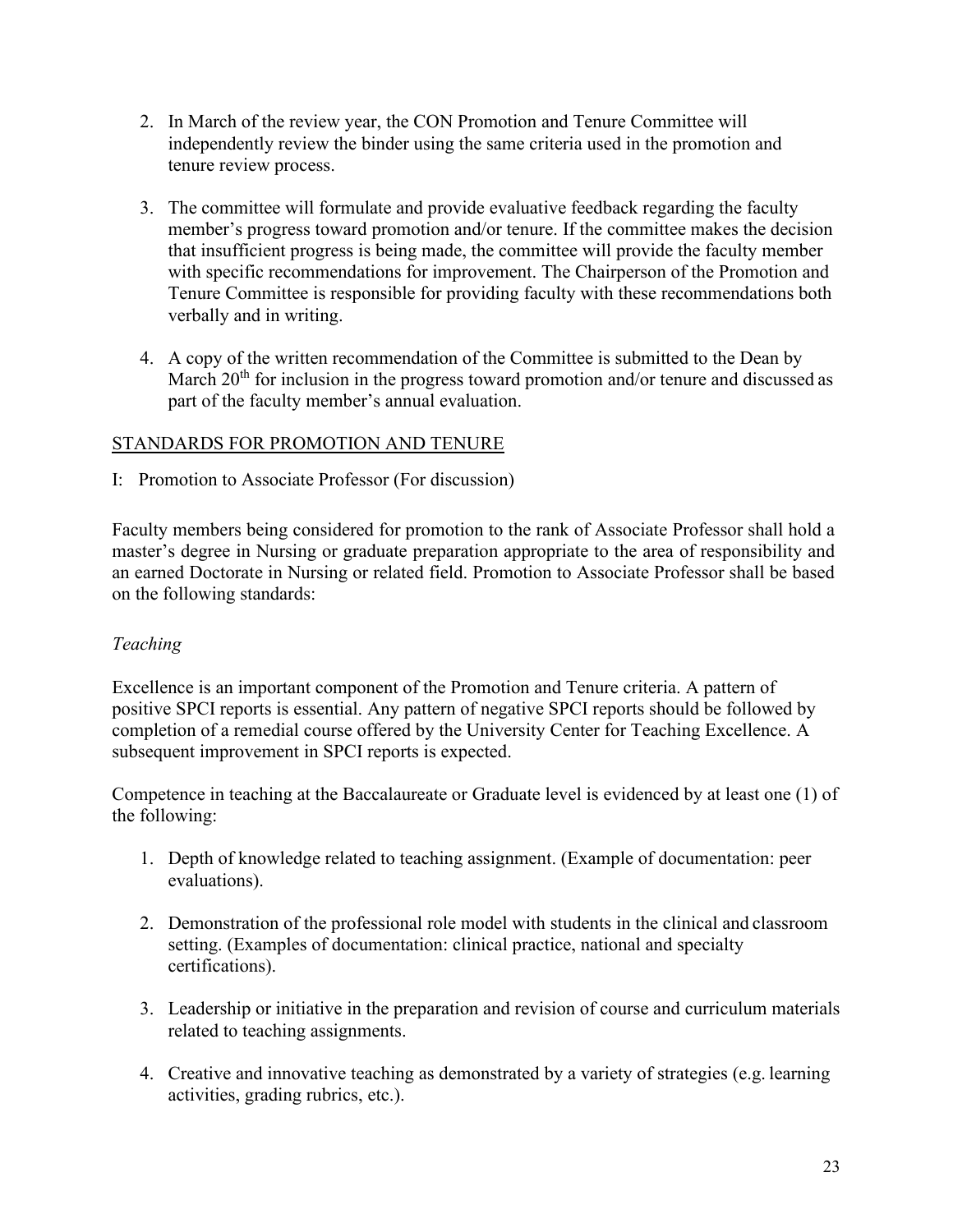2. In March of the review year, the CON Promotion and Tenure Committee will independently review the binder using the same criteria used in the promotion and tenure review process.

3. The committee will formulate and provide evaluative feedback regarding the faculty member's progress toward promotion and/or tenure. If the committee makes the decision that insufficient progress is being made, the committee will provide the faculty member with specific recommendations for improvement. The Chairperson of the Promotion and Tenure Committee is responsible for providing faculty with these recommendations both verbally and in writing.

4. A copy of the written recommendation of the Committee is submitted to the Dean by March 20th for inclusion in the progress toward promotion and/or tenure and discussed as part of the faculty member's annual evaluation.

## STANDARDS FOR PROMOTION AND TENURE

I: Promotion to Associate Professor (For discussion)

Faculty members being considered for promotion to the rank of Associate Professor shall hold a master's degree in Nursing or graduate preparation appropriate to the area of responsibility and an earned Doctorate in Nursing or related field. Promotion to Associate Professor shall be based on the following standards:

*Teaching*

Excellence is an important component of the Promotion and Tenure criteria. A pattern of positive SPCI reports is essential. Any pattern of negative SPCI reports should be followed by completion of a remedial course offered by the University Center for Teaching Excellence. A subsequent improvement in SPCI reports is expected.

Competence in teaching at the Baccalaureate or Graduate level is evidenced by at least one (1) of the following:

1. Depth of knowledge related to teaching assignment. (Example of documentation: peer evaluations).

2. Demonstration of the professional role model with students in the clinical and classroom setting. (Examples of documentation: clinical practice, national and specialty certifications).

3. Leadership or initiative in the preparation and revision of course and curriculum materials related to teaching assignments.

4. Creative and innovative teaching as demonstrated by a variety of strategies (e.g. learning activities, grading rubrics, etc.).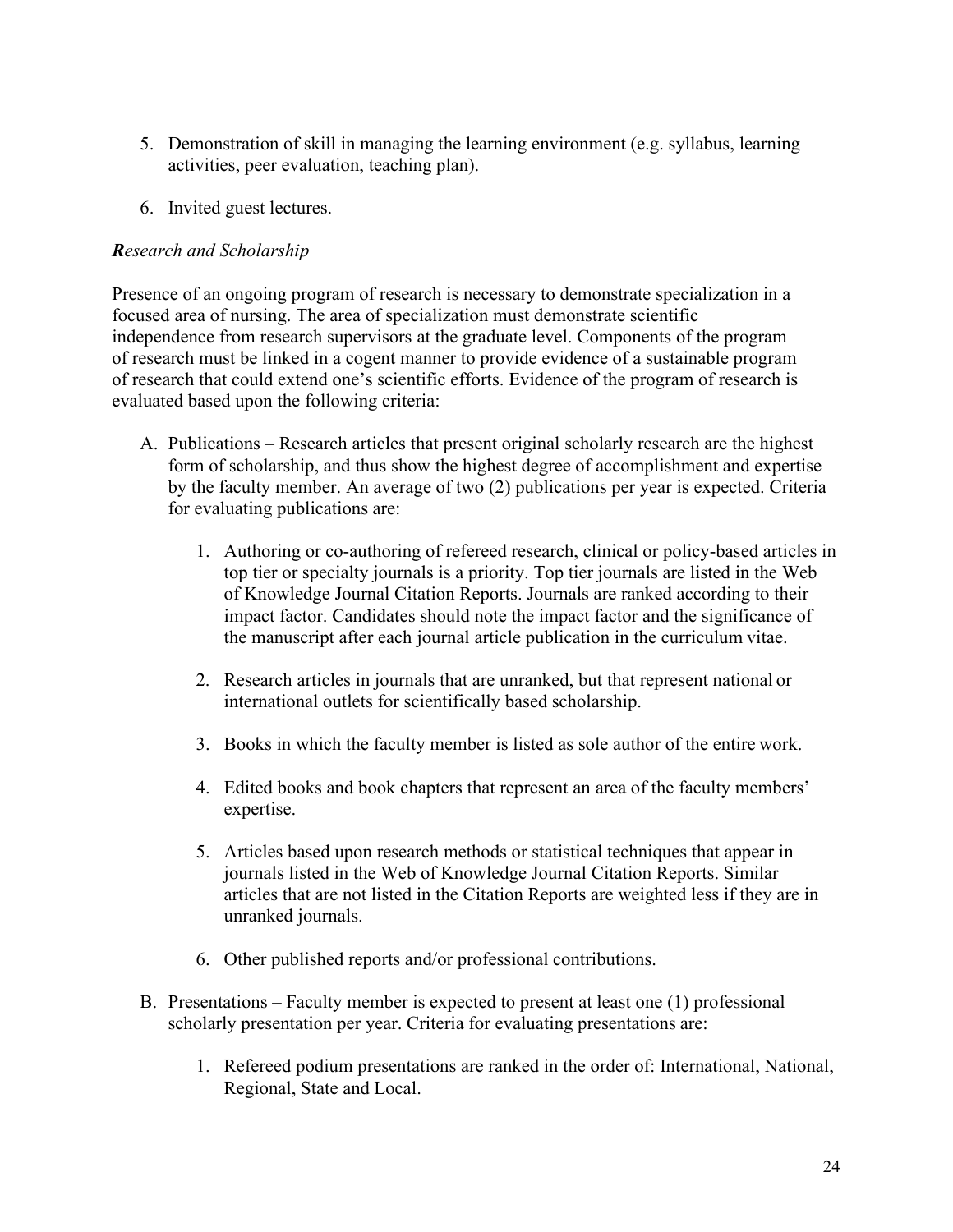5. Demonstration of skill in managing the learning environment (e.g. syllabus, learning activities, peer evaluation, teaching plan).

6. Invited guest lectures.

***R**esearch and Scholarship*

Presence of an ongoing program of research is necessary to demonstrate specialization in a focused area of nursing. The area of specialization must demonstrate scientific independence from research supervisors at the graduate level. Components of the program of research must be linked in a cogent manner to provide evidence of a sustainable program of research that could extend one's scientific efforts. Evidence of the program of research is evaluated based upon the following criteria:

A. Publications – Research articles that present original scholarly research are the highest form of scholarship, and thus show the highest degree of accomplishment and expertise by the faculty member. An average of two (2) publications per year is expected. Criteria for evaluating publications are:

   1. Authoring or co-authoring of refereed research, clinical or policy-based articles in top tier or specialty journals is a priority. Top tier journals are listed in the Web of Knowledge Journal Citation Reports. Journals are ranked according to their impact factor. Candidates should note the impact factor and the significance of the manuscript after each journal article publication in the curriculum vitae.

   2. Research articles in journals that are unranked, but that represent national or international outlets for scientifically based scholarship.

   3. Books in which the faculty member is listed as sole author of the entire work.

   4. Edited books and book chapters that represent an area of the faculty members' expertise.

   5. Articles based upon research methods or statistical techniques that appear in journals listed in the Web of Knowledge Journal Citation Reports. Similar articles that are not listed in the Citation Reports are weighted less if they are in unranked journals.

   6. Other published reports and/or professional contributions.

B. Presentations – Faculty member is expected to present at least one (1) professional scholarly presentation per year. Criteria for evaluating presentations are:

   1. Refereed podium presentations are ranked in the order of: International, National, Regional, State and Local.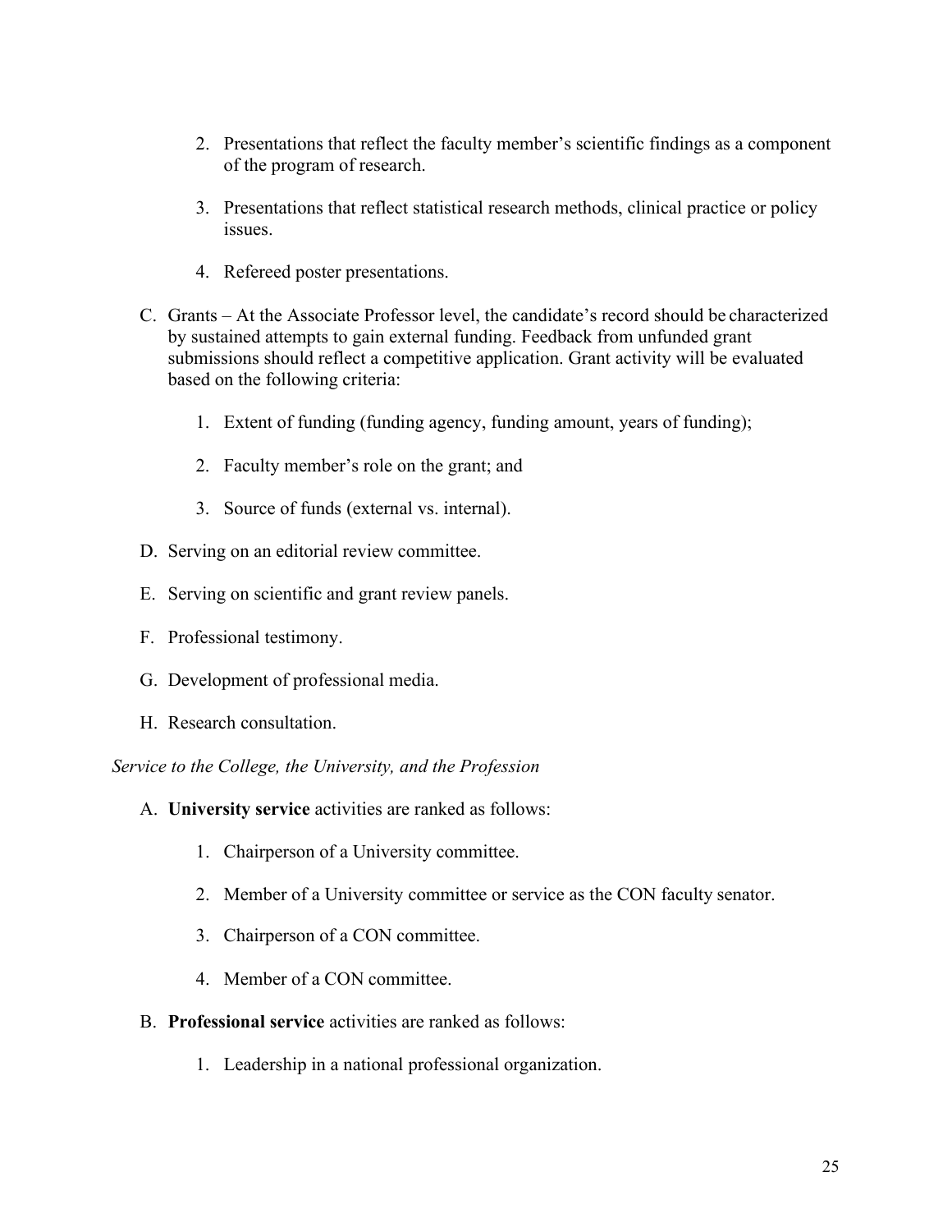2. Presentations that reflect the faculty member's scientific findings as a component of the program of research.

3. Presentations that reflect statistical research methods, clinical practice or policy issues.

4. Refereed poster presentations.

C. Grants – At the Associate Professor level, the candidate's record should be characterized by sustained attempts to gain external funding. Feedback from unfunded grant submissions should reflect a competitive application. Grant activity will be evaluated based on the following criteria:

   1. Extent of funding (funding agency, funding amount, years of funding);

   2. Faculty member's role on the grant; and

   3. Source of funds (external vs. internal).

D. Serving on an editorial review committee.

E. Serving on scientific and grant review panels.

F. Professional testimony.

G. Development of professional media.

H. Research consultation.

*Service to the College, the University, and the Profession*

A. **University service** activities are ranked as follows:

   1. Chairperson of a University committee.

   2. Member of a University committee or service as the CON faculty senator.

   3. Chairperson of a CON committee.

   4. Member of a CON committee.

B. **Professional service** activities are ranked as follows:

   1. Leadership in a national professional organization.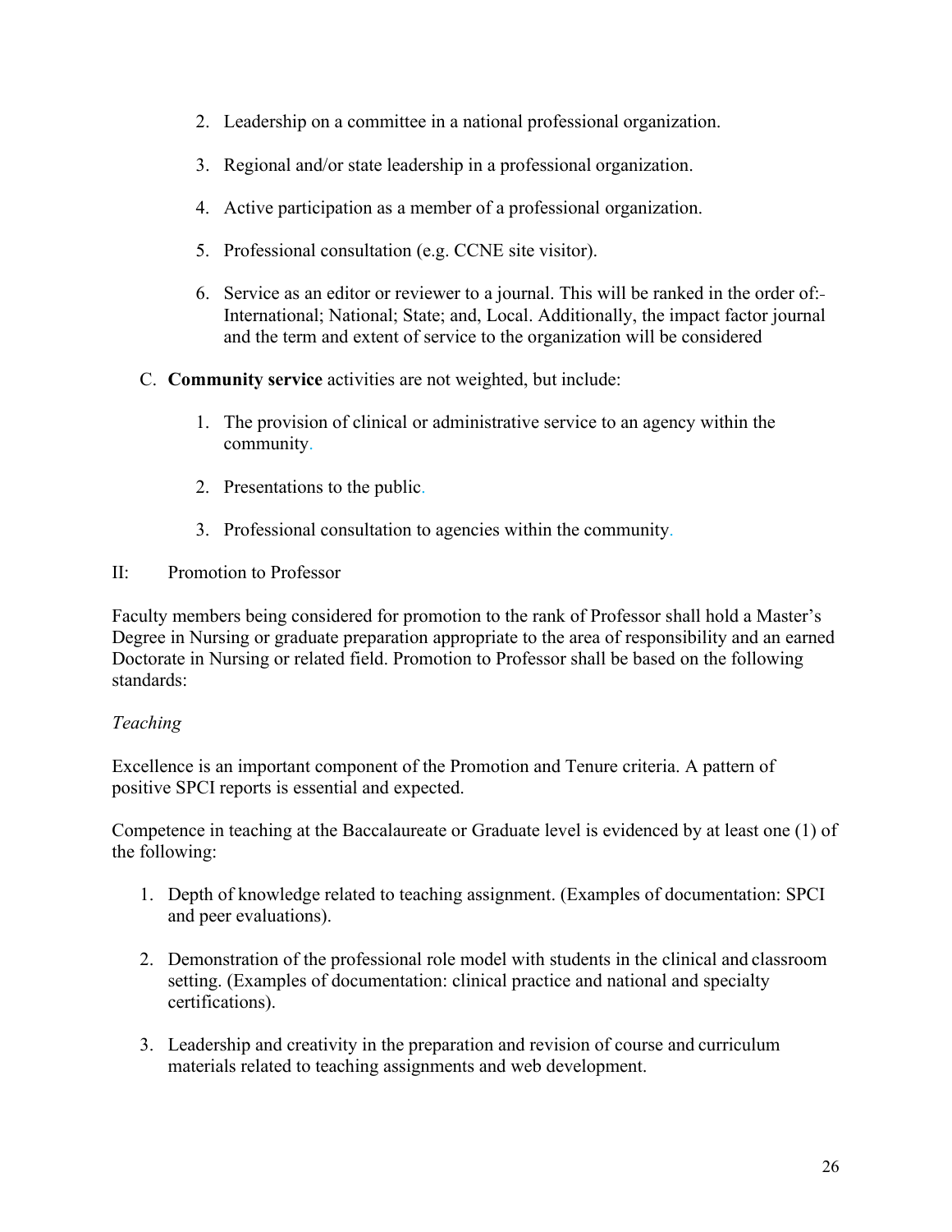2. Leadership on a committee in a national professional organization.

3. Regional and/or state leadership in a professional organization.

4. Active participation as a member of a professional organization.

5. Professional consultation (e.g. CCNE site visitor).

6. Service as an editor or reviewer to a journal. This will be ranked in the order of: International; National; State; and, Local. Additionally, the impact factor journal and the term and extent of service to the organization will be considered

C. **Community service** activities are not weighted, but include:

1. The provision of clinical or administrative service to an agency within the community.

2. Presentations to the public.

3. Professional consultation to agencies within the community.

II: Promotion to Professor

Faculty members being considered for promotion to the rank of Professor shall hold a Master's Degree in Nursing or graduate preparation appropriate to the area of responsibility and an earned Doctorate in Nursing or related field. Promotion to Professor shall be based on the following standards:

*Teaching*

Excellence is an important component of the Promotion and Tenure criteria. A pattern of positive SPCI reports is essential and expected.

Competence in teaching at the Baccalaureate or Graduate level is evidenced by at least one (1) of the following:

1. Depth of knowledge related to teaching assignment. (Examples of documentation: SPCI and peer evaluations).

2. Demonstration of the professional role model with students in the clinical and classroom setting. (Examples of documentation: clinical practice and national and specialty certifications).

3. Leadership and creativity in the preparation and revision of course and curriculum materials related to teaching assignments and web development.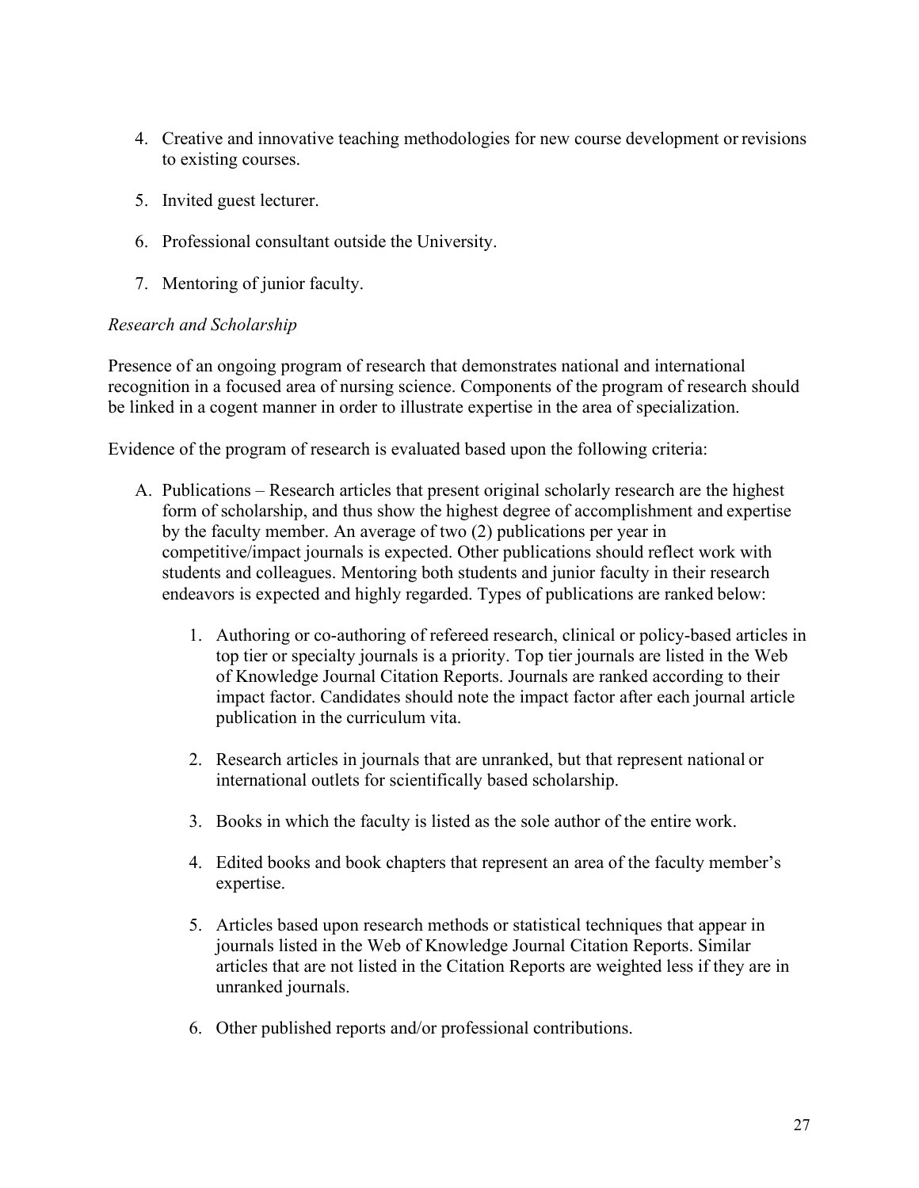4. Creative and innovative teaching methodologies for new course development or revisions to existing courses.

5. Invited guest lecturer.

6. Professional consultant outside the University.

7. Mentoring of junior faculty.

*Research and Scholarship*

Presence of an ongoing program of research that demonstrates national and international recognition in a focused area of nursing science. Components of the program of research should be linked in a cogent manner in order to illustrate expertise in the area of specialization.

Evidence of the program of research is evaluated based upon the following criteria:

A. Publications – Research articles that present original scholarly research are the highest form of scholarship, and thus show the highest degree of accomplishment and expertise by the faculty member. An average of two (2) publications per year in competitive/impact journals is expected. Other publications should reflect work with students and colleagues. Mentoring both students and junior faculty in their research endeavors is expected and highly regarded. Types of publications are ranked below:

    1. Authoring or co-authoring of refereed research, clinical or policy-based articles in top tier or specialty journals is a priority. Top tier journals are listed in the Web of Knowledge Journal Citation Reports. Journals are ranked according to their impact factor. Candidates should note the impact factor after each journal article publication in the curriculum vita.

    2. Research articles in journals that are unranked, but that represent national or international outlets for scientifically based scholarship.

    3. Books in which the faculty is listed as the sole author of the entire work.

    4. Edited books and book chapters that represent an area of the faculty member's expertise.

    5. Articles based upon research methods or statistical techniques that appear in journals listed in the Web of Knowledge Journal Citation Reports. Similar articles that are not listed in the Citation Reports are weighted less if they are in unranked journals.

    6. Other published reports and/or professional contributions.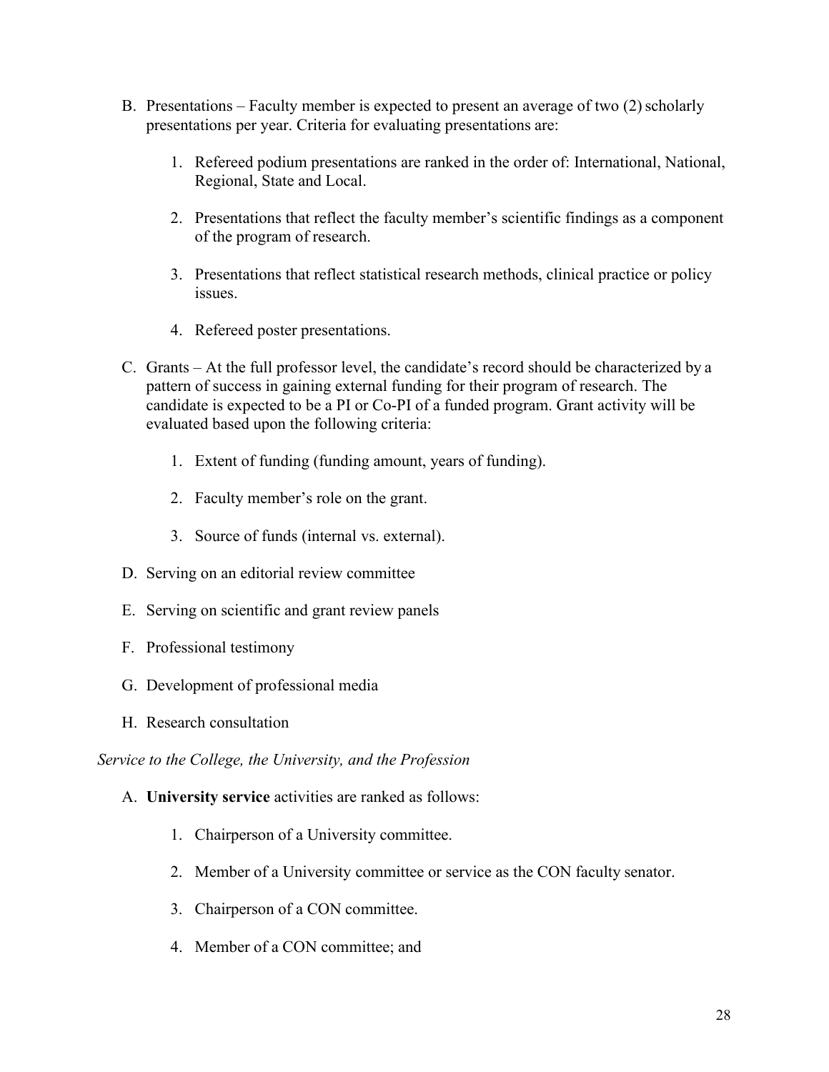B. Presentations – Faculty member is expected to present an average of two (2) scholarly presentations per year. Criteria for evaluating presentations are:

    1. Refereed podium presentations are ranked in the order of: International, National, Regional, State and Local.

    2. Presentations that reflect the faculty member's scientific findings as a component of the program of research.

    3. Presentations that reflect statistical research methods, clinical practice or policy issues.

    4. Refereed poster presentations.

C. Grants – At the full professor level, the candidate's record should be characterized by a pattern of success in gaining external funding for their program of research. The candidate is expected to be a PI or Co-PI of a funded program. Grant activity will be evaluated based upon the following criteria:

    1. Extent of funding (funding amount, years of funding).

    2. Faculty member's role on the grant.

    3. Source of funds (internal vs. external).

D. Serving on an editorial review committee

E. Serving on scientific and grant review panels

F. Professional testimony

G. Development of professional media

H. Research consultation

*Service to the College, the University, and the Profession*

A. **University service** activities are ranked as follows:

    1. Chairperson of a University committee.

    2. Member of a University committee or service as the CON faculty senator.

    3. Chairperson of a CON committee.

    4. Member of a CON committee; and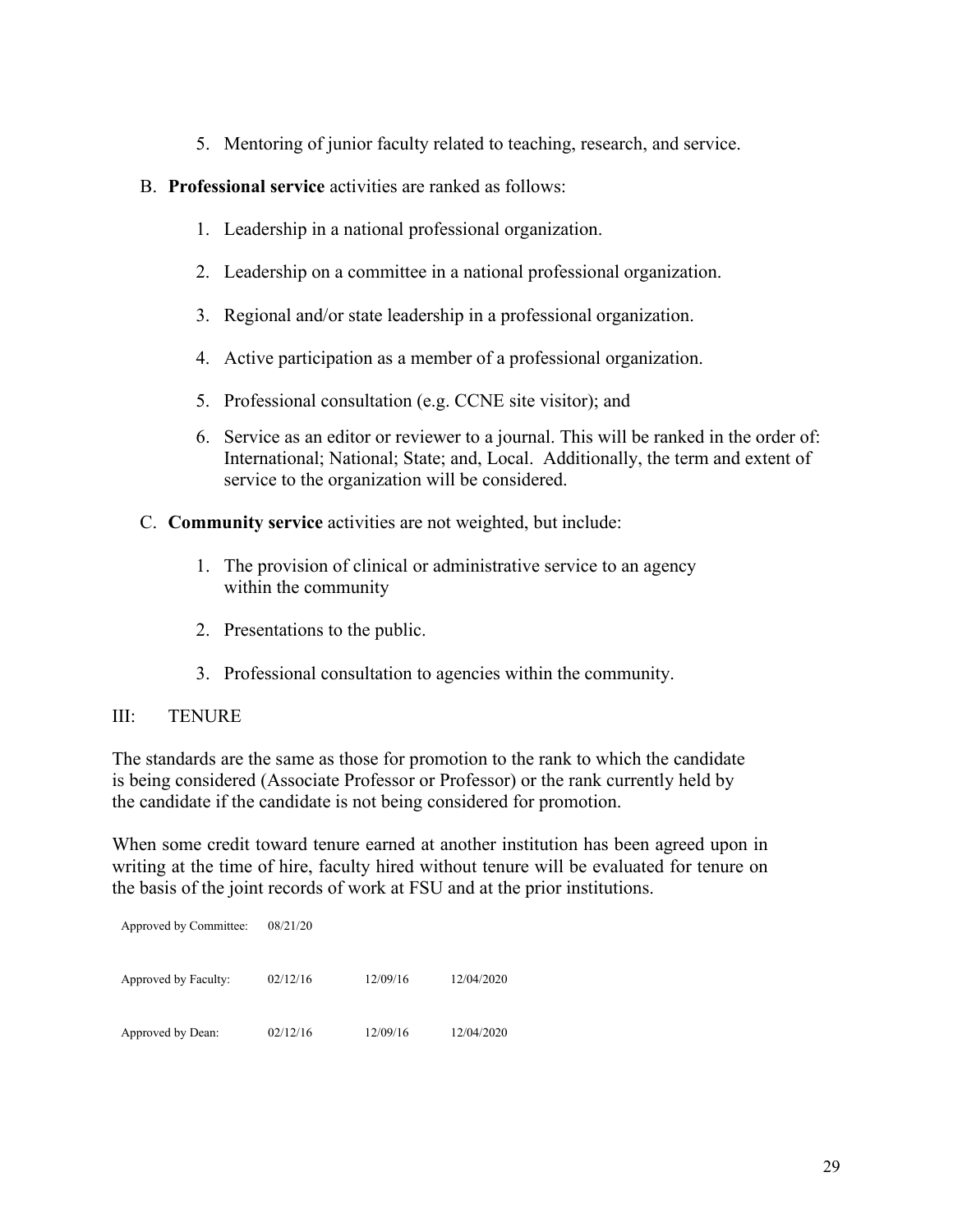5. Mentoring of junior faculty related to teaching, research, and service.

B. **Professional service** activities are ranked as follows:

1. Leadership in a national professional organization.
2. Leadership on a committee in a national professional organization.
3. Regional and/or state leadership in a professional organization.
4. Active participation as a member of a professional organization.
5. Professional consultation (e.g. CCNE site visitor); and
6. Service as an editor or reviewer to a journal. This will be ranked in the order of: International; National; State; and, Local. Additionally, the term and extent of service to the organization will be considered.

C. **Community service** activities are not weighted, but include:

1. The provision of clinical or administrative service to an agency within the community
2. Presentations to the public.
3. Professional consultation to agencies within the community.

## III: TENURE

The standards are the same as those for promotion to the rank to which the candidate is being considered (Associate Professor or Professor) or the rank currently held by the candidate if the candidate is not being considered for promotion.

When some credit toward tenure earned at another institution has been agreed upon in writing at the time of hire, faculty hired without tenure will be evaluated for tenure on the basis of the joint records of work at FSU and at the prior institutions.

| | | | |
|---|---|---|---|
| Approved by Committee: | 08/21/20 | | |
| Approved by Faculty: | 02/12/16 | 12/09/16 | 12/04/2020 |
| Approved by Dean: | 02/12/16 | 12/09/16 | 12/04/2020 |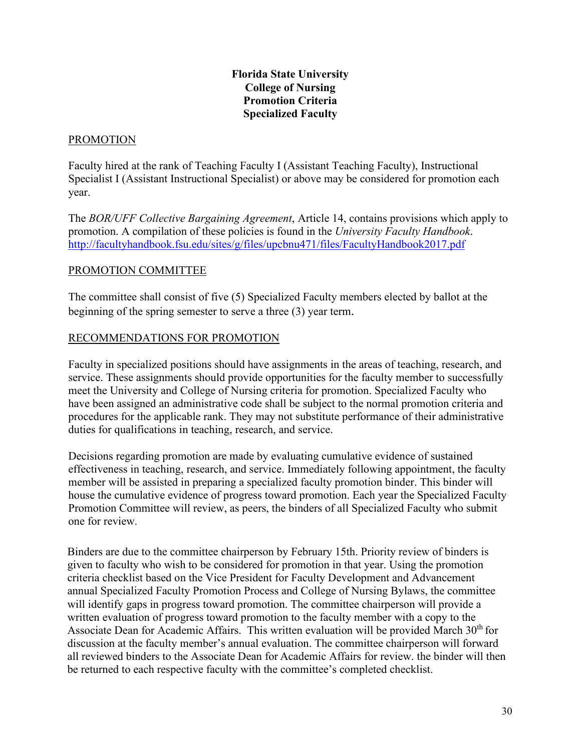**Florida State University**
**College of Nursing**
**Promotion Criteria**
**Specialized Faculty**

PROMOTION

Faculty hired at the rank of Teaching Faculty I (Assistant Teaching Faculty), Instructional Specialist I (Assistant Instructional Specialist) or above may be considered for promotion each year.

The *BOR/UFF Collective Bargaining Agreement*, Article 14, contains provisions which apply to promotion. A compilation of these policies is found in the *University Faculty Handbook*. http://facultyhandbook.fsu.edu/sites/g/files/upcbnu471/files/FacultyHandbook2017.pdf

PROMOTION COMMITTEE

The committee shall consist of five (5) Specialized Faculty members elected by ballot at the beginning of the spring semester to serve a three (3) year term.

RECOMMENDATIONS FOR PROMOTION

Faculty in specialized positions should have assignments in the areas of teaching, research, and service. These assignments should provide opportunities for the faculty member to successfully meet the University and College of Nursing criteria for promotion. Specialized Faculty who have been assigned an administrative code shall be subject to the normal promotion criteria and procedures for the applicable rank. They may not substitute performance of their administrative duties for qualifications in teaching, research, and service.

Decisions regarding promotion are made by evaluating cumulative evidence of sustained effectiveness in teaching, research, and service. Immediately following appointment, the faculty member will be assisted in preparing a specialized faculty promotion binder. This binder will house the cumulative evidence of progress toward promotion. Each year the Specialized Faculty Promotion Committee will review, as peers, the binders of all Specialized Faculty who submit one for review.

Binders are due to the committee chairperson by February 15th. Priority review of binders is given to faculty who wish to be considered for promotion in that year. Using the promotion criteria checklist based on the Vice President for Faculty Development and Advancement annual Specialized Faculty Promotion Process and College of Nursing Bylaws, the committee will identify gaps in progress toward promotion. The committee chairperson will provide a written evaluation of progress toward promotion to the faculty member with a copy to the Associate Dean for Academic Affairs. This written evaluation will be provided March 30th for discussion at the faculty member's annual evaluation. The committee chairperson will forward all reviewed binders to the Associate Dean for Academic Affairs for review. the binder will then be returned to each respective faculty with the committee's completed checklist.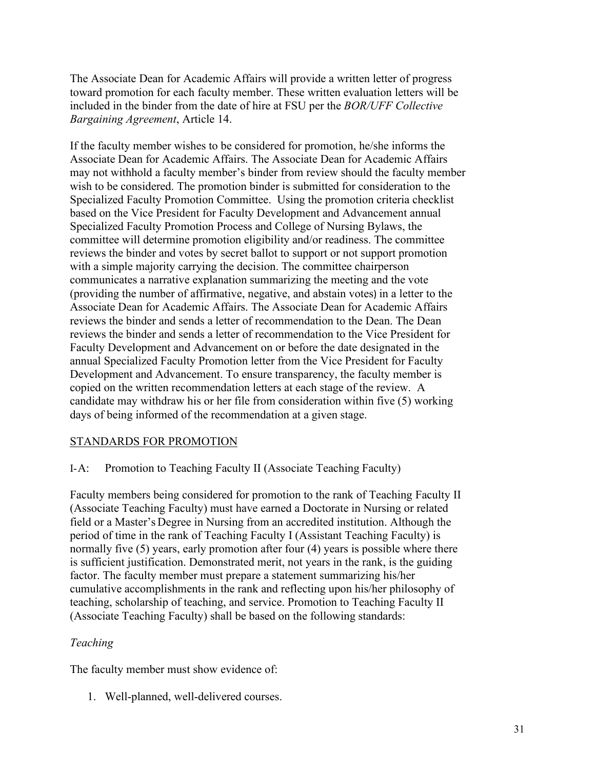The Associate Dean for Academic Affairs will provide a written letter of progress toward promotion for each faculty member. These written evaluation letters will be included in the binder from the date of hire at FSU per the *BOR/UFF Collective Bargaining Agreement*, Article 14.

If the faculty member wishes to be considered for promotion, he/she informs the Associate Dean for Academic Affairs. The Associate Dean for Academic Affairs may not withhold a faculty member's binder from review should the faculty member wish to be considered. The promotion binder is submitted for consideration to the Specialized Faculty Promotion Committee. Using the promotion criteria checklist based on the Vice President for Faculty Development and Advancement annual Specialized Faculty Promotion Process and College of Nursing Bylaws, the committee will determine promotion eligibility and/or readiness. The committee reviews the binder and votes by secret ballot to support or not support promotion with a simple majority carrying the decision. The committee chairperson communicates a narrative explanation summarizing the meeting and the vote (providing the number of affirmative, negative, and abstain votes) in a letter to the Associate Dean for Academic Affairs. The Associate Dean for Academic Affairs reviews the binder and sends a letter of recommendation to the Dean. The Dean reviews the binder and sends a letter of recommendation to the Vice President for Faculty Development and Advancement on or before the date designated in the annual Specialized Faculty Promotion letter from the Vice President for Faculty Development and Advancement. To ensure transparency, the faculty member is copied on the written recommendation letters at each stage of the review. A candidate may withdraw his or her file from consideration within five (5) working days of being informed of the recommendation at a given stage.

## <u>STANDARDS FOR PROMOTION</u>

### I-A: Promotion to Teaching Faculty II (Associate Teaching Faculty)

Faculty members being considered for promotion to the rank of Teaching Faculty II (Associate Teaching Faculty) must have earned a Doctorate in Nursing or related field or a Master's Degree in Nursing from an accredited institution. Although the period of time in the rank of Teaching Faculty I (Assistant Teaching Faculty) is normally five (5) years, early promotion after four (4) years is possible where there is sufficient justification. Demonstrated merit, not years in the rank, is the guiding factor. The faculty member must prepare a statement summarizing his/her cumulative accomplishments in the rank and reflecting upon his/her philosophy of teaching, scholarship of teaching, and service. Promotion to Teaching Faculty II (Associate Teaching Faculty) shall be based on the following standards:

*Teaching*

The faculty member must show evidence of:

1. Well-planned, well-delivered courses.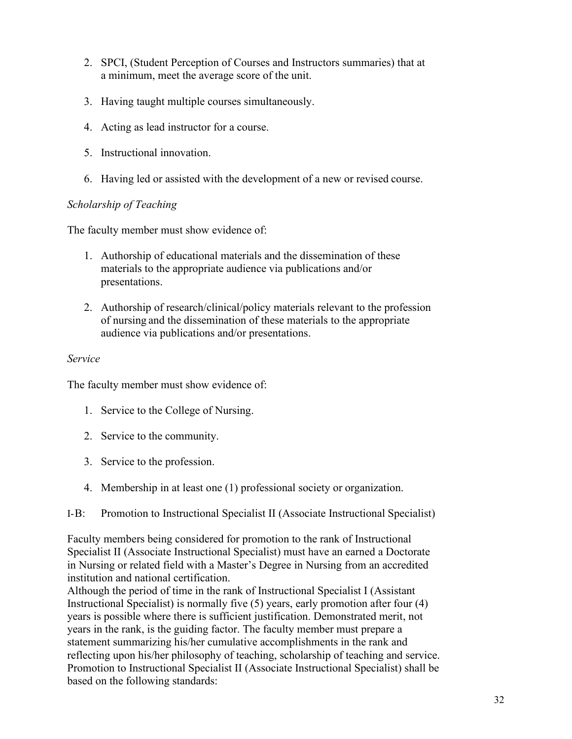2. SPCI, (Student Perception of Courses and Instructors summaries) that at a minimum, meet the average score of the unit.

3. Having taught multiple courses simultaneously.

4. Acting as lead instructor for a course.

5. Instructional innovation.

6. Having led or assisted with the development of a new or revised course.

*Scholarship of Teaching*

The faculty member must show evidence of:

1. Authorship of educational materials and the dissemination of these materials to the appropriate audience via publications and/or presentations.

2. Authorship of research/clinical/policy materials relevant to the profession of nursing and the dissemination of these materials to the appropriate audience via publications and/or presentations.

*Service*

The faculty member must show evidence of:

1. Service to the College of Nursing.

2. Service to the community.

3. Service to the profession.

4. Membership in at least one (1) professional society or organization.

I-B: Promotion to Instructional Specialist II (Associate Instructional Specialist)

Faculty members being considered for promotion to the rank of Instructional Specialist II (Associate Instructional Specialist) must have an earned a Doctorate in Nursing or related field with a Master's Degree in Nursing from an accredited institution and national certification.
Although the period of time in the rank of Instructional Specialist I (Assistant Instructional Specialist) is normally five (5) years, early promotion after four (4) years is possible where there is sufficient justification. Demonstrated merit, not years in the rank, is the guiding factor. The faculty member must prepare a statement summarizing his/her cumulative accomplishments in the rank and reflecting upon his/her philosophy of teaching, scholarship of teaching and service. Promotion to Instructional Specialist II (Associate Instructional Specialist) shall be based on the following standards: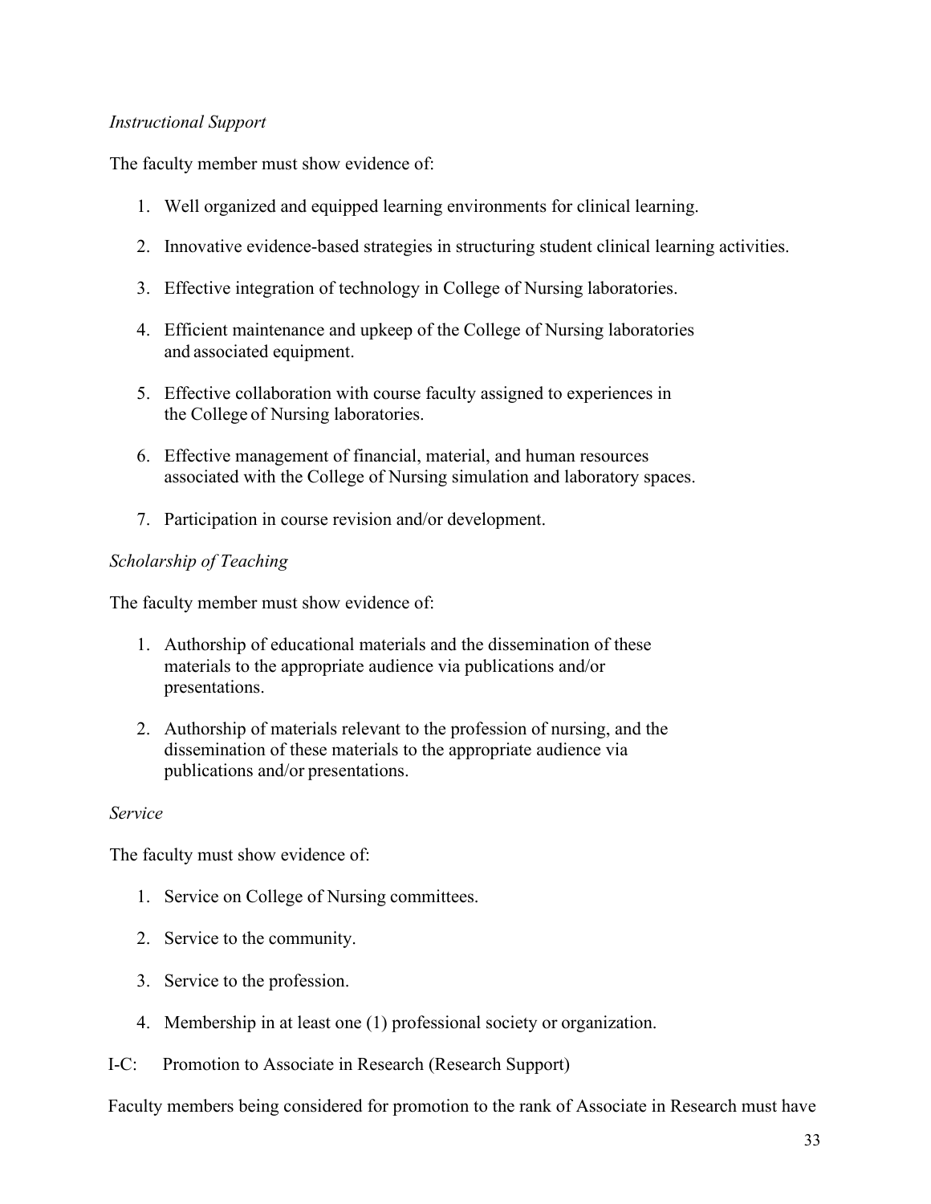*Instructional Support*

The faculty member must show evidence of:

1. Well organized and equipped learning environments for clinical learning.
2. Innovative evidence-based strategies in structuring student clinical learning activities.
3. Effective integration of technology in College of Nursing laboratories.
4. Efficient maintenance and upkeep of the College of Nursing laboratories and associated equipment.
5. Effective collaboration with course faculty assigned to experiences in the College of Nursing laboratories.
6. Effective management of financial, material, and human resources associated with the College of Nursing simulation and laboratory spaces.
7. Participation in course revision and/or development.

*Scholarship of Teaching*

The faculty member must show evidence of:

1. Authorship of educational materials and the dissemination of these materials to the appropriate audience via publications and/or presentations.
2. Authorship of materials relevant to the profession of nursing, and the dissemination of these materials to the appropriate audience via publications and/or presentations.

*Service*

The faculty must show evidence of:

1. Service on College of Nursing committees.
2. Service to the community.
3. Service to the profession.
4. Membership in at least one (1) professional society or organization.

I-C: Promotion to Associate in Research (Research Support)

Faculty members being considered for promotion to the rank of Associate in Research must have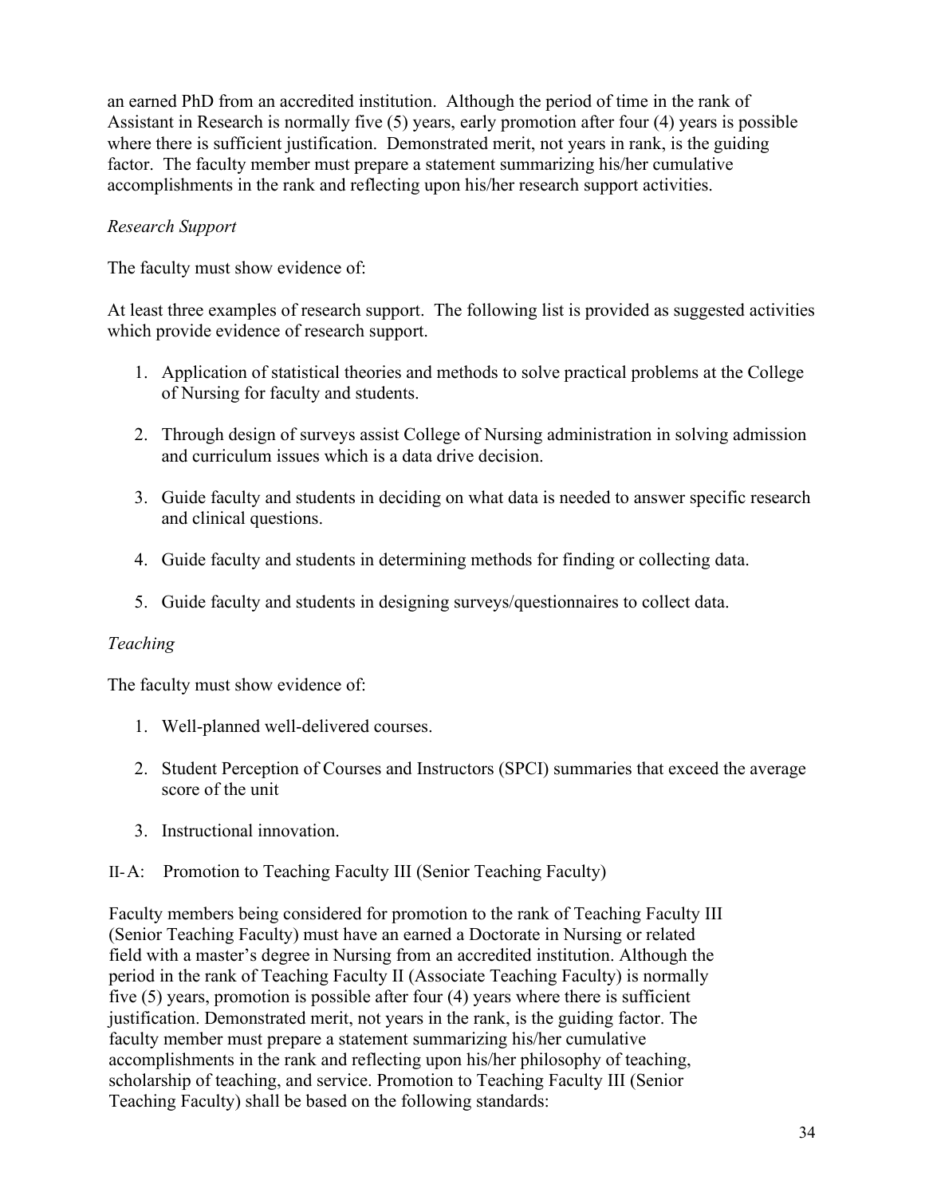an earned PhD from an accredited institution. Although the period of time in the rank of Assistant in Research is normally five (5) years, early promotion after four (4) years is possible where there is sufficient justification. Demonstrated merit, not years in rank, is the guiding factor. The faculty member must prepare a statement summarizing his/her cumulative accomplishments in the rank and reflecting upon his/her research support activities.

*Research Support*

The faculty must show evidence of:

At least three examples of research support. The following list is provided as suggested activities which provide evidence of research support.

1. Application of statistical theories and methods to solve practical problems at the College of Nursing for faculty and students.

2. Through design of surveys assist College of Nursing administration in solving admission and curriculum issues which is a data drive decision.

3. Guide faculty and students in deciding on what data is needed to answer specific research and clinical questions.

4. Guide faculty and students in determining methods for finding or collecting data.

5. Guide faculty and students in designing surveys/questionnaires to collect data.

*Teaching*

The faculty must show evidence of:

1. Well-planned well-delivered courses.

2. Student Perception of Courses and Instructors (SPCI) summaries that exceed the average score of the unit

3. Instructional innovation.

II-A: Promotion to Teaching Faculty III (Senior Teaching Faculty)

Faculty members being considered for promotion to the rank of Teaching Faculty III (Senior Teaching Faculty) must have an earned a Doctorate in Nursing or related field with a master's degree in Nursing from an accredited institution. Although the period in the rank of Teaching Faculty II (Associate Teaching Faculty) is normally five (5) years, promotion is possible after four (4) years where there is sufficient justification. Demonstrated merit, not years in the rank, is the guiding factor. The faculty member must prepare a statement summarizing his/her cumulative accomplishments in the rank and reflecting upon his/her philosophy of teaching, scholarship of teaching, and service. Promotion to Teaching Faculty III (Senior Teaching Faculty) shall be based on the following standards: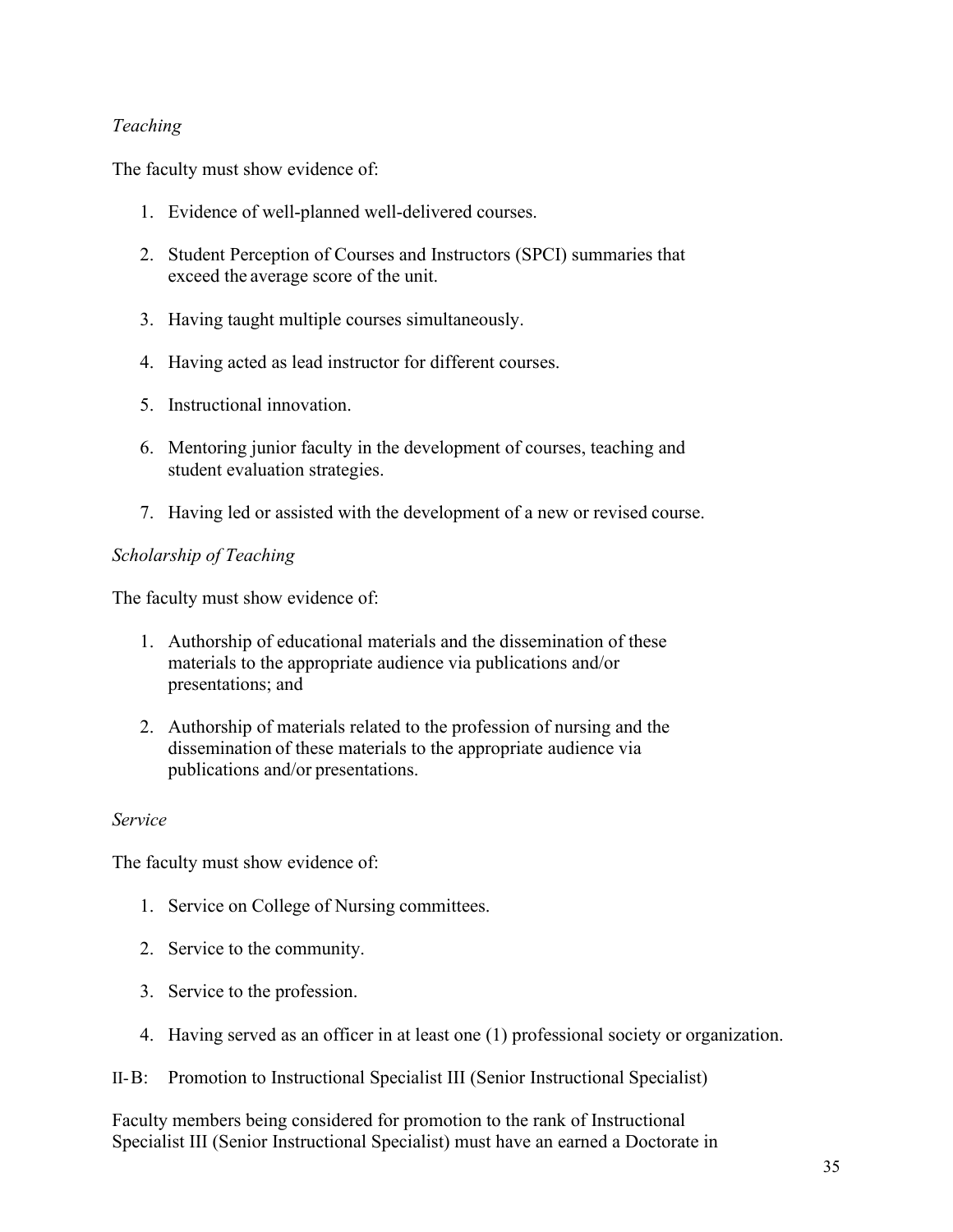*Teaching*

The faculty must show evidence of:

1. Evidence of well-planned well-delivered courses.

2. Student Perception of Courses and Instructors (SPCI) summaries that exceed the average score of the unit.

3. Having taught multiple courses simultaneously.

4. Having acted as lead instructor for different courses.

5. Instructional innovation.

6. Mentoring junior faculty in the development of courses, teaching and student evaluation strategies.

7. Having led or assisted with the development of a new or revised course.

*Scholarship of Teaching*

The faculty must show evidence of:

1. Authorship of educational materials and the dissemination of these materials to the appropriate audience via publications and/or presentations; and

2. Authorship of materials related to the profession of nursing and the dissemination of these materials to the appropriate audience via publications and/or presentations.

*Service*

The faculty must show evidence of:

1. Service on College of Nursing committees.

2. Service to the community.

3. Service to the profession.

4. Having served as an officer in at least one (1) professional society or organization.

II-B: Promotion to Instructional Specialist III (Senior Instructional Specialist)

Faculty members being considered for promotion to the rank of Instructional Specialist III (Senior Instructional Specialist) must have an earned a Doctorate in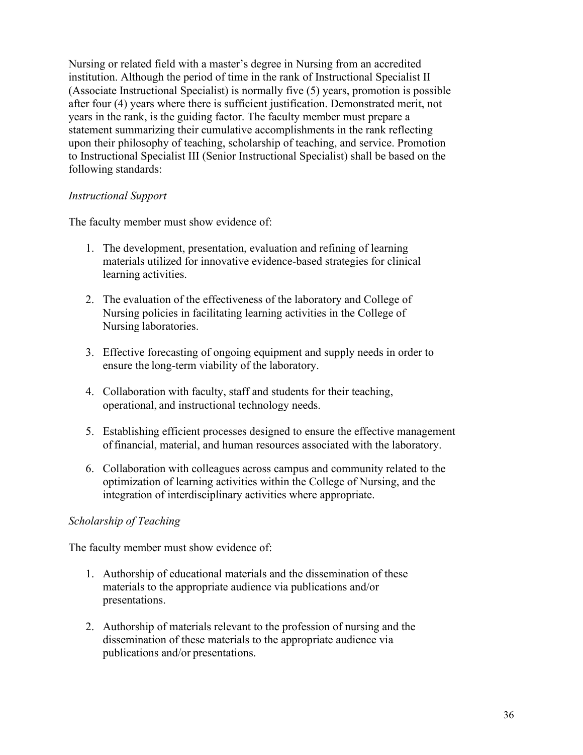Nursing or related field with a master's degree in Nursing from an accredited institution. Although the period of time in the rank of Instructional Specialist II (Associate Instructional Specialist) is normally five (5) years, promotion is possible after four (4) years where there is sufficient justification. Demonstrated merit, not years in the rank, is the guiding factor. The faculty member must prepare a statement summarizing their cumulative accomplishments in the rank reflecting upon their philosophy of teaching, scholarship of teaching, and service. Promotion to Instructional Specialist III (Senior Instructional Specialist) shall be based on the following standards:

*Instructional Support*

The faculty member must show evidence of:

1. The development, presentation, evaluation and refining of learning materials utilized for innovative evidence-based strategies for clinical learning activities.

2. The evaluation of the effectiveness of the laboratory and College of Nursing policies in facilitating learning activities in the College of Nursing laboratories.

3. Effective forecasting of ongoing equipment and supply needs in order to ensure the long-term viability of the laboratory.

4. Collaboration with faculty, staff and students for their teaching, operational, and instructional technology needs.

5. Establishing efficient processes designed to ensure the effective management of financial, material, and human resources associated with the laboratory.

6. Collaboration with colleagues across campus and community related to the optimization of learning activities within the College of Nursing, and the integration of interdisciplinary activities where appropriate.

*Scholarship of Teaching*

The faculty member must show evidence of:

1. Authorship of educational materials and the dissemination of these materials to the appropriate audience via publications and/or presentations.

2. Authorship of materials relevant to the profession of nursing and the dissemination of these materials to the appropriate audience via publications and/or presentations.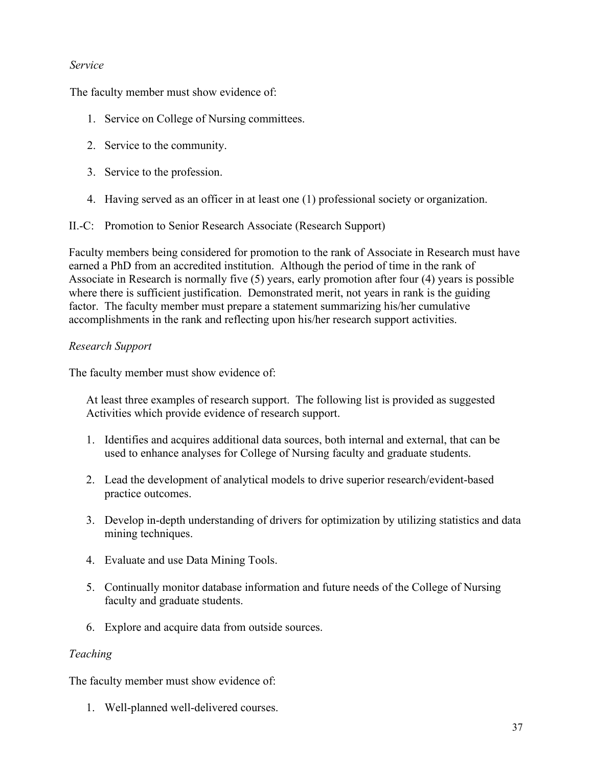*Service*

The faculty member must show evidence of:

1. Service on College of Nursing committees.
2. Service to the community.
3. Service to the profession.
4. Having served as an officer in at least one (1) professional society or organization.

II.-C: Promotion to Senior Research Associate (Research Support)

Faculty members being considered for promotion to the rank of Associate in Research must have earned a PhD from an accredited institution. Although the period of time in the rank of Associate in Research is normally five (5) years, early promotion after four (4) years is possible where there is sufficient justification. Demonstrated merit, not years in rank is the guiding factor. The faculty member must prepare a statement summarizing his/her cumulative accomplishments in the rank and reflecting upon his/her research support activities.

*Research Support*

The faculty member must show evidence of:

At least three examples of research support. The following list is provided as suggested Activities which provide evidence of research support.

1. Identifies and acquires additional data sources, both internal and external, that can be used to enhance analyses for College of Nursing faculty and graduate students.
2. Lead the development of analytical models to drive superior research/evident-based practice outcomes.
3. Develop in-depth understanding of drivers for optimization by utilizing statistics and data mining techniques.
4. Evaluate and use Data Mining Tools.
5. Continually monitor database information and future needs of the College of Nursing faculty and graduate students.
6. Explore and acquire data from outside sources.

*Teaching*

The faculty member must show evidence of:

1. Well-planned well-delivered courses.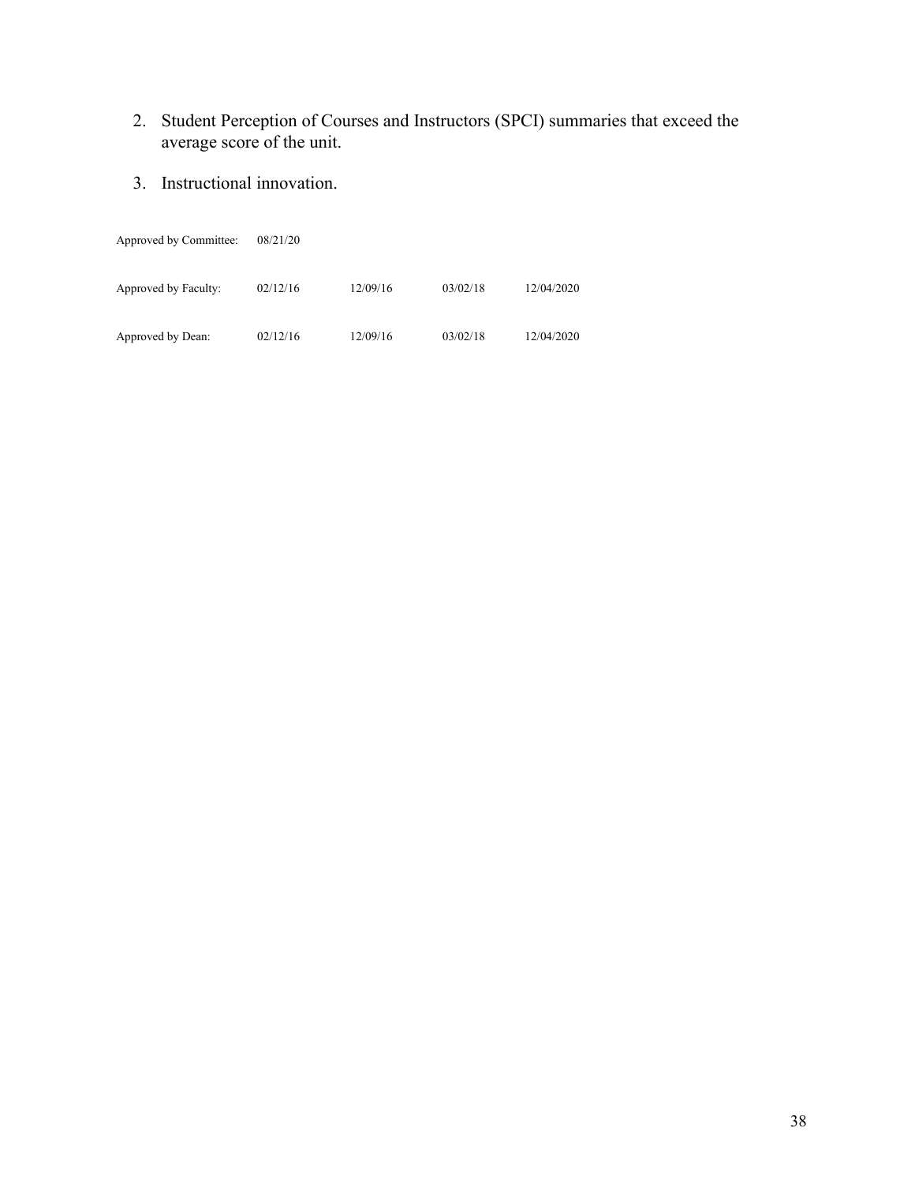2. Student Perception of Courses and Instructors (SPCI) summaries that exceed the average score of the unit.

3. Instructional innovation.

| | | | | |
|---|---|---|---|---|
| Approved by Committee: | 08/21/20 | | | |
| Approved by Faculty: | 02/12/16 | 12/09/16 | 03/02/18 | 12/04/2020 |
| Approved by Dean: | 02/12/16 | 12/09/16 | 03/02/18 | 12/04/2020 |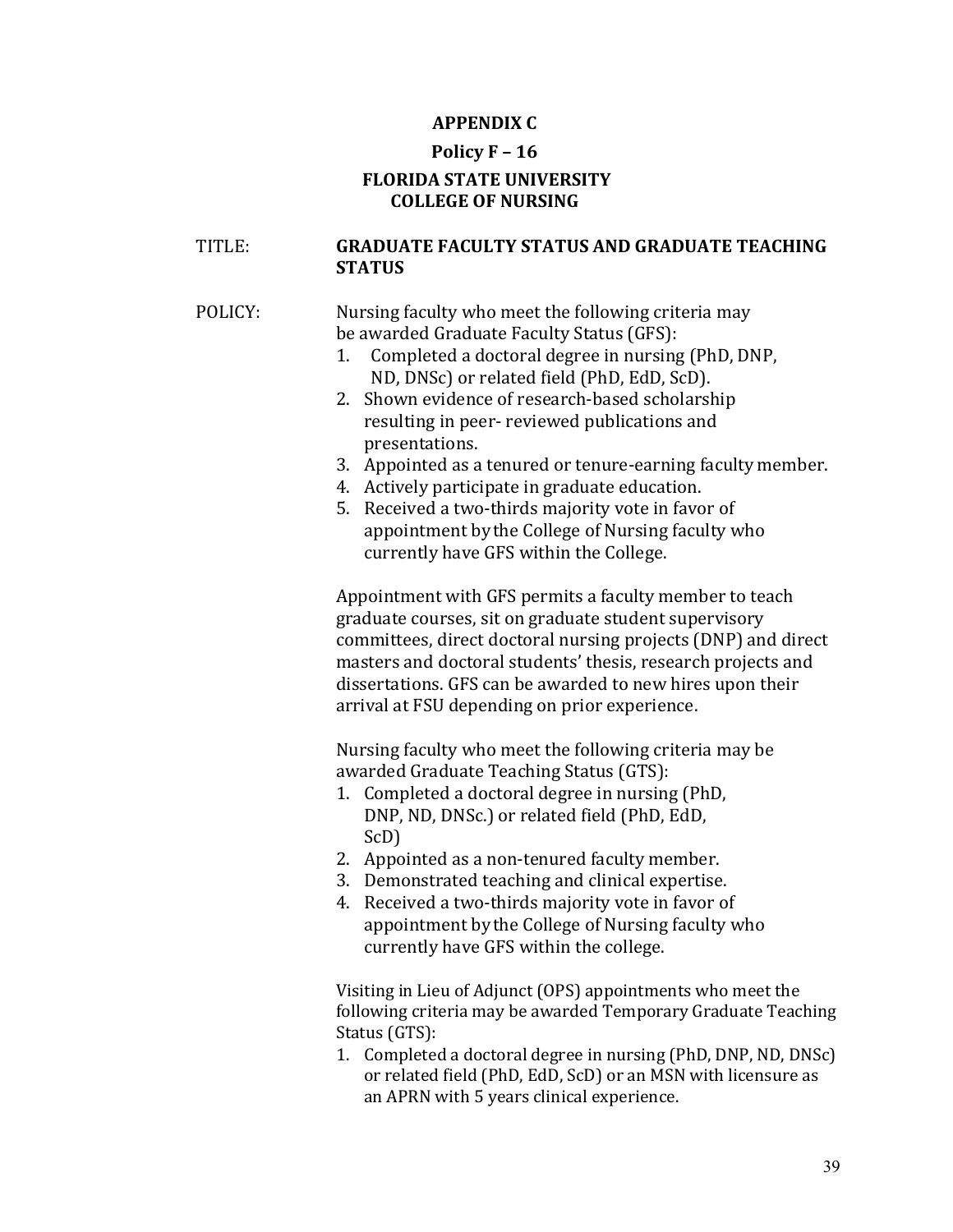# APPENDIX C

## Policy F – 16

## FLORIDA STATE UNIVERSITY
## COLLEGE OF NURSING

TITLE: **GRADUATE FACULTY STATUS AND GRADUATE TEACHING STATUS**

POLICY: Nursing faculty who meet the following criteria may be awarded Graduate Faculty Status (GFS):

1. Completed a doctoral degree in nursing (PhD, DNP, ND, DNSc) or related field (PhD, EdD, ScD).
2. Shown evidence of research-based scholarship resulting in peer- reviewed publications and presentations.
3. Appointed as a tenured or tenure-earning faculty member.
4. Actively participate in graduate education.
5. Received a two-thirds majority vote in favor of appointment by the College of Nursing faculty who currently have GFS within the College.

Appointment with GFS permits a faculty member to teach graduate courses, sit on graduate student supervisory committees, direct doctoral nursing projects (DNP) and direct masters and doctoral students' thesis, research projects and dissertations. GFS can be awarded to new hires upon their arrival at FSU depending on prior experience.

Nursing faculty who meet the following criteria may be awarded Graduate Teaching Status (GTS):

1. Completed a doctoral degree in nursing (PhD, DNP, ND, DNSc.) or related field (PhD, EdD, ScD)
2. Appointed as a non-tenured faculty member.
3. Demonstrated teaching and clinical expertise.
4. Received a two-thirds majority vote in favor of appointment by the College of Nursing faculty who currently have GFS within the college.

Visiting in Lieu of Adjunct (OPS) appointments who meet the following criteria may be awarded Temporary Graduate Teaching Status (GTS):

1. Completed a doctoral degree in nursing (PhD, DNP, ND, DNSc) or related field (PhD, EdD, ScD) or an MSN with licensure as an APRN with 5 years clinical experience.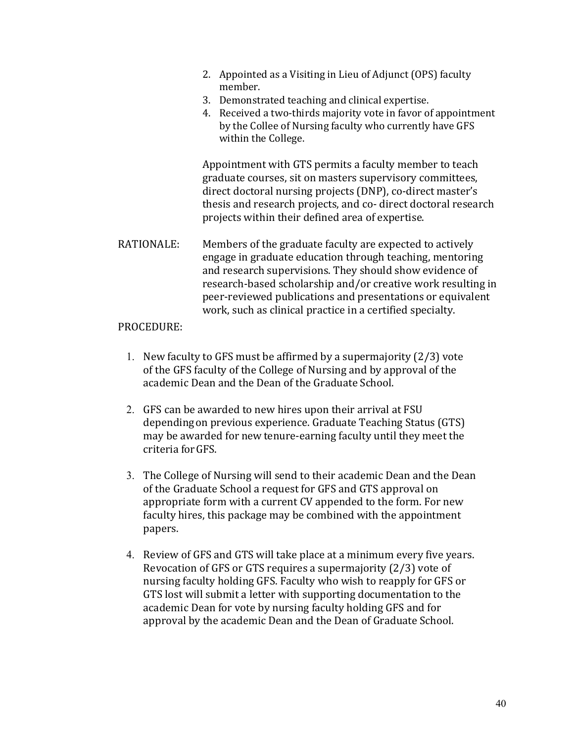2. Appointed as a Visiting in Lieu of Adjunct (OPS) faculty member.
3. Demonstrated teaching and clinical expertise.
4. Received a two-thirds majority vote in favor of appointment by the Collee of Nursing faculty who currently have GFS within the College.

Appointment with GTS permits a faculty member to teach graduate courses, sit on masters supervisory committees, direct doctoral nursing projects (DNP), co-direct master's thesis and research projects, and co- direct doctoral research projects within their defined area of expertise.

RATIONALE: Members of the graduate faculty are expected to actively engage in graduate education through teaching, mentoring and research supervisions. They should show evidence of research-based scholarship and/or creative work resulting in peer-reviewed publications and presentations or equivalent work, such as clinical practice in a certified specialty.

PROCEDURE:

1. New faculty to GFS must be affirmed by a supermajority (2/3) vote of the GFS faculty of the College of Nursing and by approval of the academic Dean and the Dean of the Graduate School.

2. GFS can be awarded to new hires upon their arrival at FSU depending on previous experience. Graduate Teaching Status (GTS) may be awarded for new tenure-earning faculty until they meet the criteria for GFS.

3. The College of Nursing will send to their academic Dean and the Dean of the Graduate School a request for GFS and GTS approval on appropriate form with a current CV appended to the form. For new faculty hires, this package may be combined with the appointment papers.

4. Review of GFS and GTS will take place at a minimum every five years. Revocation of GFS or GTS requires a supermajority (2/3) vote of nursing faculty holding GFS. Faculty who wish to reapply for GFS or GTS lost will submit a letter with supporting documentation to the academic Dean for vote by nursing faculty holding GFS and for approval by the academic Dean and the Dean of Graduate School.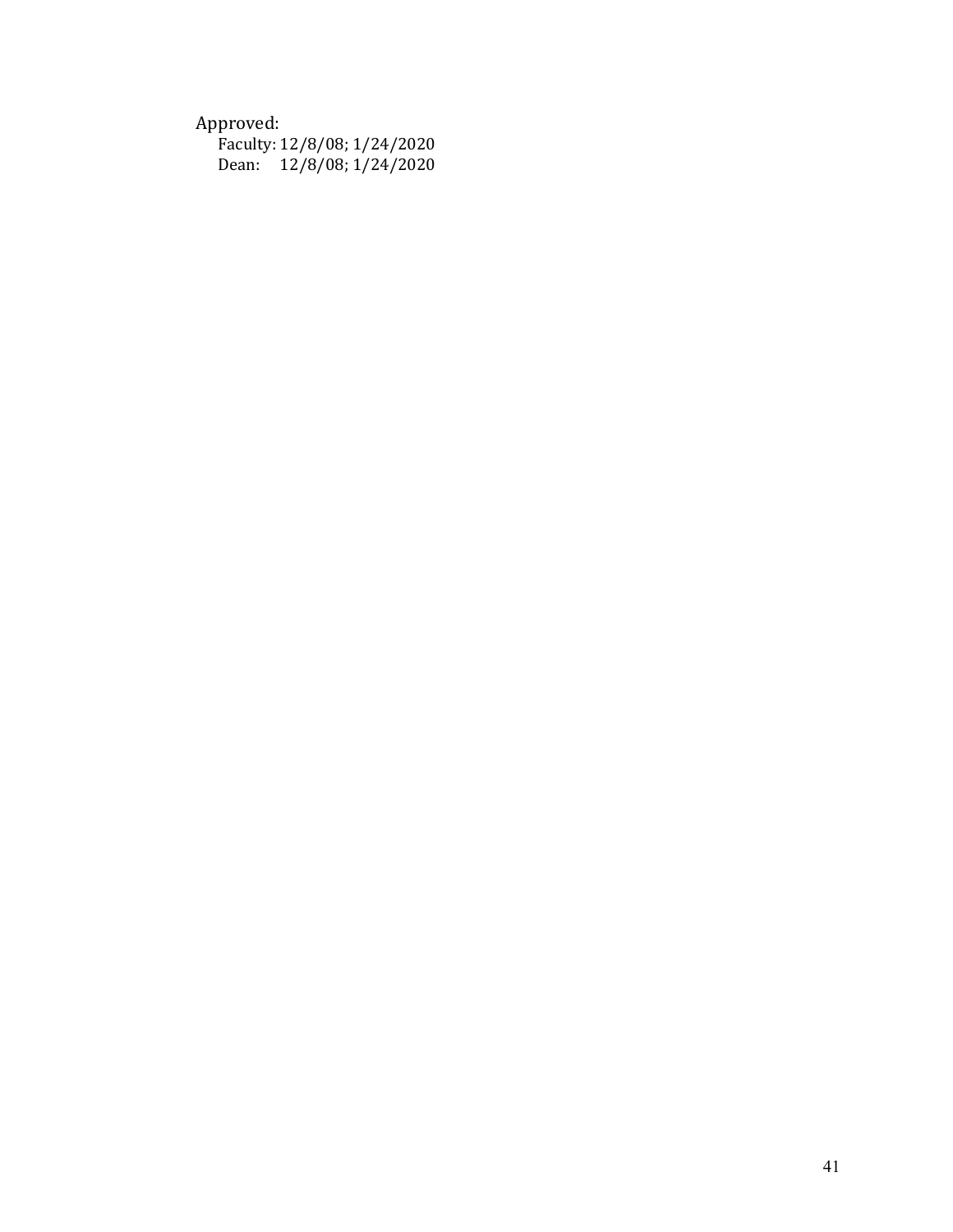Approved:

Faculty: 12/8/08; 1/24/2020
Dean: 12/8/08; 1/24/2020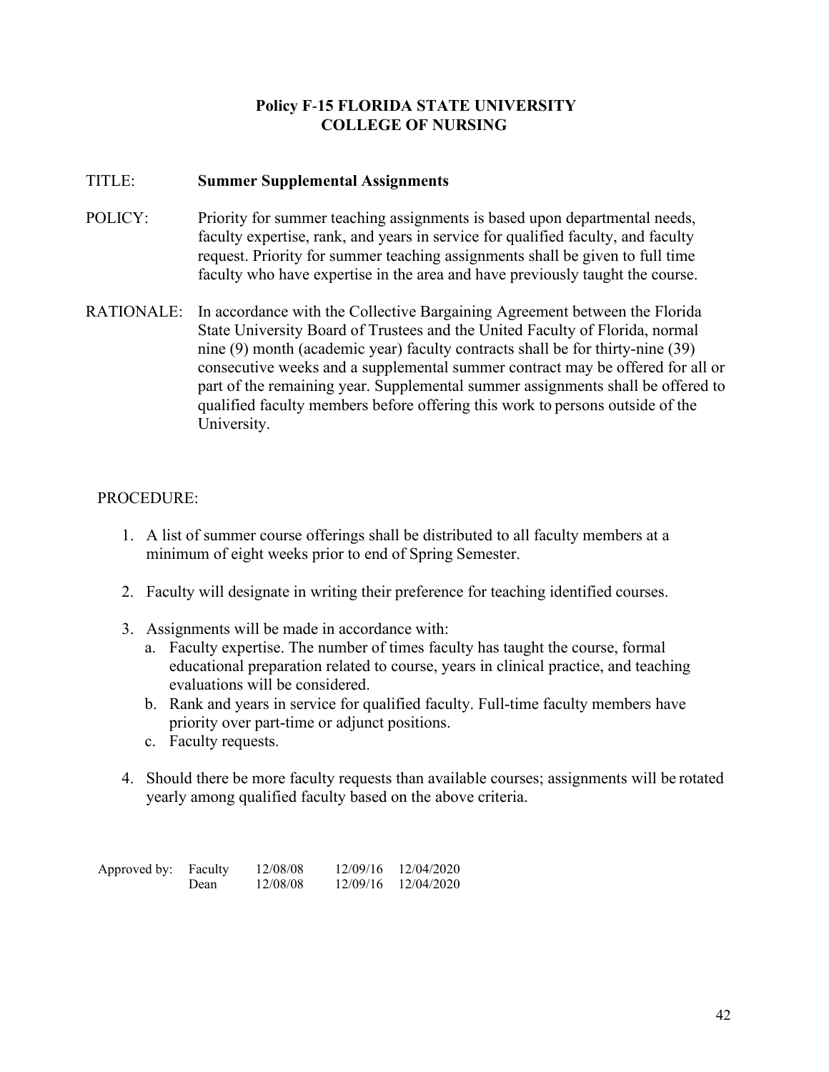## Policy F-15 FLORIDA STATE UNIVERSITY COLLEGE OF NURSING

TITLE: **Summer Supplemental Assignments**

POLICY: Priority for summer teaching assignments is based upon departmental needs, faculty expertise, rank, and years in service for qualified faculty, and faculty request. Priority for summer teaching assignments shall be given to full time faculty who have expertise in the area and have previously taught the course.

RATIONALE: In accordance with the Collective Bargaining Agreement between the Florida State University Board of Trustees and the United Faculty of Florida, normal nine (9) month (academic year) faculty contracts shall be for thirty-nine (39) consecutive weeks and a supplemental summer contract may be offered for all or part of the remaining year. Supplemental summer assignments shall be offered to qualified faculty members before offering this work to persons outside of the University.

PROCEDURE:

1. A list of summer course offerings shall be distributed to all faculty members at a minimum of eight weeks prior to end of Spring Semester.
2. Faculty will designate in writing their preference for teaching identified courses.
3. Assignments will be made in accordance with:
   a. Faculty expertise. The number of times faculty has taught the course, formal educational preparation related to course, years in clinical practice, and teaching evaluations will be considered.
   b. Rank and years in service for qualified faculty. Full-time faculty members have priority over part-time or adjunct positions.
   c. Faculty requests.
4. Should there be more faculty requests than available courses; assignments will be rotated yearly among qualified faculty based on the above criteria.

| Approved by: | Faculty | 12/08/08 | 12/09/16 | 12/04/2020 |
|---|---|---|---|---|
| | Dean | 12/08/08 | 12/09/16 | 12/04/2020 |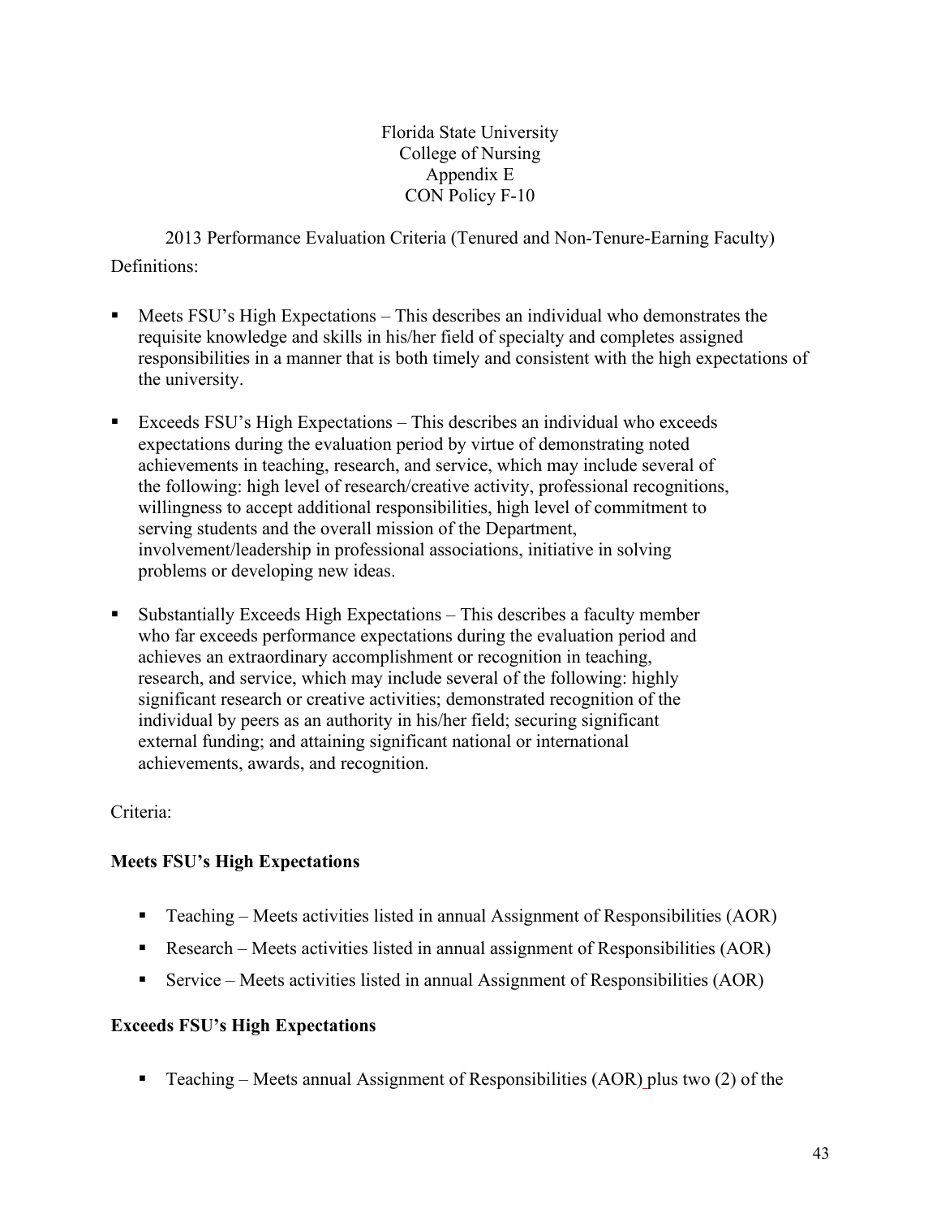Florida State University
College of Nursing
Appendix E
CON Policy F-10

2013 Performance Evaluation Criteria (Tenured and Non-Tenure-Earning Faculty)

Definitions:

- Meets FSU's High Expectations – This describes an individual who demonstrates the requisite knowledge and skills in his/her field of specialty and completes assigned responsibilities in a manner that is both timely and consistent with the high expectations of the university.

- Exceeds FSU's High Expectations – This describes an individual who exceeds expectations during the evaluation period by virtue of demonstrating noted achievements in teaching, research, and service, which may include several of the following: high level of research/creative activity, professional recognitions, willingness to accept additional responsibilities, high level of commitment to serving students and the overall mission of the Department, involvement/leadership in professional associations, initiative in solving problems or developing new ideas.

- Substantially Exceeds High Expectations – This describes a faculty member who far exceeds performance expectations during the evaluation period and achieves an extraordinary accomplishment or recognition in teaching, research, and service, which may include several of the following: highly significant research or creative activities; demonstrated recognition of the individual by peers as an authority in his/her field; securing significant external funding; and attaining significant national or international achievements, awards, and recognition.

Criteria:

**Meets FSU's High Expectations**

- Teaching – Meets activities listed in annual Assignment of Responsibilities (AOR)
- Research – Meets activities listed in annual assignment of Responsibilities (AOR)
- Service – Meets activities listed in annual Assignment of Responsibilities (AOR)

**Exceeds FSU's High Expectations**

- Teaching – Meets annual Assignment of Responsibilities (AOR) plus two (2) of the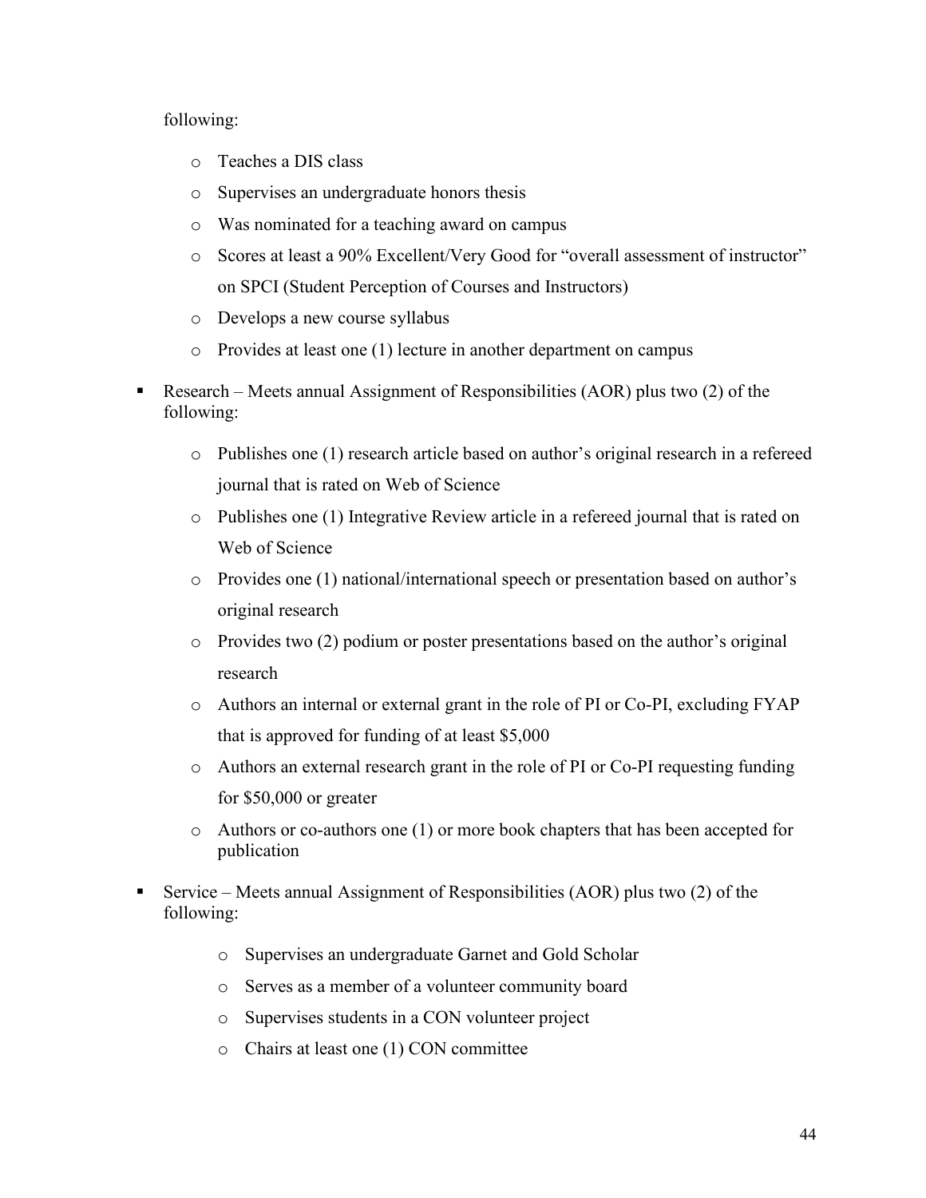following:

  - Teaches a DIS class
  - Supervises an undergraduate honors thesis
  - Was nominated for a teaching award on campus
  - Scores at least a 90% Excellent/Very Good for "overall assessment of instructor" on SPCI (Student Perception of Courses and Instructors)
  - Develops a new course syllabus
  - Provides at least one (1) lecture in another department on campus

- Research – Meets annual Assignment of Responsibilities (AOR) plus two (2) of the following:

  - Publishes one (1) research article based on author's original research in a refereed journal that is rated on Web of Science
  - Publishes one (1) Integrative Review article in a refereed journal that is rated on Web of Science
  - Provides one (1) national/international speech or presentation based on author's original research
  - Provides two (2) podium or poster presentations based on the author's original research
  - Authors an internal or external grant in the role of PI or Co-PI, excluding FYAP that is approved for funding of at least $5,000
  - Authors an external research grant in the role of PI or Co-PI requesting funding for $50,000 or greater
  - Authors or co-authors one (1) or more book chapters that has been accepted for publication

- Service – Meets annual Assignment of Responsibilities (AOR) plus two (2) of the following:

  - Supervises an undergraduate Garnet and Gold Scholar
  - Serves as a member of a volunteer community board
  - Supervises students in a CON volunteer project
  - Chairs at least one (1) CON committee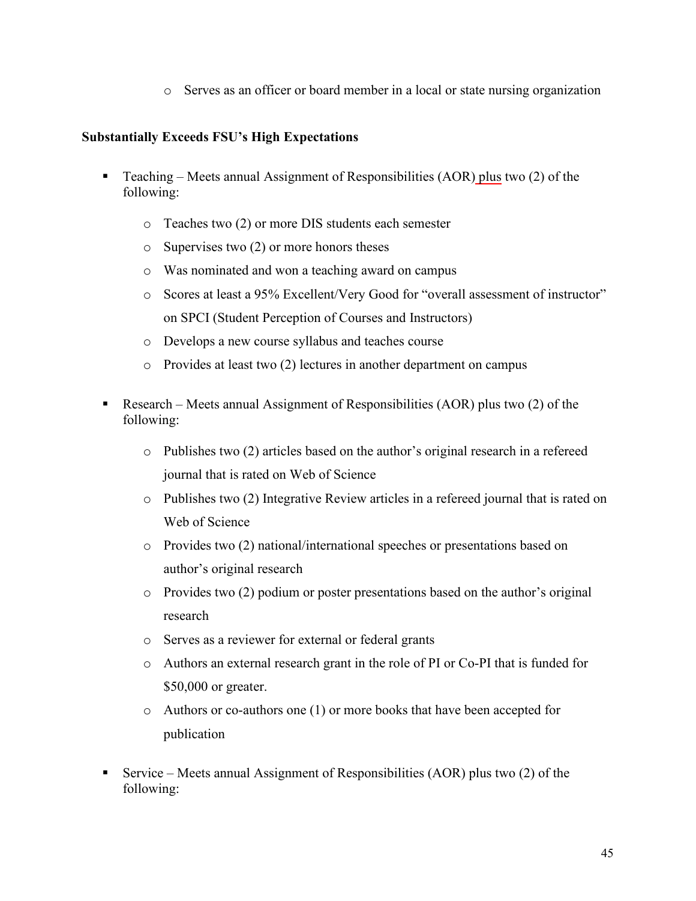- Serves as an officer or board member in a local or state nursing organization

**Substantially Exceeds FSU's High Expectations**

- Teaching – Meets annual Assignment of Responsibilities (AOR) plus two (2) of the following:
  - Teaches two (2) or more DIS students each semester
  - Supervises two (2) or more honors theses
  - Was nominated and won a teaching award on campus
  - Scores at least a 95% Excellent/Very Good for "overall assessment of instructor" on SPCI (Student Perception of Courses and Instructors)
  - Develops a new course syllabus and teaches course
  - Provides at least two (2) lectures in another department on campus
- Research – Meets annual Assignment of Responsibilities (AOR) plus two (2) of the following:
  - Publishes two (2) articles based on the author's original research in a refereed journal that is rated on Web of Science
  - Publishes two (2) Integrative Review articles in a refereed journal that is rated on Web of Science
  - Provides two (2) national/international speeches or presentations based on author's original research
  - Provides two (2) podium or poster presentations based on the author's original research
  - Serves as a reviewer for external or federal grants
  - Authors an external research grant in the role of PI or Co-PI that is funded for $50,000 or greater.
  - Authors or co-authors one (1) or more books that have been accepted for publication
- Service – Meets annual Assignment of Responsibilities (AOR) plus two (2) of the following: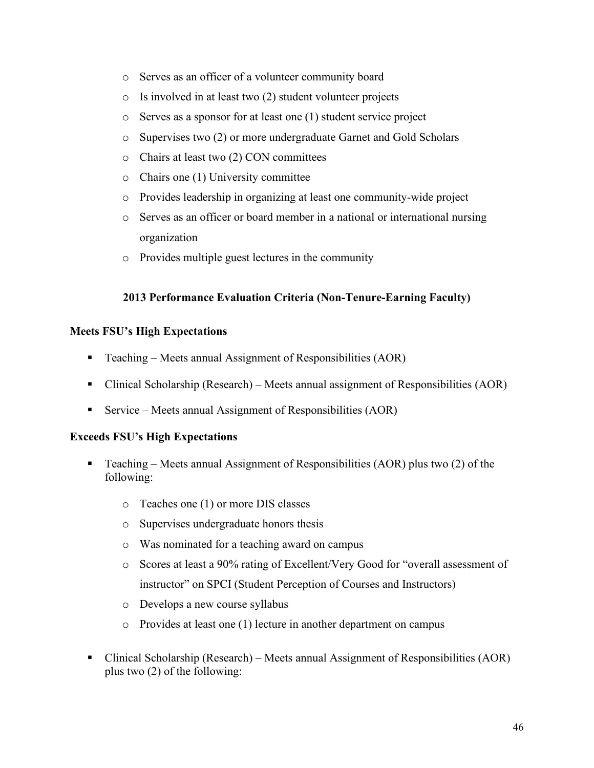- Serves as an officer of a volunteer community board
  - Is involved in at least two (2) student volunteer projects
  - Serves as a sponsor for at least one (1) student service project
  - Supervises two (2) or more undergraduate Garnet and Gold Scholars
  - Chairs at least two (2) CON committees
  - Chairs one (1) University committee
  - Provides leadership in organizing at least one community-wide project
  - Serves as an officer or board member in a national or international nursing organization
  - Provides multiple guest lectures in the community

**2013 Performance Evaluation Criteria (Non-Tenure-Earning Faculty)**

**Meets FSU's High Expectations**

- Teaching – Meets annual Assignment of Responsibilities (AOR)
- Clinical Scholarship (Research) – Meets annual assignment of Responsibilities (AOR)
- Service – Meets annual Assignment of Responsibilities (AOR)

**Exceeds FSU's High Expectations**

- Teaching – Meets annual Assignment of Responsibilities (AOR) plus two (2) of the following:
  - Teaches one (1) or more DIS classes
  - Supervises undergraduate honors thesis
  - Was nominated for a teaching award on campus
  - Scores at least a 90% rating of Excellent/Very Good for "overall assessment of instructor" on SPCI (Student Perception of Courses and Instructors)
  - Develops a new course syllabus
  - Provides at least one (1) lecture in another department on campus
- Clinical Scholarship (Research) – Meets annual Assignment of Responsibilities (AOR) plus two (2) of the following: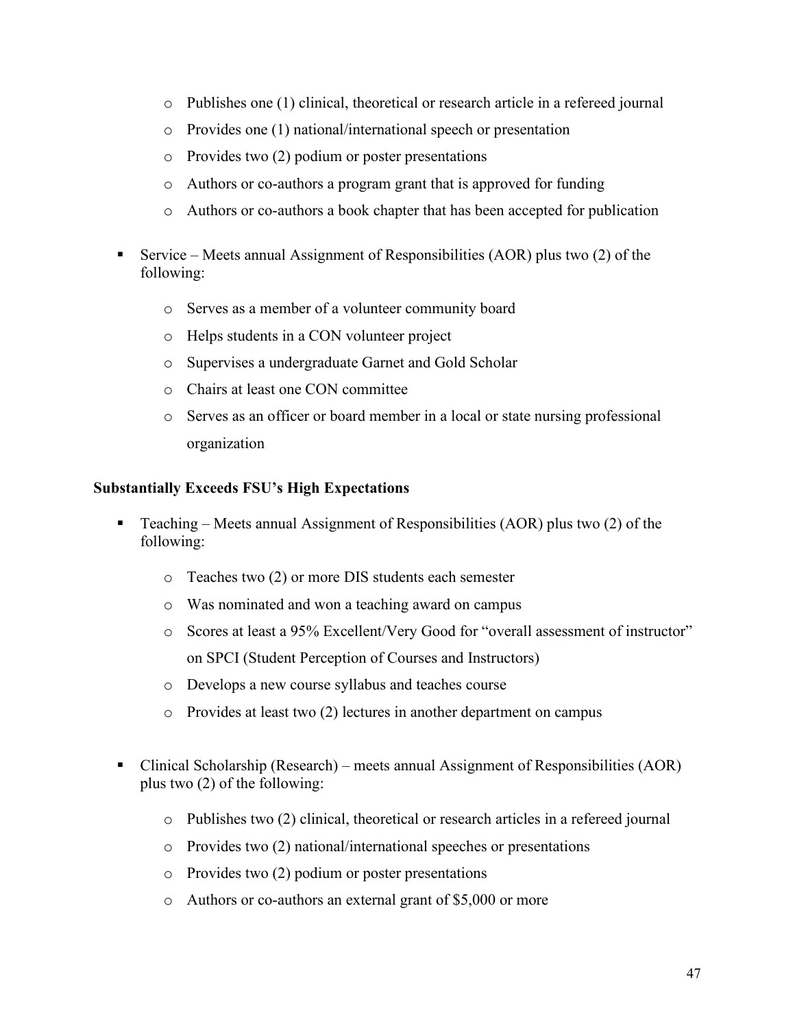- Publishes one (1) clinical, theoretical or research article in a refereed journal
  - Provides one (1) national/international speech or presentation
  - Provides two (2) podium or poster presentations
  - Authors or co-authors a program grant that is approved for funding
  - Authors or co-authors a book chapter that has been accepted for publication

- Service – Meets annual Assignment of Responsibilities (AOR) plus two (2) of the following:
  - Serves as a member of a volunteer community board
  - Helps students in a CON volunteer project
  - Supervises a undergraduate Garnet and Gold Scholar
  - Chairs at least one CON committee
  - Serves as an officer or board member in a local or state nursing professional organization

**Substantially Exceeds FSU's High Expectations**

- Teaching – Meets annual Assignment of Responsibilities (AOR) plus two (2) of the following:
  - Teaches two (2) or more DIS students each semester
  - Was nominated and won a teaching award on campus
  - Scores at least a 95% Excellent/Very Good for "overall assessment of instructor" on SPCI (Student Perception of Courses and Instructors)
  - Develops a new course syllabus and teaches course
  - Provides at least two (2) lectures in another department on campus

- Clinical Scholarship (Research) – meets annual Assignment of Responsibilities (AOR) plus two (2) of the following:
  - Publishes two (2) clinical, theoretical or research articles in a refereed journal
  - Provides two (2) national/international speeches or presentations
  - Provides two (2) podium or poster presentations
  - Authors or co-authors an external grant of $5,000 or more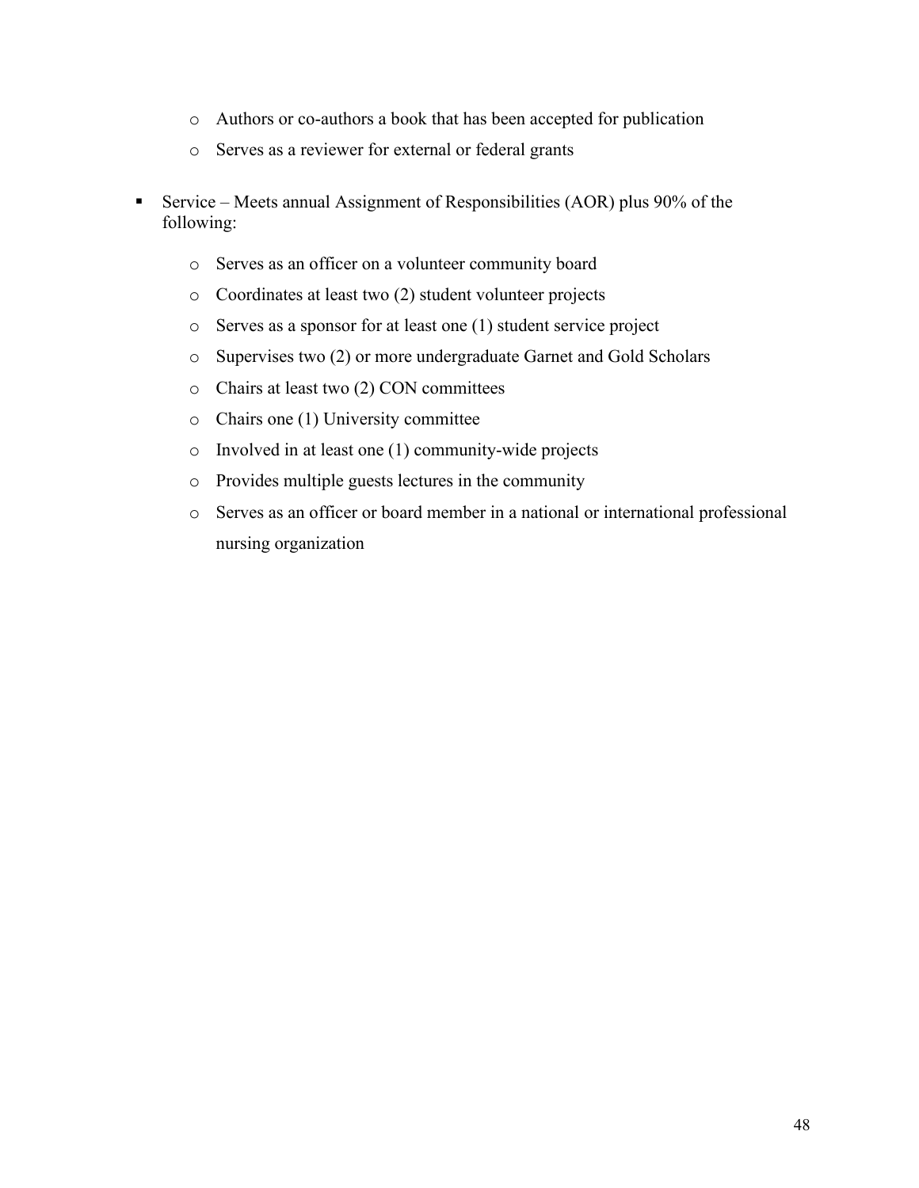- Authors or co-authors a book that has been accepted for publication
- Serves as a reviewer for external or federal grants

- Service – Meets annual Assignment of Responsibilities (AOR) plus 90% of the following:
  - Serves as an officer on a volunteer community board
  - Coordinates at least two (2) student volunteer projects
  - Serves as a sponsor for at least one (1) student service project
  - Supervises two (2) or more undergraduate Garnet and Gold Scholars
  - Chairs at least two (2) CON committees
  - Chairs one (1) University committee
  - Involved in at least one (1) community-wide projects
  - Provides multiple guests lectures in the community
  - Serves as an officer or board member in a national or international professional nursing organization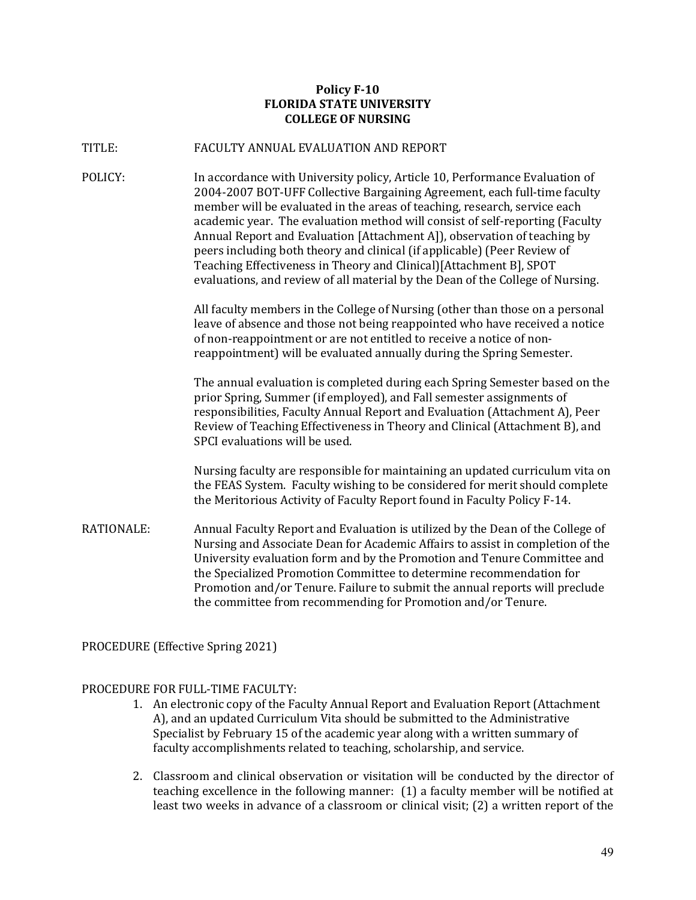**Policy F-10**
**FLORIDA STATE UNIVERSITY**
**COLLEGE OF NURSING**

TITLE: FACULTY ANNUAL EVALUATION AND REPORT

POLICY: In accordance with University policy, Article 10, Performance Evaluation of 2004-2007 BOT-UFF Collective Bargaining Agreement, each full-time faculty member will be evaluated in the areas of teaching, research, service each academic year. The evaluation method will consist of self-reporting (Faculty Annual Report and Evaluation [Attachment A]), observation of teaching by peers including both theory and clinical (if applicable) (Peer Review of Teaching Effectiveness in Theory and Clinical)[Attachment B], SPOT evaluations, and review of all material by the Dean of the College of Nursing.

All faculty members in the College of Nursing (other than those on a personal leave of absence and those not being reappointed who have received a notice of non-reappointment or are not entitled to receive a notice of non-reappointment) will be evaluated annually during the Spring Semester.

The annual evaluation is completed during each Spring Semester based on the prior Spring, Summer (if employed), and Fall semester assignments of responsibilities, Faculty Annual Report and Evaluation (Attachment A), Peer Review of Teaching Effectiveness in Theory and Clinical (Attachment B), and SPCI evaluations will be used.

Nursing faculty are responsible for maintaining an updated curriculum vita on the FEAS System. Faculty wishing to be considered for merit should complete the Meritorious Activity of Faculty Report found in Faculty Policy F-14.

RATIONALE: Annual Faculty Report and Evaluation is utilized by the Dean of the College of Nursing and Associate Dean for Academic Affairs to assist in completion of the University evaluation form and by the Promotion and Tenure Committee and the Specialized Promotion Committee to determine recommendation for Promotion and/or Tenure. Failure to submit the annual reports will preclude the committee from recommending for Promotion and/or Tenure.

PROCEDURE (Effective Spring 2021)

PROCEDURE FOR FULL-TIME FACULTY:

1. An electronic copy of the Faculty Annual Report and Evaluation Report (Attachment A), and an updated Curriculum Vita should be submitted to the Administrative Specialist by February 15 of the academic year along with a written summary of faculty accomplishments related to teaching, scholarship, and service.

2. Classroom and clinical observation or visitation will be conducted by the director of teaching excellence in the following manner: (1) a faculty member will be notified at least two weeks in advance of a classroom or clinical visit; (2) a written report of the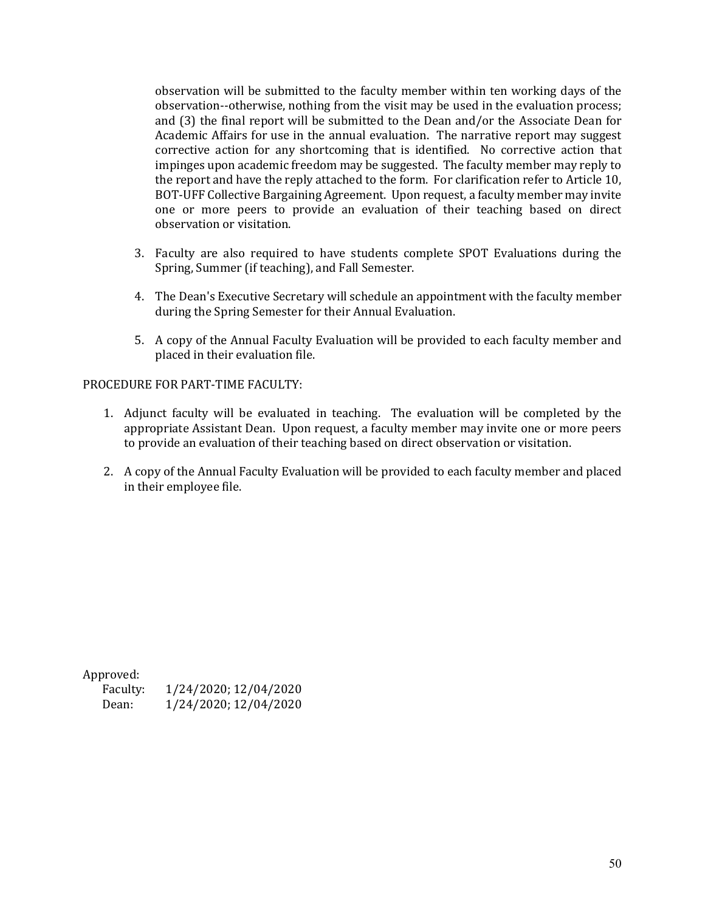observation will be submitted to the faculty member within ten working days of the observation--otherwise, nothing from the visit may be used in the evaluation process; and (3) the final report will be submitted to the Dean and/or the Associate Dean for Academic Affairs for use in the annual evaluation. The narrative report may suggest corrective action for any shortcoming that is identified. No corrective action that impinges upon academic freedom may be suggested. The faculty member may reply to the report and have the reply attached to the form. For clarification refer to Article 10, BOT-UFF Collective Bargaining Agreement. Upon request, a faculty member may invite one or more peers to provide an evaluation of their teaching based on direct observation or visitation.

3. Faculty are also required to have students complete SPOT Evaluations during the Spring, Summer (if teaching), and Fall Semester.

4. The Dean's Executive Secretary will schedule an appointment with the faculty member during the Spring Semester for their Annual Evaluation.

5. A copy of the Annual Faculty Evaluation will be provided to each faculty member and placed in their evaluation file.

PROCEDURE FOR PART-TIME FACULTY:

1. Adjunct faculty will be evaluated in teaching. The evaluation will be completed by the appropriate Assistant Dean. Upon request, a faculty member may invite one or more peers to provide an evaluation of their teaching based on direct observation or visitation.

2. A copy of the Annual Faculty Evaluation will be provided to each faculty member and placed in their employee file.

Approved:
Faculty: 1/24/2020; 12/04/2020
Dean: 1/24/2020; 12/04/2020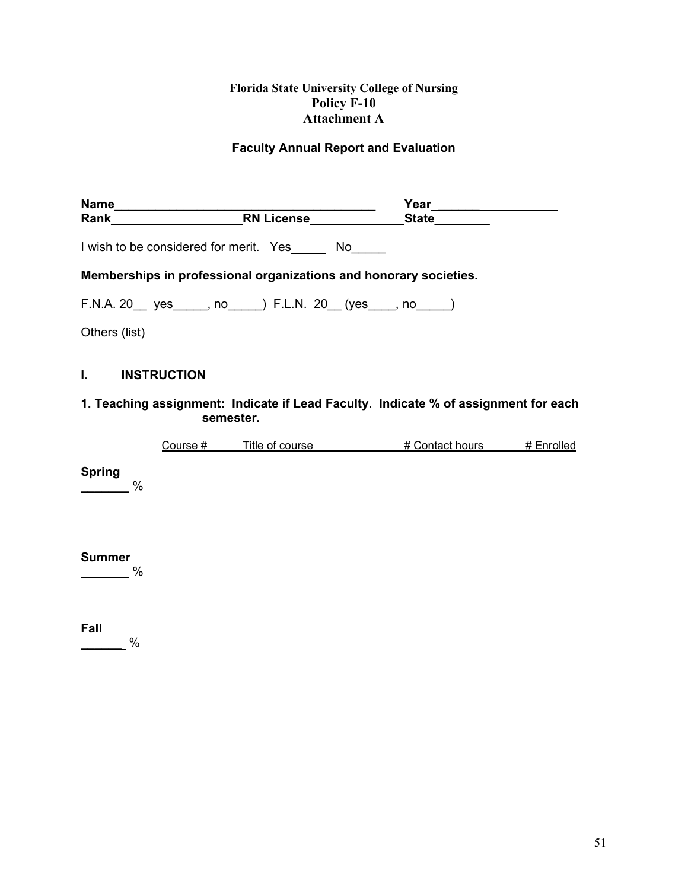**Florida State University College of Nursing**
**Policy F-10**
**Attachment A**

## Faculty Annual Report and Evaluation

**Name**_______________________________________ **Year**___________________
**Rank**__________________**RN License**_____________**State**________

I wish to be considered for merit. Yes_____ No_____

**Memberships in professional organizations and honorary societies.**

F.N.A. 20__ yes_____, no_____) F.L.N. 20__ (yes____, no_____)

Others (list)

## I. INSTRUCTION

**1. Teaching assignment: Indicate if Lead Faculty. Indicate % of assignment for each semester.**

| | Course # | Title of course | # Contact hours | # Enrolled |
|---|---|---|---|---|
| **Spring** _______ % | | | | |
| **Summer** _______ % | | | | |
| **Fall** _______ % | | | | |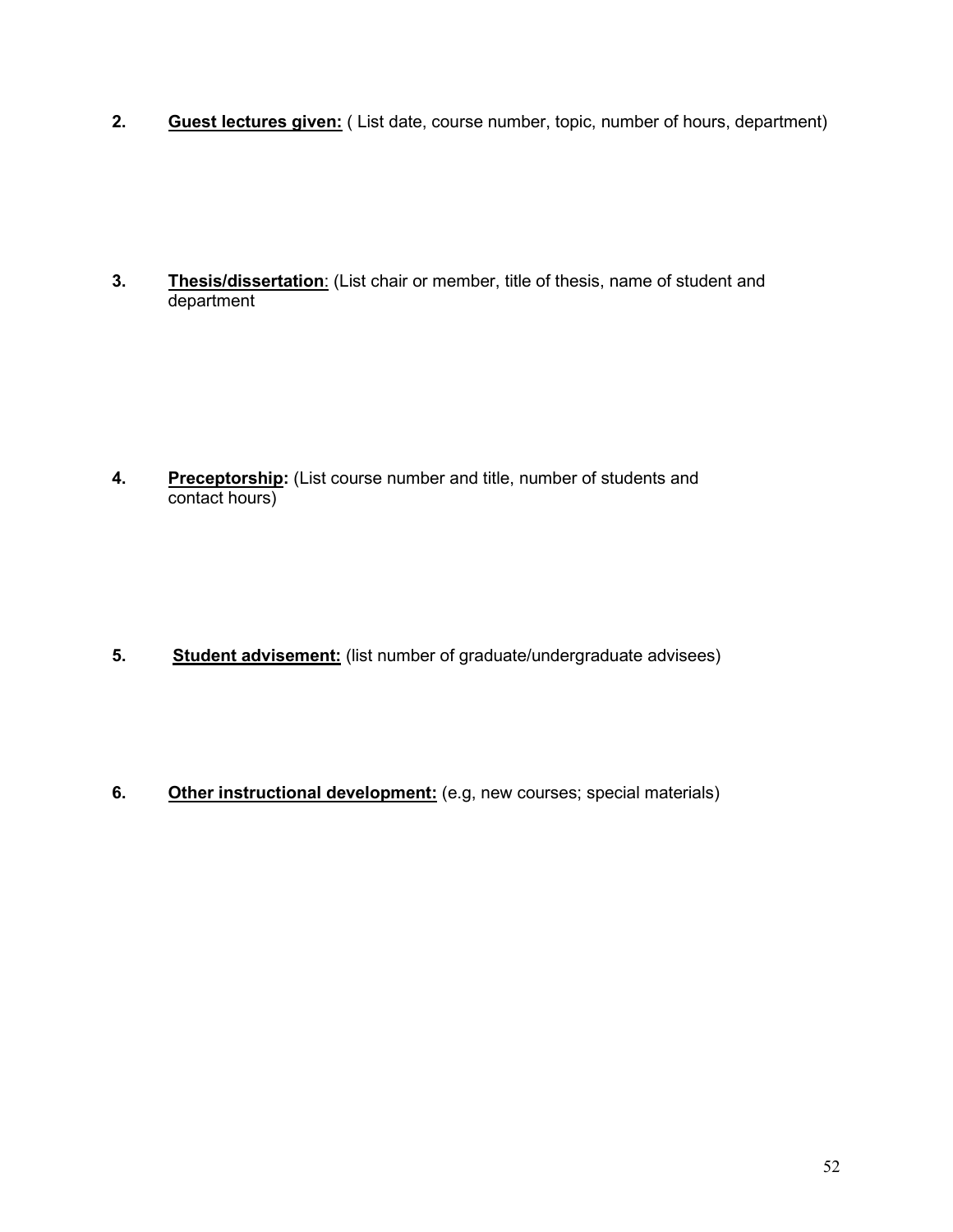2. **Guest lectures given:** ( List date, course number, topic, number of hours, department)

3. **Thesis/dissertation**: (List chair or member, title of thesis, name of student and department

4. **Preceptorship:** (List course number and title, number of students and contact hours)

5. **Student advisement:** (list number of graduate/undergraduate advisees)

6. **Other instructional development:** (e.g, new courses; special materials)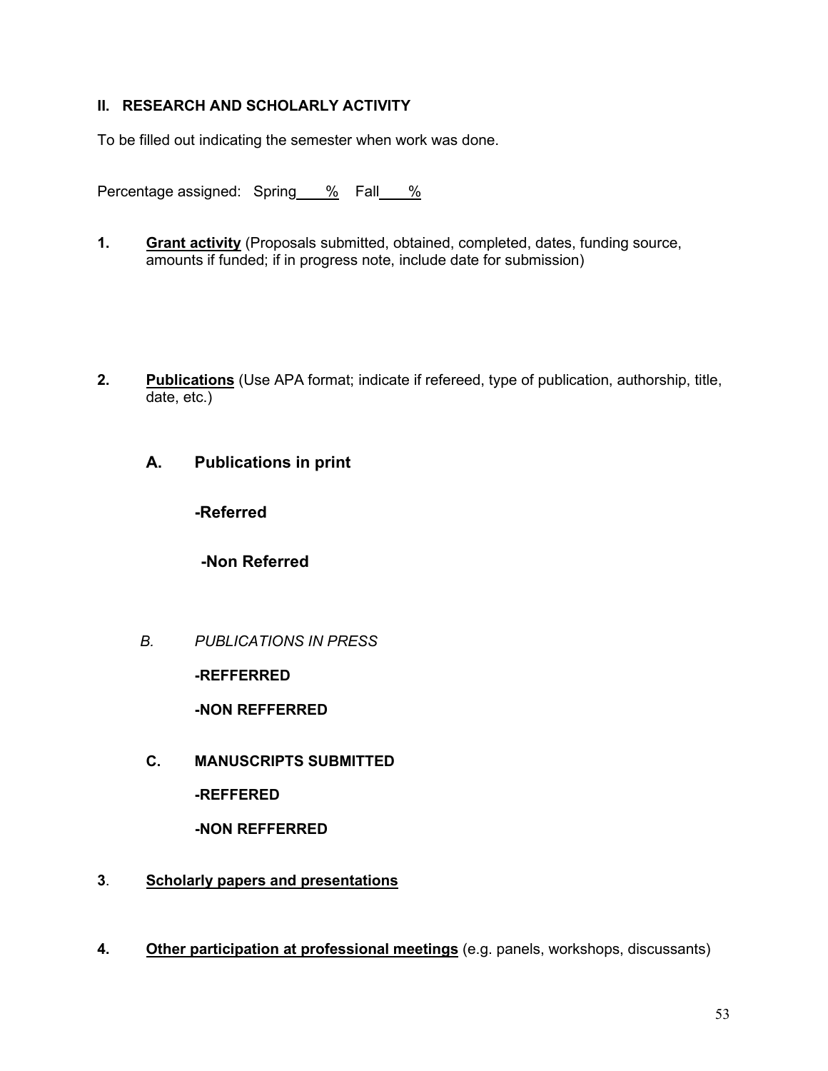**II. RESEARCH AND SCHOLARLY ACTIVITY**

To be filled out indicating the semester when work was done.

Percentage assigned: Spring____% Fall____%

**1.** **Grant activity** (Proposals submitted, obtained, completed, dates, funding source, amounts if funded; if in progress note, include date for submission)

**2.** **Publications** (Use APA format; indicate if refereed, type of publication, authorship, title, date, etc.)

**A. Publications in print**

**-Referred**

**-Non Referred**

*B. PUBLICATIONS IN PRESS*

**-REFFERRED**

**-NON REFFERRED**

**C. MANUSCRIPTS SUBMITTED**

**-REFFERED**

**-NON REFFERRED**

**3**. **Scholarly papers and presentations**

**4.** **Other participation at professional meetings** (e.g. panels, workshops, discussants)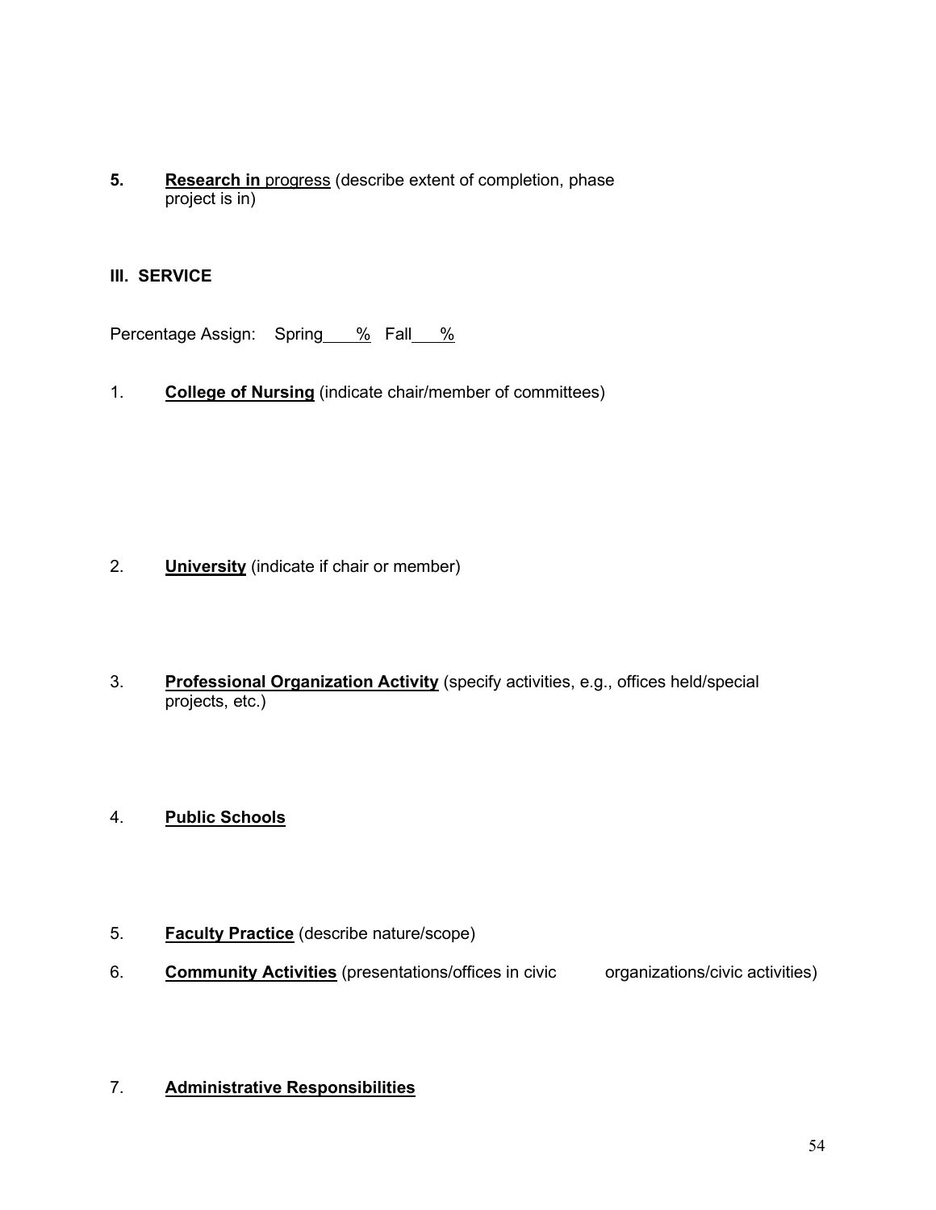5. **Research in** progress (describe extent of completion, phase project is in)

### III. SERVICE

Percentage Assign: Spring\_\_\_% Fall\_\_\_%

1. **College of Nursing** (indicate chair/member of committees)

2. **University** (indicate if chair or member)

3. **Professional Organization Activity** (specify activities, e.g., offices held/special projects, etc.)

4. **Public Schools**

5. **Faculty Practice** (describe nature/scope)

6. **Community Activities** (presentations/offices in civic organizations/civic activities)

7. **Administrative Responsibilities**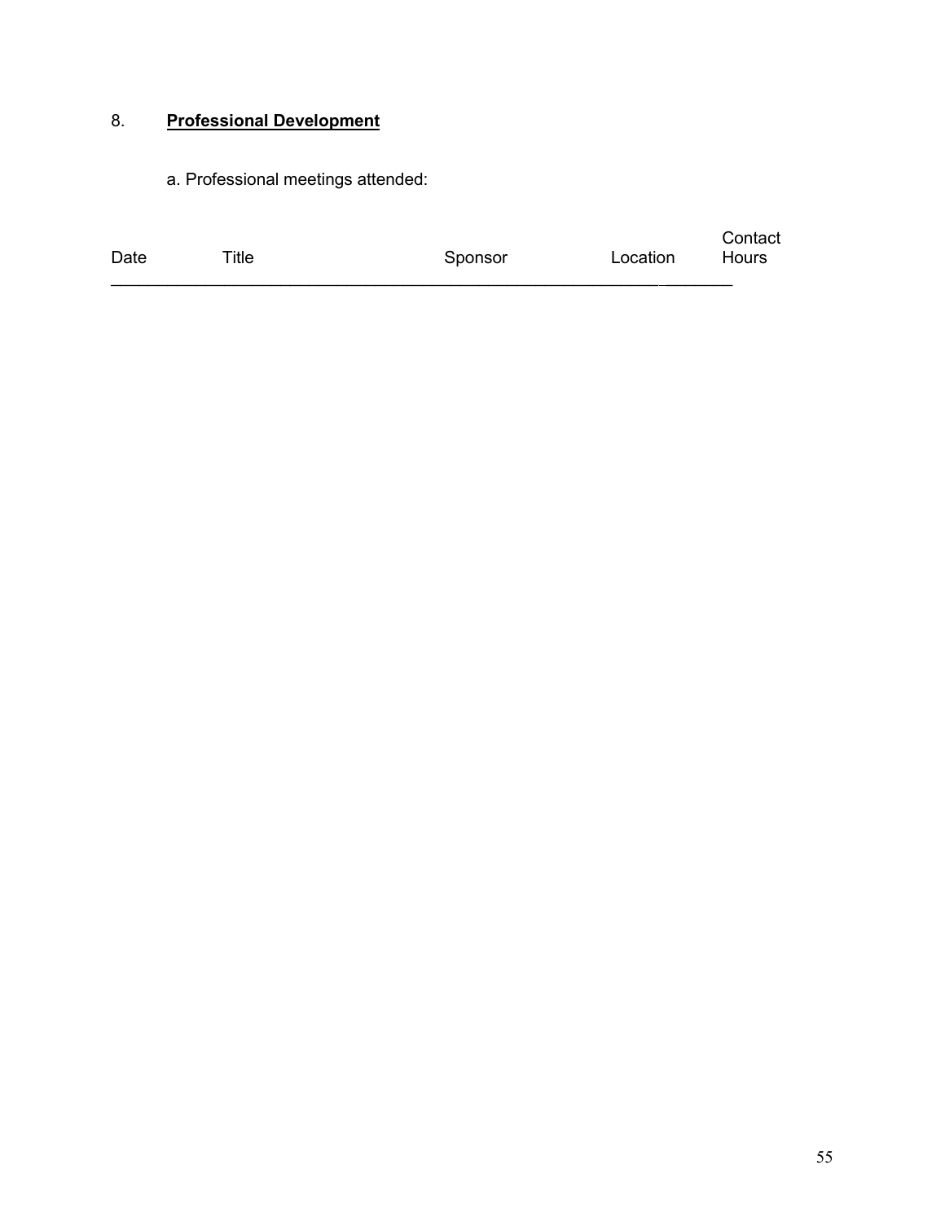## 8. **Professional Development**

a. Professional meetings attended:

| Date | Title | Sponsor | Location | Contact Hours |
|---|---|---|---|---|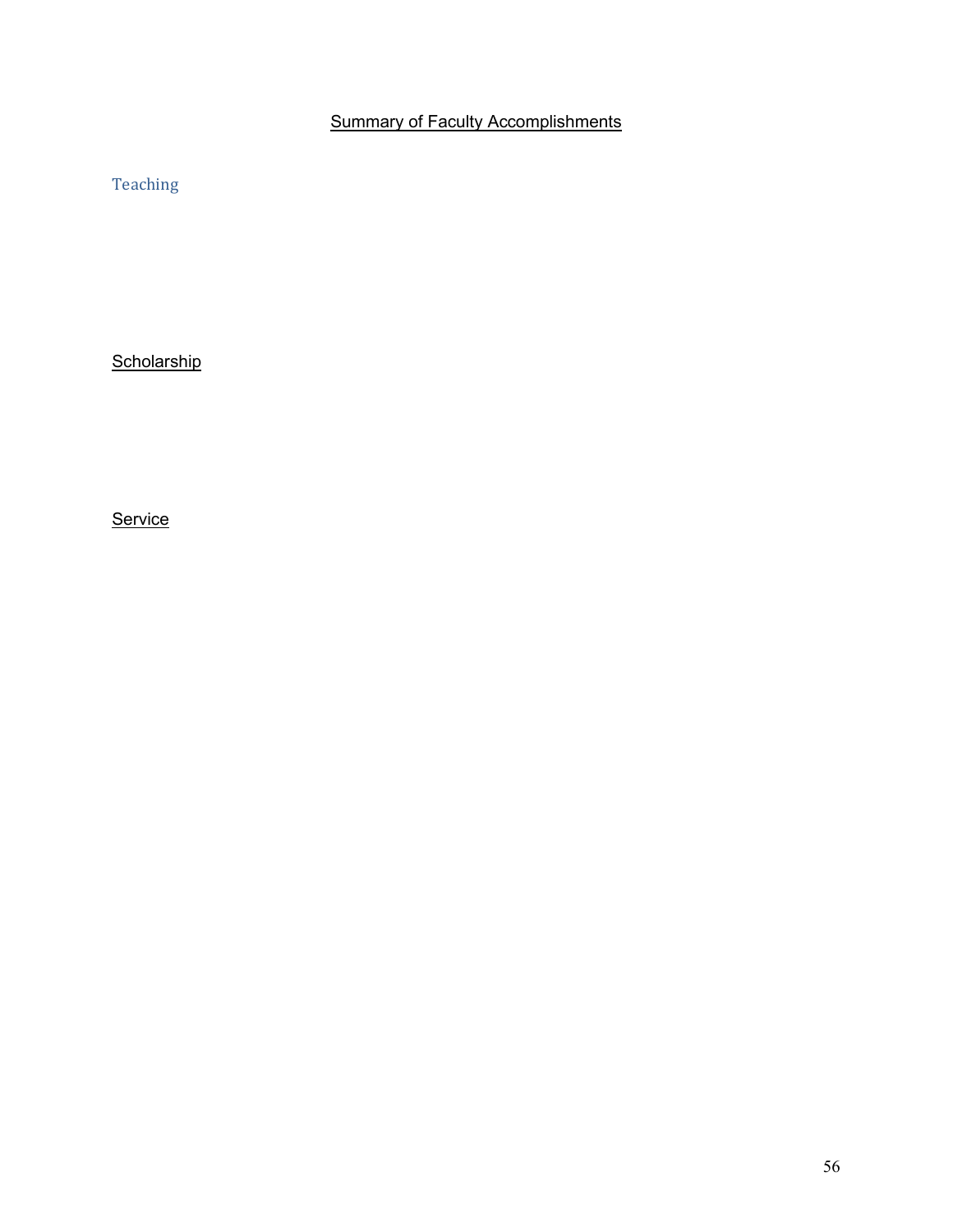# Summary of Faculty Accomplishments

## Teaching

## Scholarship

## Service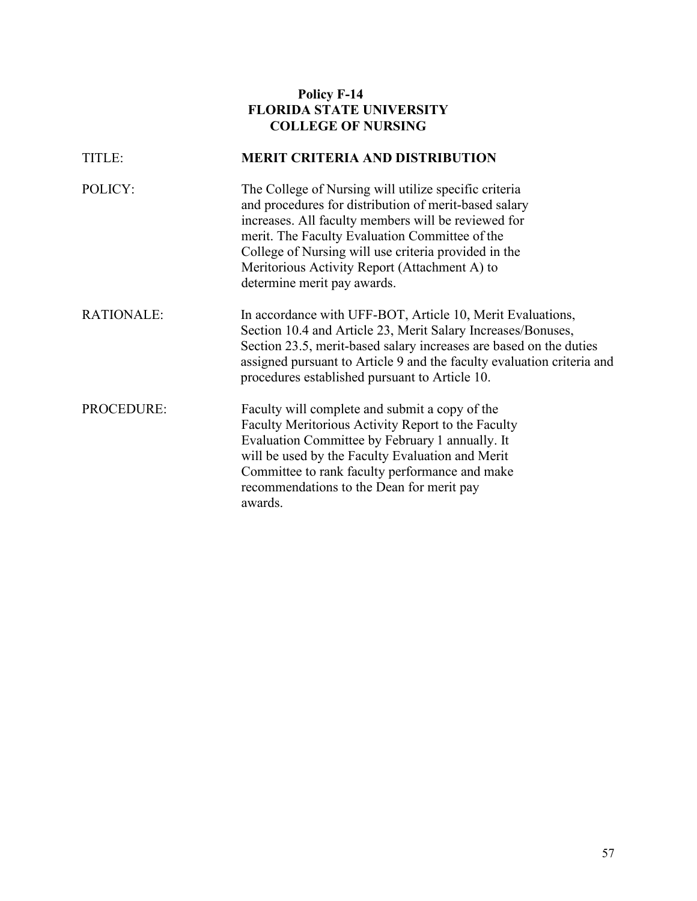**Policy F-14**
**FLORIDA STATE UNIVERSITY**
**COLLEGE OF NURSING**

TITLE: **MERIT CRITERIA AND DISTRIBUTION**

POLICY: The College of Nursing will utilize specific criteria and procedures for distribution of merit-based salary increases. All faculty members will be reviewed for merit. The Faculty Evaluation Committee of the College of Nursing will use criteria provided in the Meritorious Activity Report (Attachment A) to determine merit pay awards.

RATIONALE: In accordance with UFF-BOT, Article 10, Merit Evaluations, Section 10.4 and Article 23, Merit Salary Increases/Bonuses, Section 23.5, merit-based salary increases are based on the duties assigned pursuant to Article 9 and the faculty evaluation criteria and procedures established pursuant to Article 10.

PROCEDURE: Faculty will complete and submit a copy of the Faculty Meritorious Activity Report to the Faculty Evaluation Committee by February 1 annually. It will be used by the Faculty Evaluation and Merit Committee to rank faculty performance and make recommendations to the Dean for merit pay awards.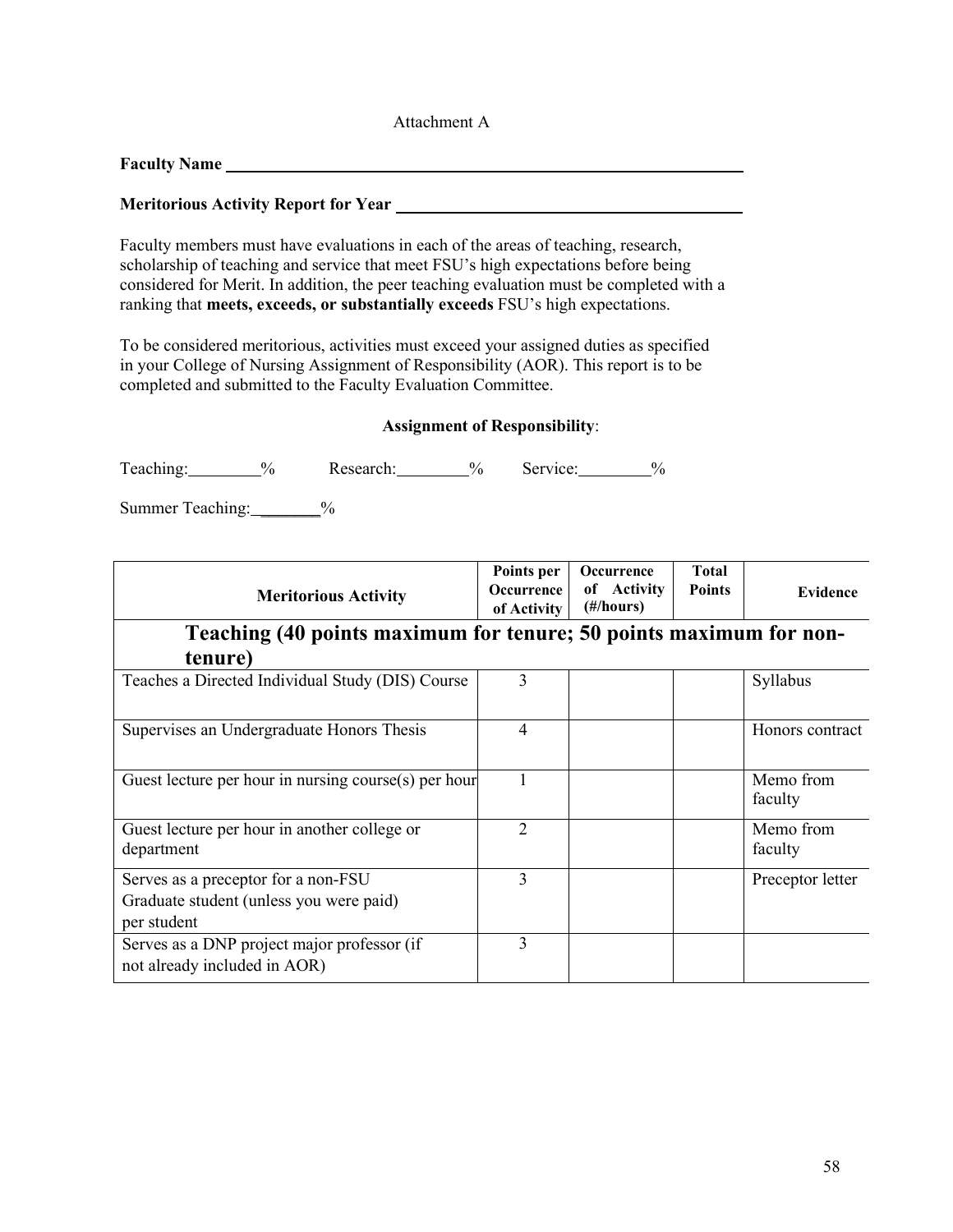Attachment A

**Faculty Name** ____________________________________________

**Meritorious Activity Report for Year** ______________________________

Faculty members must have evaluations in each of the areas of teaching, research, scholarship of teaching and service that meet FSU's high expectations before being considered for Merit. In addition, the peer teaching evaluation must be completed with a ranking that **meets, exceeds, or substantially exceeds** FSU's high expectations.

To be considered meritorious, activities must exceed your assigned duties as specified in your College of Nursing Assignment of Responsibility (AOR). This report is to be completed and submitted to the Faculty Evaluation Committee.

**Assignment of Responsibility**:

Teaching:________%  Research:________%  Service:________%

Summer Teaching:_______%

| Meritorious Activity | Points per Occurrence of Activity | Occurrence of Activity (#/hours) | Total Points | Evidence |
|---|---|---|---|---|
| **Teaching (40 points maximum for tenure; 50 points maximum for non-tenure)** | | | | |
| Teaches a Directed Individual Study (DIS) Course | 3 | | | Syllabus |
| Supervises an Undergraduate Honors Thesis | 4 | | | Honors contract |
| Guest lecture per hour in nursing course(s) per hour | 1 | | | Memo from faculty |
| Guest lecture per hour in another college or department | 2 | | | Memo from faculty |
| Serves as a preceptor for a non-FSU Graduate student (unless you were paid) per student | 3 | | | Preceptor letter |
| Serves as a DNP project major professor (if not already included in AOR) | 3 | | | |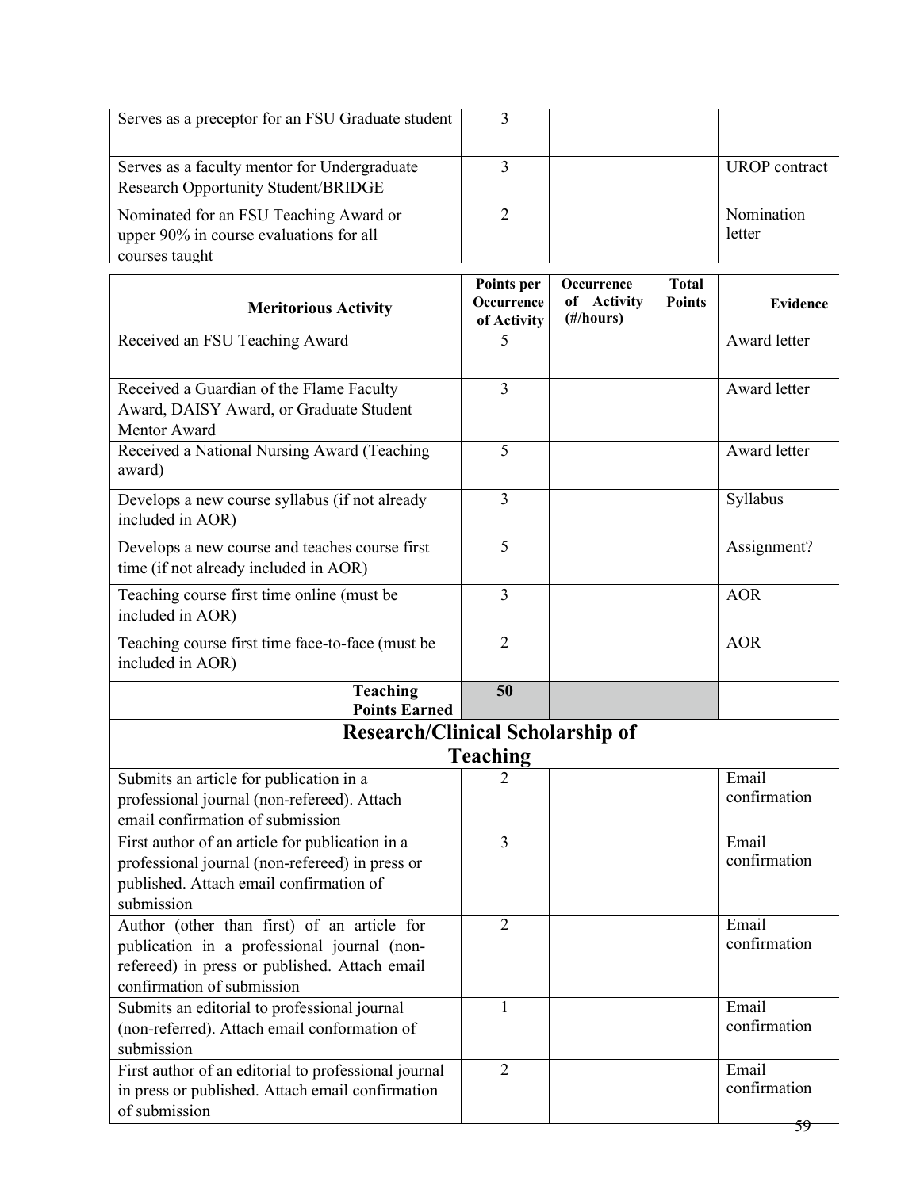| Serves as a preceptor for an FSU Graduate student | 3 | | | |
|---|---|---|---|---|
| Serves as a faculty mentor for Undergraduate Research Opportunity Student/BRIDGE | 3 | | | UROP contract |
| Nominated for an FSU Teaching Award or upper 90% in course evaluations for all courses taught | 2 | | | Nomination letter |

| Meritorious Activity | Points per Occurrence of Activity | Occurrence of Activity (#/hours) | Total Points | Evidence |
|---|---|---|---|---|
| Received an FSU Teaching Award | 5 | | | Award letter |
| Received a Guardian of the Flame Faculty Award, DAISY Award, or Graduate Student Mentor Award | 3 | | | Award letter |
| Received a National Nursing Award (Teaching award) | 5 | | | Award letter |
| Develops a new course syllabus (if not already included in AOR) | 3 | | | Syllabus |
| Develops a new course and teaches course first time (if not already included in AOR) | 5 | | | Assignment? |
| Teaching course first time online (must be included in AOR) | 3 | | | AOR |
| Teaching course first time face-to-face (must be included in AOR) | 2 | | | AOR |
| **Teaching Points Earned** | **50** | | | |
| **Research/Clinical Scholarship of Teaching** | | | | |
| Submits an article for publication in a professional journal (non-refereed). Attach email confirmation of submission | 2 | | | Email confirmation |
| First author of an article for publication in a professional journal (non-refereed) in press or published. Attach email confirmation of submission | 3 | | | Email confirmation |
| Author (other than first) of an article for publication in a professional journal (non-refereed) in press or published. Attach email confirmation of submission | 2 | | | Email confirmation |
| Submits an editorial to professional journal (non-referred). Attach email conformation of submission | 1 | | | Email confirmation |
| First author of an editorial to professional journal in press or published. Attach email confirmation of submission | 2 | | | Email confirmation |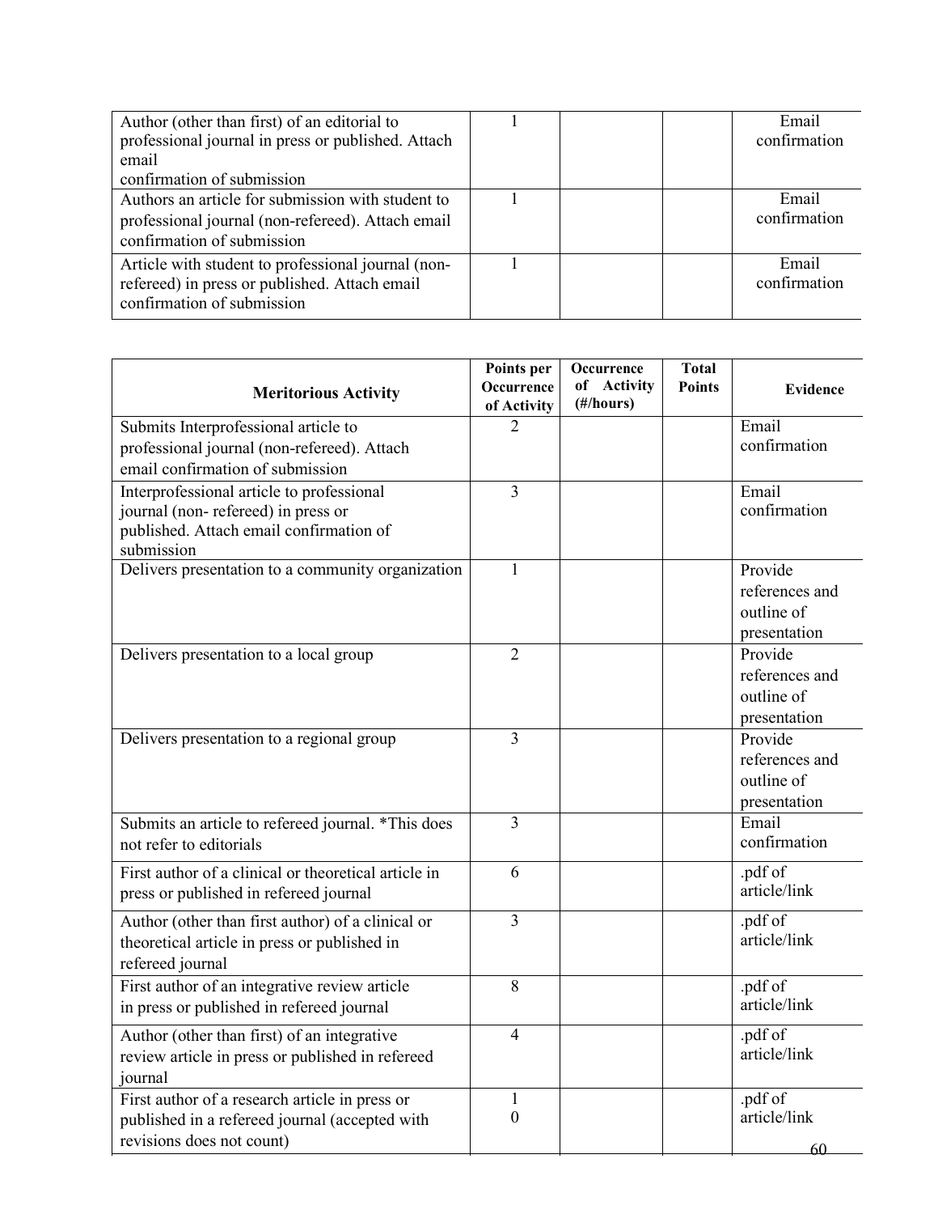| | | | | |
|---|---|---|---|---|
| Author (other than first) of an editorial to professional journal in press or published. Attach email confirmation of submission | 1 | | | Email confirmation |
| Authors an article for submission with student to professional journal (non-refereed). Attach email confirmation of submission | 1 | | | Email confirmation |
| Article with student to professional journal (non-refereed) in press or published. Attach email confirmation of submission | 1 | | | Email confirmation |

| Meritorious Activity | Points per Occurrence of Activity | Occurrence of Activity (#/hours) | Total Points | Evidence |
|---|---|---|---|---|
| Submits Interprofessional article to professional journal (non-refereed). Attach email confirmation of submission | 2 | | | Email confirmation |
| Interprofessional article to professional journal (non- refereed) in press or published. Attach email confirmation of submission | 3 | | | Email confirmation |
| Delivers presentation to a community organization | 1 | | | Provide references and outline of presentation |
| Delivers presentation to a local group | 2 | | | Provide references and outline of presentation |
| Delivers presentation to a regional group | 3 | | | Provide references and outline of presentation |
| Submits an article to refereed journal. *This does not refer to editorials | 3 | | | Email confirmation |
| First author of a clinical or theoretical article in press or published in refereed journal | 6 | | | .pdf of article/link |
| Author (other than first author) of a clinical or theoretical article in press or published in refereed journal | 3 | | | .pdf of article/link |
| First author of an integrative review article in press or published in refereed journal | 8 | | | .pdf of article/link |
| Author (other than first) of an integrative review article in press or published in refereed journal | 4 | | | .pdf of article/link |
| First author of a research article in press or published in a refereed journal (accepted with revisions does not count) | 10 | | | .pdf of article/link |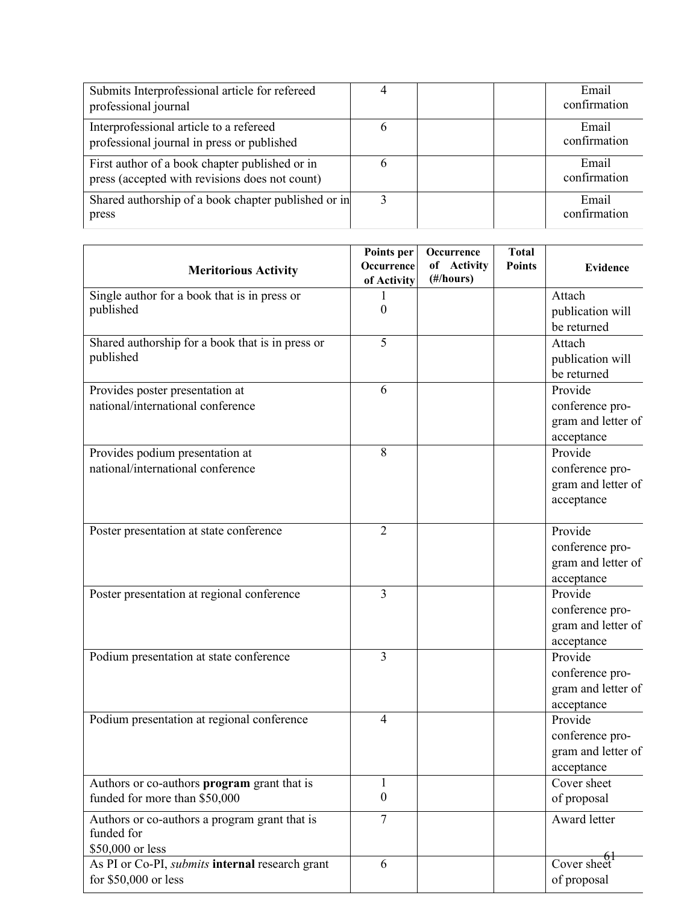| Meritorious Activity | Points per Occurrence of Activity | Occurrence of Activity (#/hours) | Total Points | Evidence |
|---|---|---|---|---|
| Submits Interprofessional article for refereed professional journal | 4 | | | Email confirmation |
| Interprofessional article to a refereed professional journal in press or published | 6 | | | Email confirmation |
| First author of a book chapter published or in press (accepted with revisions does not count) | 6 | | | Email confirmation |
| Shared authorship of a book chapter published or in press | 3 | | | Email confirmation |
| Single author for a book that is in press or published | 10 | | | Attach publication will be returned |
| Shared authorship for a book that is in press or published | 5 | | | Attach publication will be returned |
| Provides poster presentation at national/international conference | 6 | | | Provide conference program and letter of acceptance |
| Provides podium presentation at national/international conference | 8 | | | Provide conference program and letter of acceptance |
| Poster presentation at state conference | 2 | | | Provide conference program and letter of acceptance |
| Poster presentation at regional conference | 3 | | | Provide conference program and letter of acceptance |
| Podium presentation at state conference | 3 | | | Provide conference program and letter of acceptance |
| Podium presentation at regional conference | 4 | | | Provide conference program and letter of acceptance |
| Authors or co-authors **program** grant that is funded for more than $50,000 | 10 | | | Cover sheet of proposal |
| Authors or co-authors a program grant that is funded for $50,000 or less | 7 | | | Award letter |
| As PI or Co-PI, *submits* **internal** research grant for $50,000 or less | 6 | | | Cover sheet of proposal |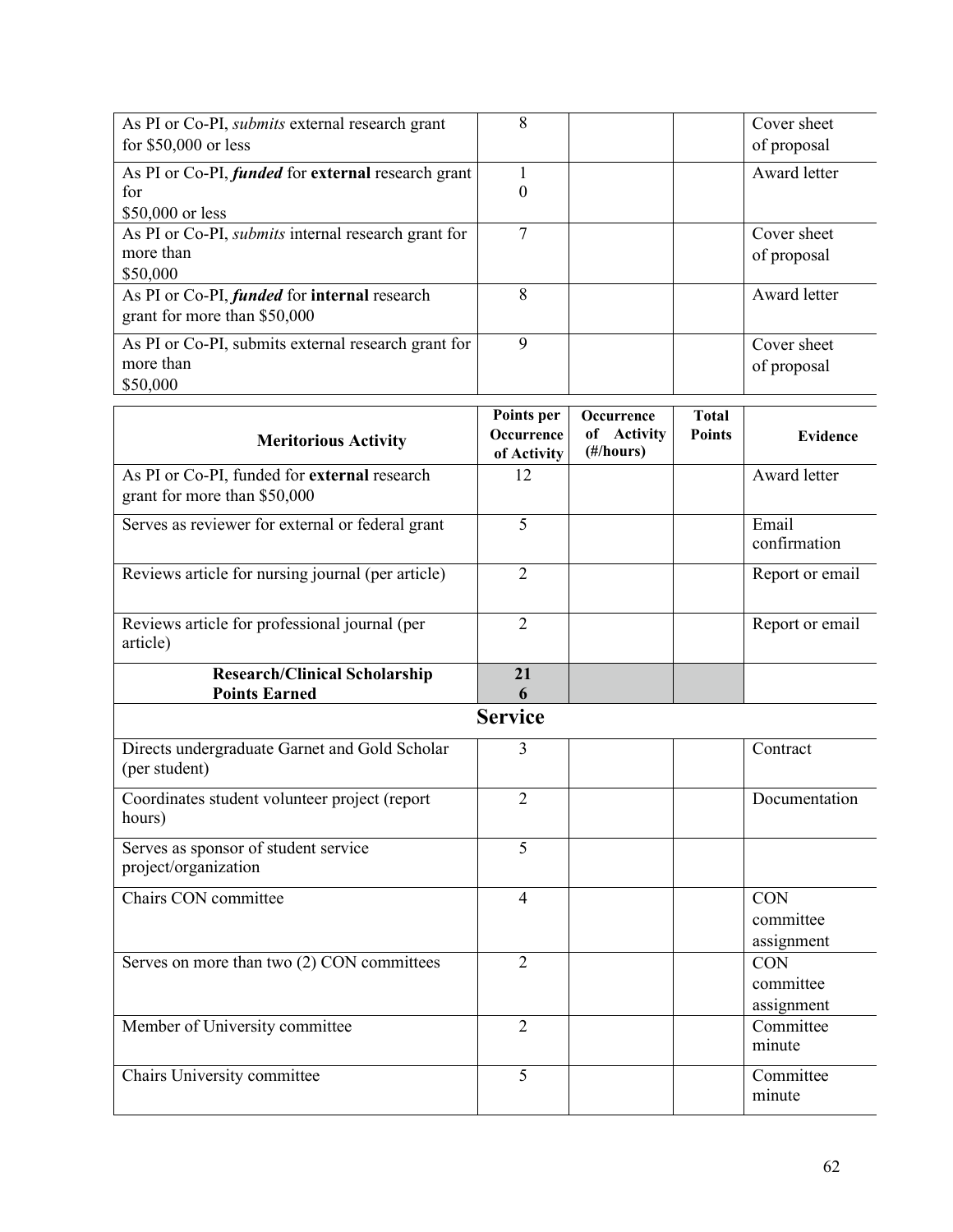| Meritorious Activity | Points per Occurrence of Activity | Occurrence of Activity (#/hours) | Total Points | Evidence |
|---|---|---|---|---|
| As PI or Co-PI, *submits* external research grant for $50,000 or less | 8 | | | Cover sheet of proposal |
| As PI or Co-PI, ***funded*** for **external** research grant for $50,000 or less | 10 | | | Award letter |
| As PI or Co-PI, *submits* internal research grant for more than $50,000 | 7 | | | Cover sheet of proposal |
| As PI or Co-PI, ***funded*** for **internal** research grant for more than $50,000 | 8 | | | Award letter |
| As PI or Co-PI, submits external research grant for more than $50,000 | 9 | | | Cover sheet of proposal |
| As PI or Co-PI, funded for **external** research grant for more than $50,000 | 12 | | | Award letter |
| Serves as reviewer for external or federal grant | 5 | | | Email confirmation |
| Reviews article for nursing journal (per article) | 2 | | | Report or email |
| Reviews article for professional journal (per article) | 2 | | | Report or email |
| **Research/Clinical Scholarship Points Earned** | **216** | | | |

## Service

| Meritorious Activity | Points per Occurrence of Activity | Occurrence of Activity (#/hours) | Total Points | Evidence |
|---|---|---|---|---|
| Directs undergraduate Garnet and Gold Scholar (per student) | 3 | | | Contract |
| Coordinates student volunteer project (report hours) | 2 | | | Documentation |
| Serves as sponsor of student service project/organization | 5 | | | |
| Chairs CON committee | 4 | | | CON committee assignment |
| Serves on more than two (2) CON committees | 2 | | | CON committee assignment |
| Member of University committee | 2 | | | Committee minute |
| Chairs University committee | 5 | | | Committee minute |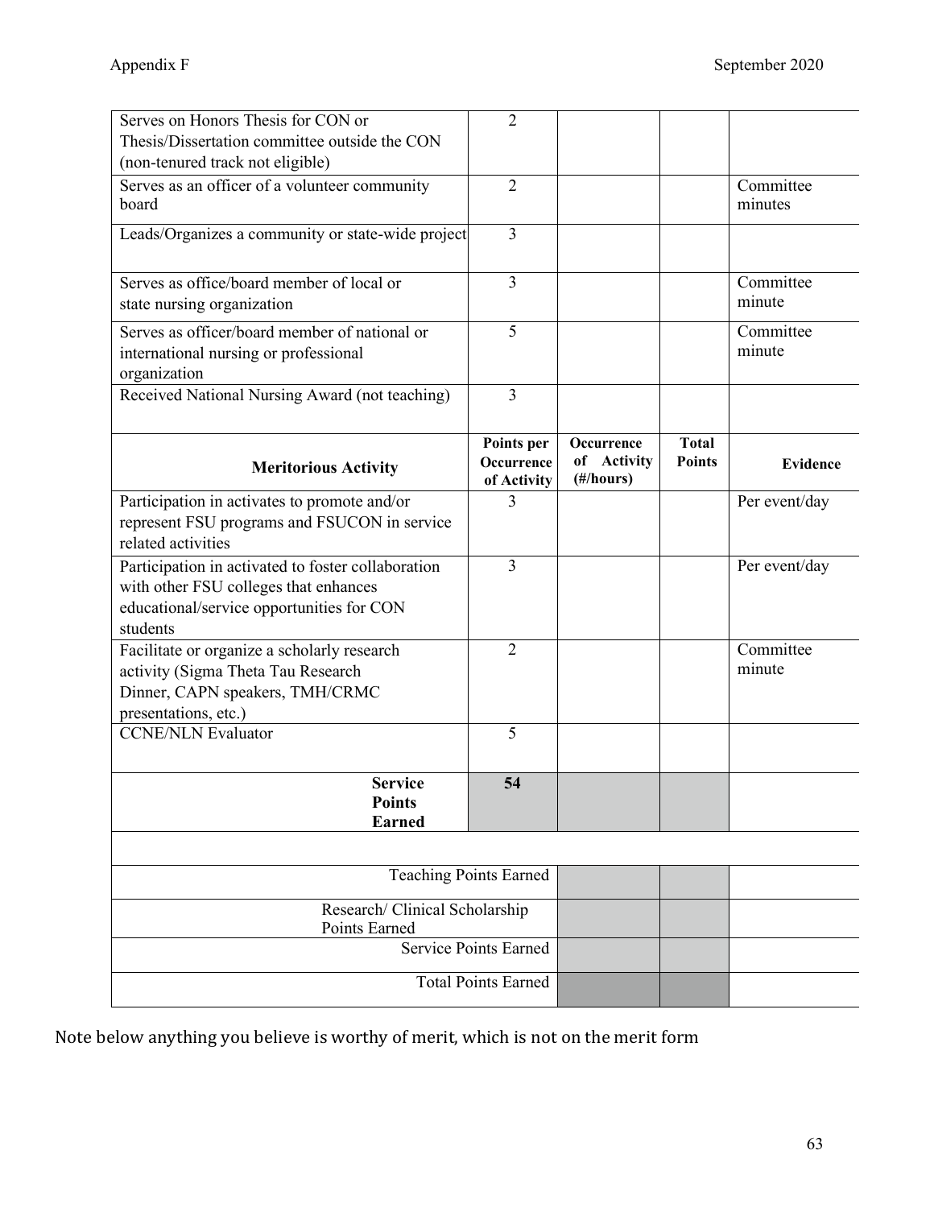| | | | | |
|---|---|---|---|---|
| Serves on Honors Thesis for CON or Thesis/Dissertation committee outside the CON (non-tenured track not eligible) | 2 | | | |
| Serves as an officer of a volunteer community board | 2 | | | Committee minutes |
| Leads/Organizes a community or state-wide project | 3 | | | |
| Serves as office/board member of local or state nursing organization | 3 | | | Committee minute |
| Serves as officer/board member of national or international nursing or professional organization | 5 | | | Committee minute |
| Received National Nursing Award (not teaching) | 3 | | | |
| **Meritorious Activity** | **Points per Occurrence of Activity** | **Occurrence of Activity (#/hours)** | **Total Points** | **Evidence** |
| Participation in activates to promote and/or represent FSU programs and FSUCON in service related activities | 3 | | | Per event/day |
| Participation in activated to foster collaboration with other FSU colleges that enhances educational/service opportunities for CON students | 3 | | | Per event/day |
| Facilitate or organize a scholarly research activity (Sigma Theta Tau Research Dinner, CAPN speakers, TMH/CRMC presentations, etc.) | 2 | | | Committee minute |
| CCNE/NLN Evaluator | 5 | | | |
| **Service Points Earned** | **54** | | | |

| | | | |
|---|---|---|---|
| Teaching Points Earned | | | |
| Research/ Clinical Scholarship Points Earned | | | |
| Service Points Earned | | | |
| Total Points Earned | | | |

Note below anything you believe is worthy of merit, which is not on the merit form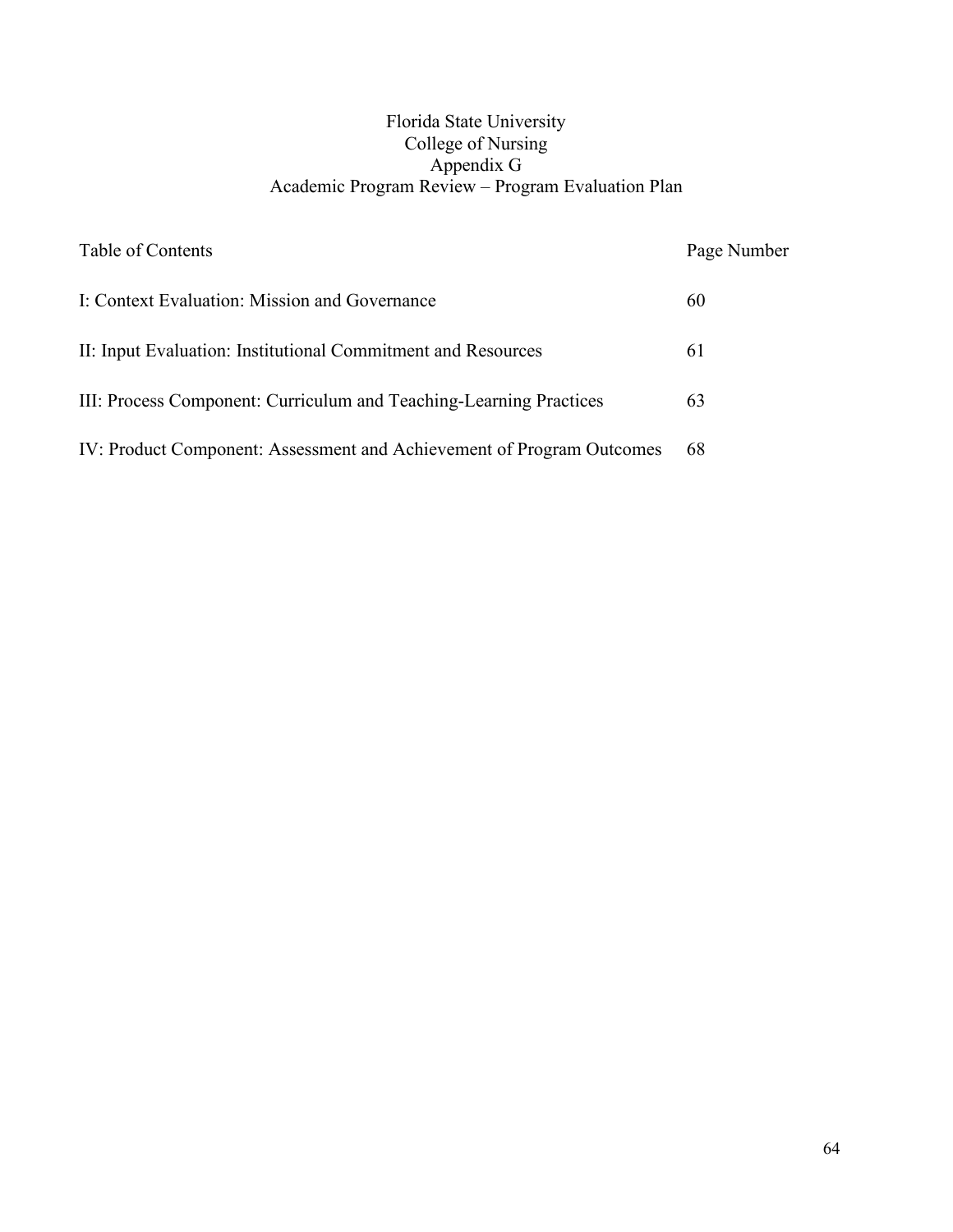# Florida State University
## College of Nursing
## Appendix G
## Academic Program Review – Program Evaluation Plan

| Table of Contents | Page Number |
|---|---|
| I: Context Evaluation: Mission and Governance | 60 |
| II: Input Evaluation: Institutional Commitment and Resources | 61 |
| III: Process Component: Curriculum and Teaching-Learning Practices | 63 |
| IV: Product Component: Assessment and Achievement of Program Outcomes | 68 |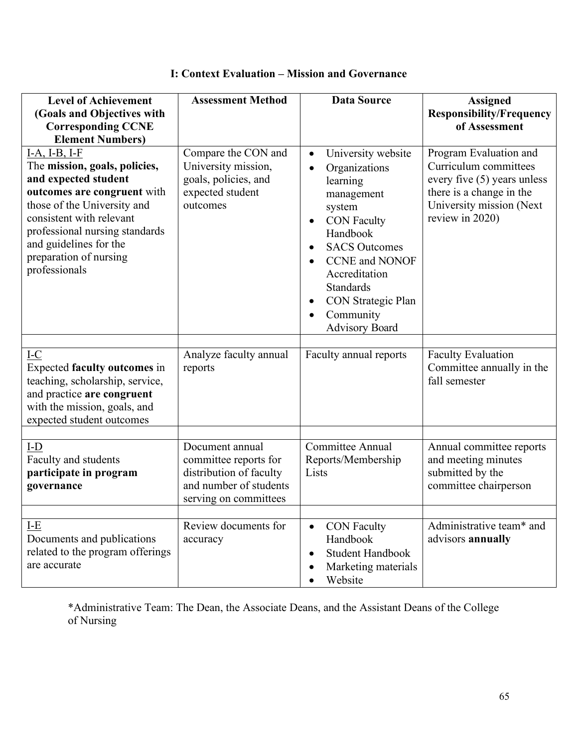### I: Context Evaluation – Mission and Governance

| Level of Achievement (Goals and Objectives with Corresponding CCNE Element Numbers) | Assessment Method | Data Source | Assigned Responsibility/Frequency of Assessment |
|---|---|---|---|
| I-A, I-B, I-F<br>The **mission, goals, policies, and expected student outcomes are congruent** with those of the University and consistent with relevant professional nursing standards and guidelines for the preparation of nursing professionals | Compare the CON and University mission, goals, policies, and expected student outcomes | • University website<br>• Organizations learning management system<br>• CON Faculty Handbook<br>• SACS Outcomes<br>• CCNE and NONOF Accreditation Standards<br>• CON Strategic Plan<br>• Community Advisory Board | Program Evaluation and Curriculum committees every five (5) years unless there is a change in the University mission (Next review in 2020) |
| | | | |
| I-C<br>Expected **faculty outcomes** in teaching, scholarship, service, and practice **are congruent** with the mission, goals, and expected student outcomes | Analyze faculty annual reports | Faculty annual reports | Faculty Evaluation Committee annually in the fall semester |
| | | | |
| I-D<br>Faculty and students **participate in program governance** | Document annual committee reports for distribution of faculty and number of students serving on committees | Committee Annual Reports/Membership Lists | Annual committee reports and meeting minutes submitted by the committee chairperson |
| | | | |
| I-E<br>Documents and publications related to the program offerings are accurate | Review documents for accuracy | • CON Faculty Handbook<br>• Student Handbook<br>• Marketing materials<br>• Website | Administrative team* and advisors **annually** |

*Administrative Team: The Dean, the Associate Deans, and the Assistant Deans of the College of Nursing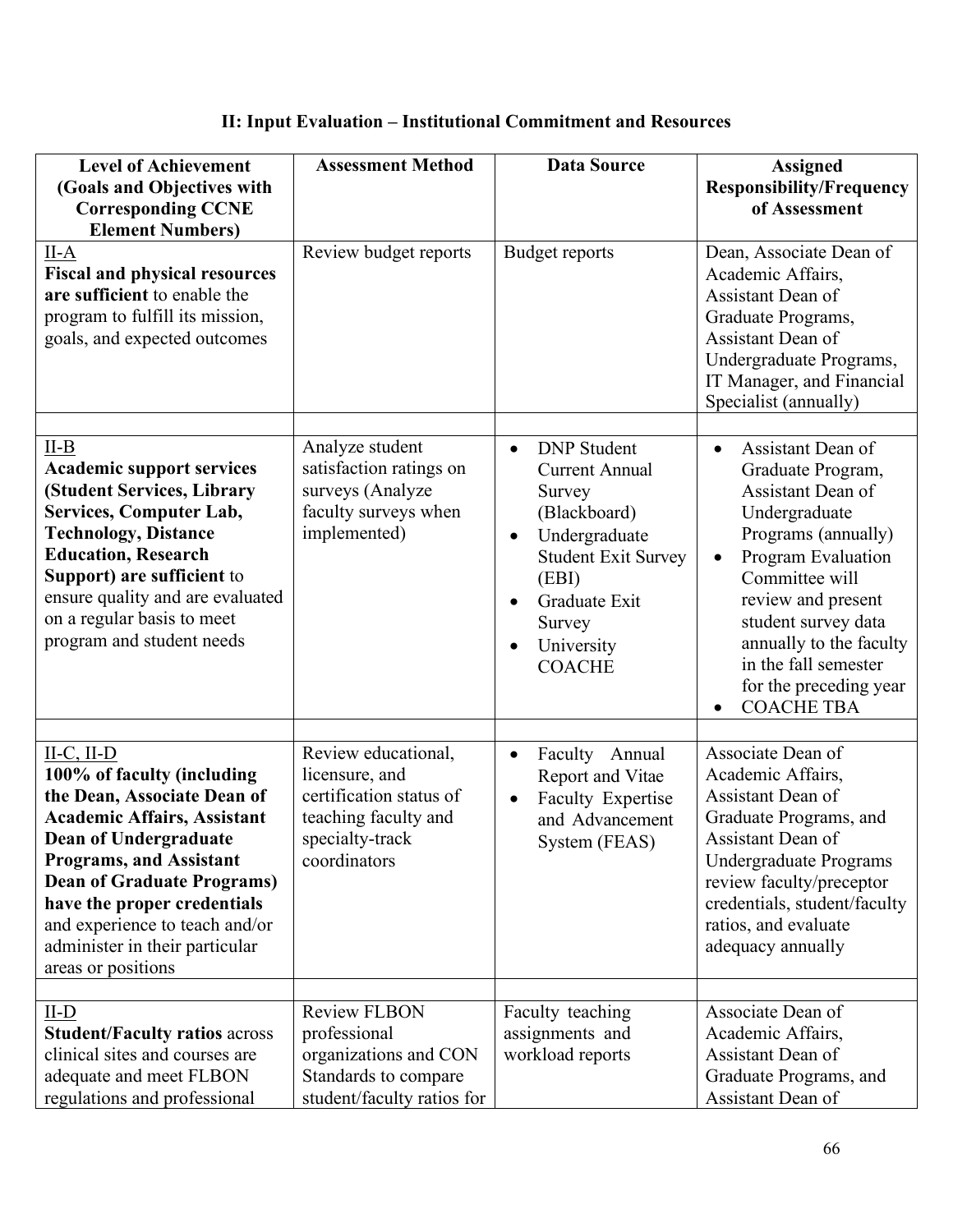## II: Input Evaluation – Institutional Commitment and Resources

| Level of Achievement (Goals and Objectives with Corresponding CCNE Element Numbers) | Assessment Method | Data Source | Assigned Responsibility/Frequency of Assessment |
|---|---|---|---|
| II-A<br>**Fiscal and physical resources are sufficient** to enable the program to fulfill its mission, goals, and expected outcomes | Review budget reports | Budget reports | Dean, Associate Dean of Academic Affairs, Assistant Dean of Graduate Programs, Assistant Dean of Undergraduate Programs, IT Manager, and Financial Specialist (annually) |
| | | | |
| II-B<br>**Academic support services (Student Services, Library Services, Computer Lab, Technology, Distance Education, Research Support) are sufficient** to ensure quality and are evaluated on a regular basis to meet program and student needs | Analyze student satisfaction ratings on surveys (Analyze faculty surveys when implemented) | • DNP Student Current Annual Survey (Blackboard)<br>• Undergraduate Student Exit Survey (EBI)<br>• Graduate Exit Survey<br>• University COACHE | • Assistant Dean of Graduate Program, Assistant Dean of Undergraduate Programs (annually)<br>• Program Evaluation Committee will review and present student survey data annually to the faculty in the fall semester for the preceding year<br>• COACHE TBA |
| | | | |
| II-C, II-D<br>**100% of faculty (including the Dean, Associate Dean of Academic Affairs, Assistant Dean of Undergraduate Programs, and Assistant Dean of Graduate Programs) have the proper credentials** and experience to teach and/or administer in their particular areas or positions | Review educational, licensure, and certification status of teaching faculty and specialty-track coordinators | • Faculty Annual Report and Vitae<br>• Faculty Expertise and Advancement System (FEAS) | Associate Dean of Academic Affairs, Assistant Dean of Graduate Programs, and Assistant Dean of Undergraduate Programs review faculty/preceptor credentials, student/faculty ratios, and evaluate adequacy annually |
| | | | |
| II-D<br>**Student/Faculty ratios** across clinical sites and courses are adequate and meet FLBON regulations and professional | Review FLBON professional organizations and CON Standards to compare student/faculty ratios for | Faculty teaching assignments and workload reports | Associate Dean of Academic Affairs, Assistant Dean of Graduate Programs, and Assistant Dean of |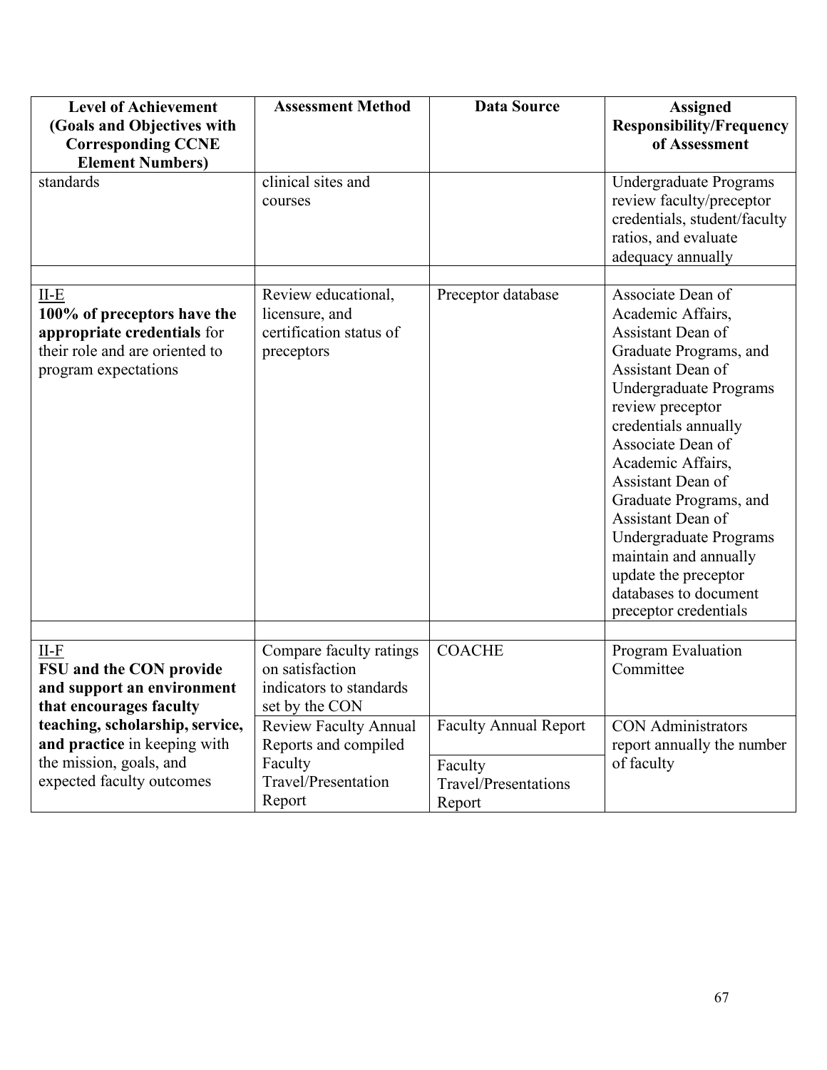| Level of Achievement (Goals and Objectives with Corresponding CCNE Element Numbers) | Assessment Method | Data Source | Assigned Responsibility/Frequency of Assessment |
|---|---|---|---|
| standards | clinical sites and courses | | Undergraduate Programs review faculty/preceptor credentials, student/faculty ratios, and evaluate adequacy annually |
| | | | |
| II-E **100% of preceptors have the appropriate credentials** for their role and are oriented to program expectations | Review educational, licensure, and certification status of preceptors | Preceptor database | Associate Dean of Academic Affairs, Assistant Dean of Graduate Programs, and Assistant Dean of Undergraduate Programs review preceptor credentials annually Associate Dean of Academic Affairs, Assistant Dean of Graduate Programs, and Assistant Dean of Undergraduate Programs maintain and annually update the preceptor databases to document preceptor credentials |
| | | | |
| II-F **FSU and the CON provide and support an environment that encourages faculty teaching, scholarship, service, and practice** in keeping with the mission, goals, and expected faculty outcomes | Compare faculty ratings on satisfaction indicators to standards set by the CON | COACHE | Program Evaluation Committee |
| | Review Faculty Annual Reports and compiled Faculty Travel/Presentation Report | Faculty Annual Report | CON Administrators report annually the number of faculty |
| | | Faculty Travel/Presentations Report | |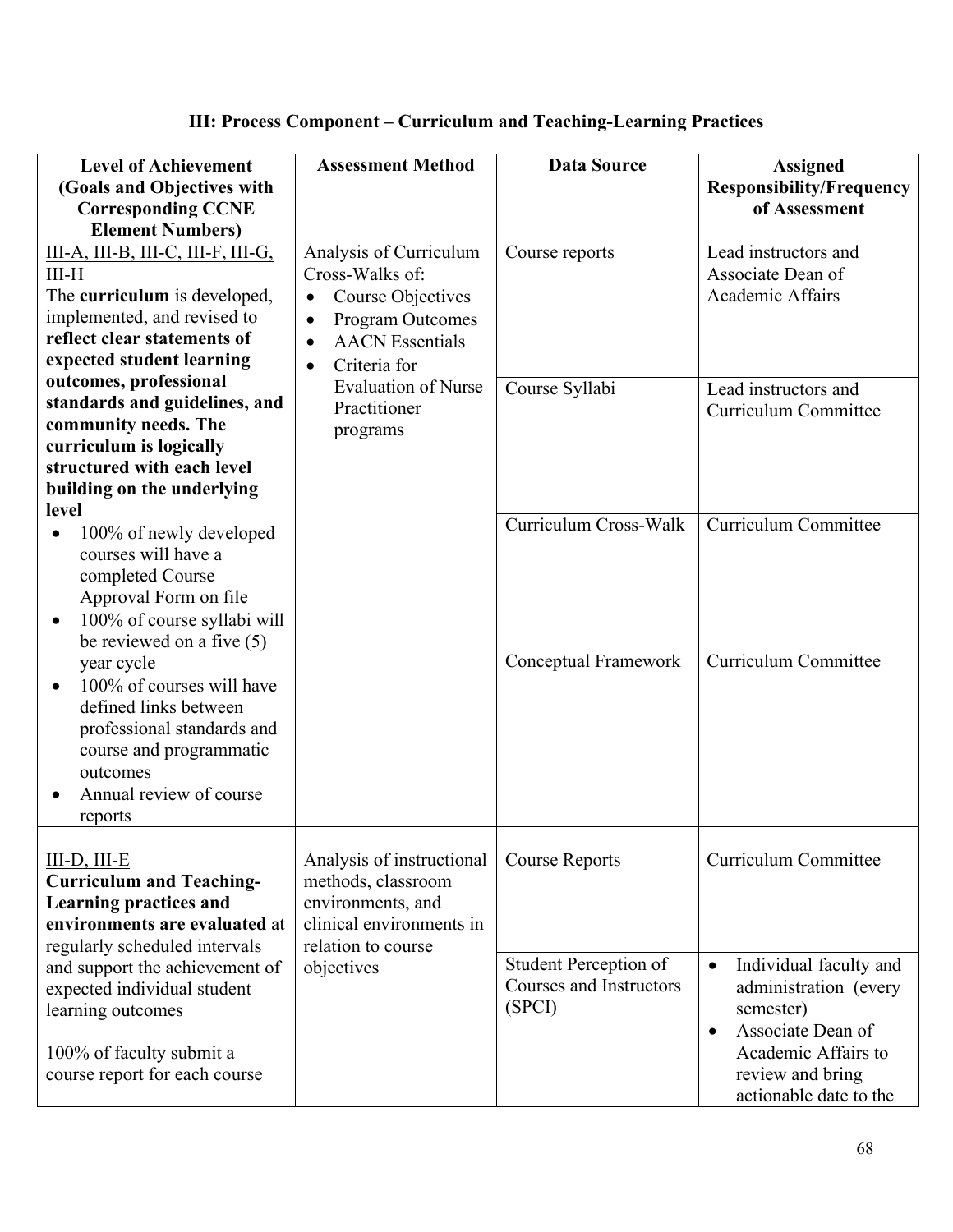### III: Process Component – Curriculum and Teaching-Learning Practices

| Level of Achievement (Goals and Objectives with Corresponding CCNE Element Numbers) | Assessment Method | Data Source | Assigned Responsibility/Frequency of Assessment |
|---|---|---|---|
| III-A, III-B, III-C, III-F, III-G, III-H<br>The **curriculum** is developed, implemented, and revised to **reflect clear statements of expected student learning outcomes, professional standards and guidelines, and community needs. The curriculum is logically structured with each level building on the underlying level**<br>• 100% of newly developed courses will have a completed Course Approval Form on file<br>• 100% of course syllabi will be reviewed on a five (5) year cycle<br>• 100% of courses will have defined links between professional standards and course and programmatic outcomes<br>• Annual review of course reports | Analysis of Curriculum Cross-Walks of:<br>• Course Objectives<br>• Program Outcomes<br>• AACN Essentials<br>• Criteria for Evaluation of Nurse Practitioner programs | Course reports | Lead instructors and Associate Dean of Academic Affairs |
| | | Course Syllabi | Lead instructors and Curriculum Committee |
| | | Curriculum Cross-Walk | Curriculum Committee |
| | | Conceptual Framework | Curriculum Committee |
| | | | |
| III-D, III-E<br>**Curriculum and Teaching-Learning practices and environments are evaluated** at regularly scheduled intervals and support the achievement of expected individual student learning outcomes<br><br>100% of faculty submit a course report for each course | Analysis of instructional methods, classroom environments, and clinical environments in relation to course objectives | Course Reports | Curriculum Committee |
| | | Student Perception of Courses and Instructors (SPCI) | • Individual faculty and administration (every semester)<br>• Associate Dean of Academic Affairs to review and bring actionable date to the |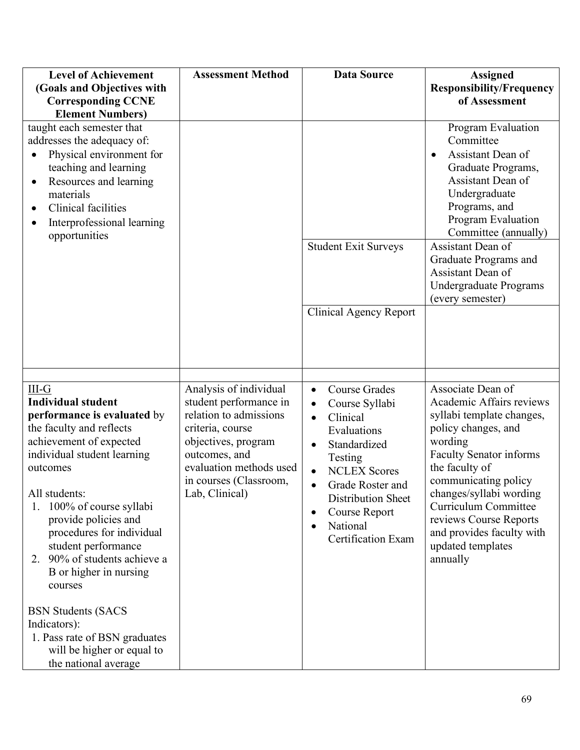| Level of Achievement (Goals and Objectives with Corresponding CCNE Element Numbers) | Assessment Method | Data Source | Assigned Responsibility/Frequency of Assessment |
|---|---|---|---|
| taught each semester that addresses the adequacy of:<br>• Physical environment for teaching and learning<br>• Resources and learning materials<br>• Clinical facilities<br>• Interprofessional learning opportunities | | | Program Evaluation Committee<br>• Assistant Dean of Graduate Programs, Assistant Dean of Undergraduate Programs, and Program Evaluation Committee (annually) |
| | | Student Exit Surveys | Assistant Dean of Graduate Programs and Assistant Dean of Undergraduate Programs (every semester) |
| | | Clinical Agency Report | |
| | | | |
| III-G<br>**Individual student performance is evaluated** by the faculty and reflects achievement of expected individual student learning outcomes<br><br>All students:<br>1. 100% of course syllabi provide policies and procedures for individual student performance<br>2. 90% of students achieve a B or higher in nursing courses<br><br>BSN Students (SACS Indicators):<br>1. Pass rate of BSN graduates will be higher or equal to the national average | Analysis of individual student performance in relation to admissions criteria, course objectives, program outcomes, and evaluation methods used in courses (Classroom, Lab, Clinical) | • Course Grades<br>• Course Syllabi<br>• Clinical Evaluations<br>• Standardized Testing<br>• NCLEX Scores<br>• Grade Roster and Distribution Sheet<br>• Course Report<br>• National Certification Exam | Associate Dean of Academic Affairs reviews syllabi template changes, policy changes, and wording<br>Faculty Senator informs the faculty of communicating policy changes/syllabi wording<br>Curriculum Committee reviews Course Reports and provides faculty with updated templates annually |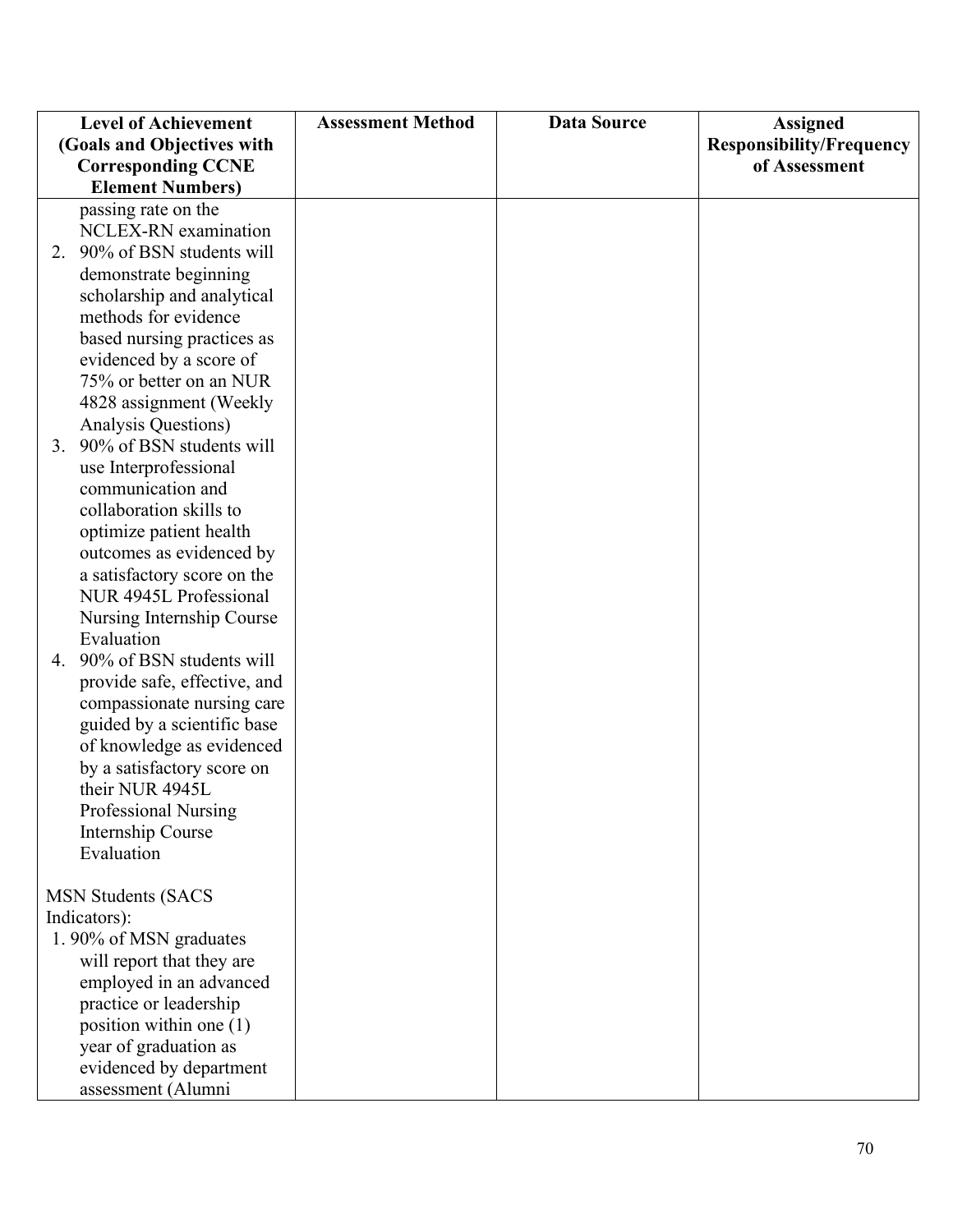| Level of Achievement (Goals and Objectives with Corresponding CCNE Element Numbers) | Assessment Method | Data Source | Assigned Responsibility/Frequency of Assessment |
|---|---|---|---|
| passing rate on the NCLEX-RN examination<br>2. 90% of BSN students will demonstrate beginning scholarship and analytical methods for evidence based nursing practices as evidenced by a score of 75% or better on an NUR 4828 assignment (Weekly Analysis Questions)<br>3. 90% of BSN students will use Interprofessional communication and collaboration skills to optimize patient health outcomes as evidenced by a satisfactory score on the NUR 4945L Professional Nursing Internship Course Evaluation<br>4. 90% of BSN students will provide safe, effective, and compassionate nursing care guided by a scientific base of knowledge as evidenced by a satisfactory score on their NUR 4945L Professional Nursing Internship Course Evaluation<br><br>MSN Students (SACS Indicators):<br>1. 90% of MSN graduates will report that they are employed in an advanced practice or leadership position within one (1) year of graduation as evidenced by department assessment (Alumni | | | |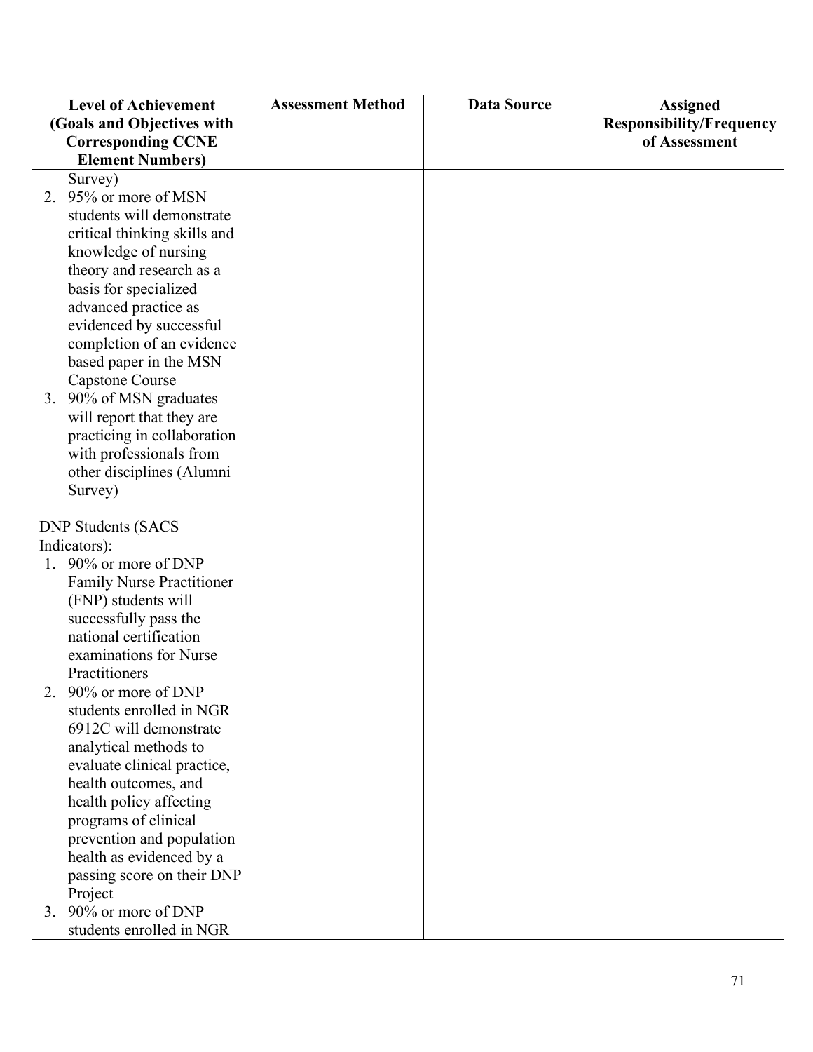| Level of Achievement (Goals and Objectives with Corresponding CCNE Element Numbers) | Assessment Method | Data Source | Assigned Responsibility/Frequency of Assessment |
| --- | --- | --- | --- |
| Survey)<br>2. 95% or more of MSN students will demonstrate critical thinking skills and knowledge of nursing theory and research as a basis for specialized advanced practice as evidenced by successful completion of an evidence based paper in the MSN Capstone Course<br>3. 90% of MSN graduates will report that they are practicing in collaboration with professionals from other disciplines (Alumni Survey)<br><br>DNP Students (SACS Indicators):<br>1. 90% or more of DNP Family Nurse Practitioner (FNP) students will successfully pass the national certification examinations for Nurse Practitioners<br>2. 90% or more of DNP students enrolled in NGR 6912C will demonstrate analytical methods to evaluate clinical practice, health outcomes, and health policy affecting programs of clinical prevention and population health as evidenced by a passing score on their DNP Project<br>3. 90% or more of DNP students enrolled in NGR | | | |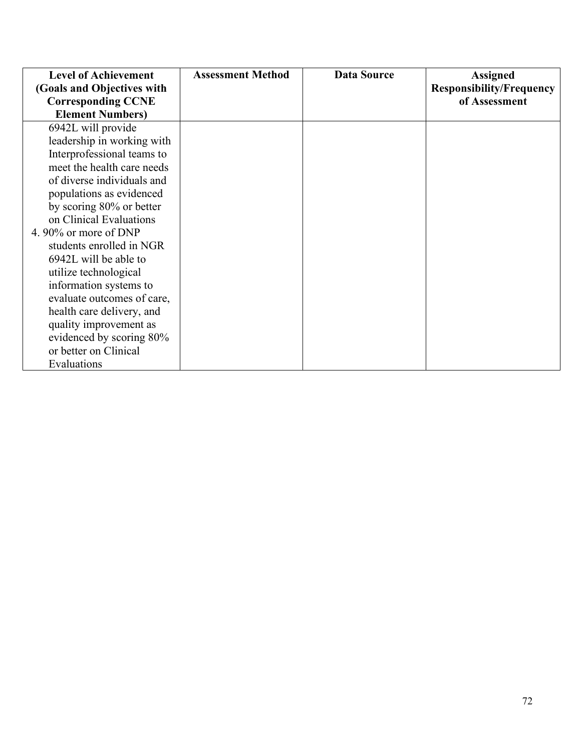| Level of Achievement (Goals and Objectives with Corresponding CCNE Element Numbers) | Assessment Method | Data Source | Assigned Responsibility/Frequency of Assessment |
|---|---|---|---|
| 6942L will provide leadership in working with Interprofessional teams to meet the health care needs of diverse individuals and populations as evidenced by scoring 80% or better on Clinical Evaluations<br>4. 90% or more of DNP students enrolled in NGR 6942L will be able to utilize technological information systems to evaluate outcomes of care, health care delivery, and quality improvement as evidenced by scoring 80% or better on Clinical Evaluations | | | |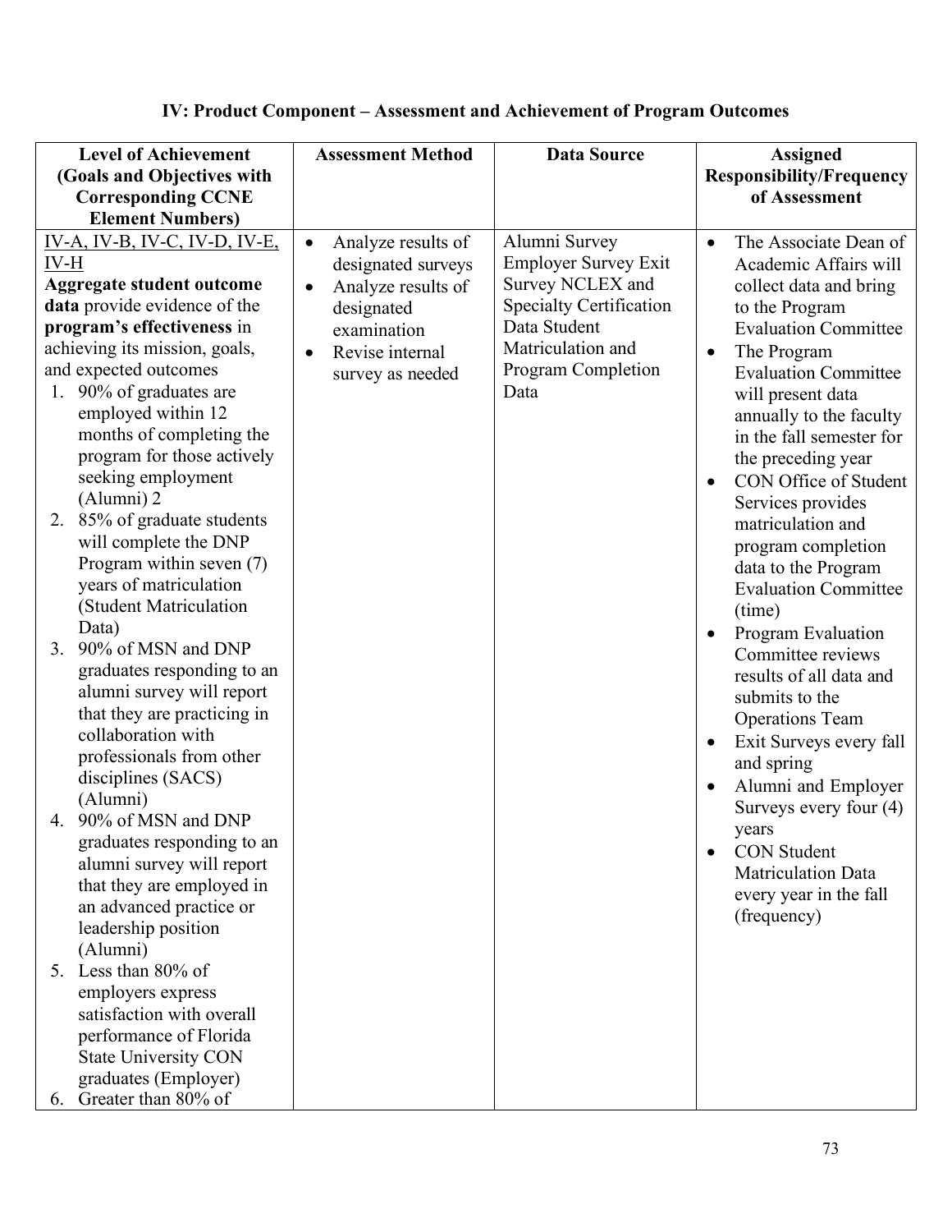## IV: Product Component – Assessment and Achievement of Program Outcomes

| Level of Achievement (Goals and Objectives with Corresponding CCNE Element Numbers) | Assessment Method | Data Source | Assigned Responsibility/Frequency of Assessment |
|---|---|---|---|
| IV-A, IV-B, IV-C, IV-D, IV-E, IV-H<br>**Aggregate student outcome data** provide evidence of the **program's effectiveness** in achieving its mission, goals, and expected outcomes<br>1. 90% of graduates are employed within 12 months of completing the program for those actively seeking employment (Alumni) 2<br>2. 85% of graduate students will complete the DNP Program within seven (7) years of matriculation (Student Matriculation Data)<br>3. 90% of MSN and DNP graduates responding to an alumni survey will report that they are practicing in collaboration with professionals from other disciplines (SACS) (Alumni)<br>4. 90% of MSN and DNP graduates responding to an alumni survey will report that they are employed in an advanced practice or leadership position (Alumni)<br>5. Less than 80% of employers express satisfaction with overall performance of Florida State University CON graduates (Employer)<br>6. Greater than 80% of | • Analyze results of designated surveys<br>• Analyze results of designated examination<br>• Revise internal survey as needed | Alumni Survey Employer Survey Exit Survey NCLEX and Specialty Certification Data Student Matriculation and Program Completion Data | • The Associate Dean of Academic Affairs will collect data and bring to the Program Evaluation Committee<br>• The Program Evaluation Committee will present data annually to the faculty in the fall semester for the preceding year<br>• CON Office of Student Services provides matriculation and program completion data to the Program Evaluation Committee (time)<br>• Program Evaluation Committee reviews results of all data and submits to the Operations Team<br>• Exit Surveys every fall and spring<br>• Alumni and Employer Surveys every four (4) years<br>• CON Student Matriculation Data every year in the fall (frequency) |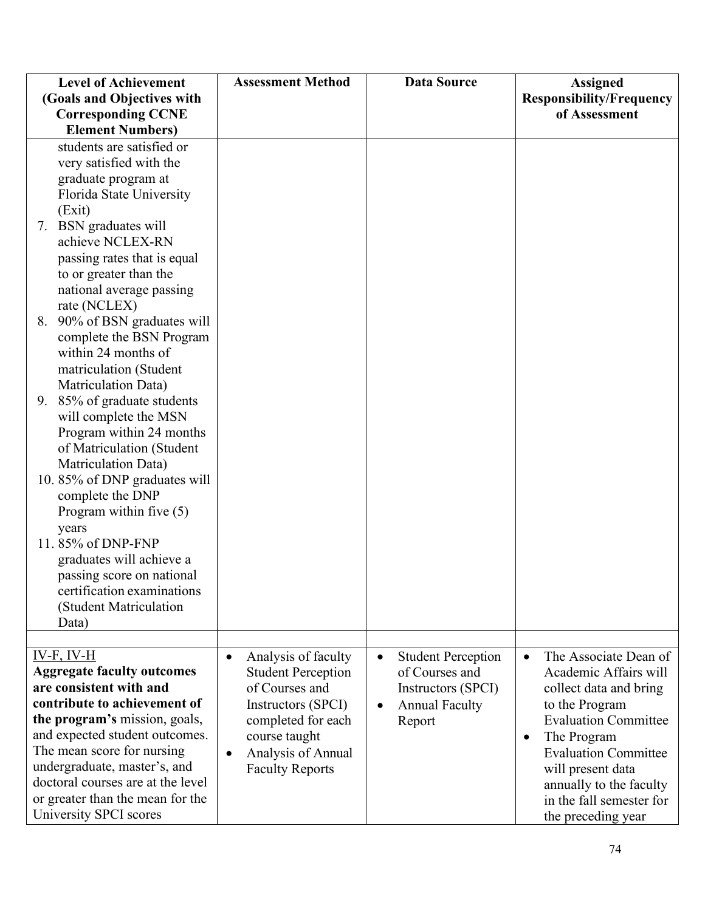| Level of Achievement (Goals and Objectives with Corresponding CCNE Element Numbers) | Assessment Method | Data Source | Assigned Responsibility/Frequency of Assessment |
|---|---|---|---|
| students are satisfied or very satisfied with the graduate program at Florida State University (Exit)<br>7. BSN graduates will achieve NCLEX-RN passing rates that is equal to or greater than the national average passing rate (NCLEX)<br>8. 90% of BSN graduates will complete the BSN Program within 24 months of matriculation (Student Matriculation Data)<br>9. 85% of graduate students will complete the MSN Program within 24 months of Matriculation (Student Matriculation Data)<br>10. 85% of DNP graduates will complete the DNP Program within five (5) years<br>11. 85% of DNP-FNP graduates will achieve a passing score on national certification examinations (Student Matriculation Data) | | | |
| | | | |
| IV-F, IV-H<br>**Aggregate faculty outcomes are consistent with and contribute to achievement of the program's** mission, goals, and expected student outcomes. The mean score for nursing undergraduate, master's, and doctoral courses are at the level or greater than the mean for the University SPCI scores | • Analysis of faculty Student Perception of Courses and Instructors (SPCI) completed for each course taught<br>• Analysis of Annual Faculty Reports | • Student Perception of Courses and Instructors (SPCI)<br>• Annual Faculty Report | • The Associate Dean of Academic Affairs will collect data and bring to the Program Evaluation Committee<br>• The Program Evaluation Committee will present data annually to the faculty in the fall semester for the preceding year |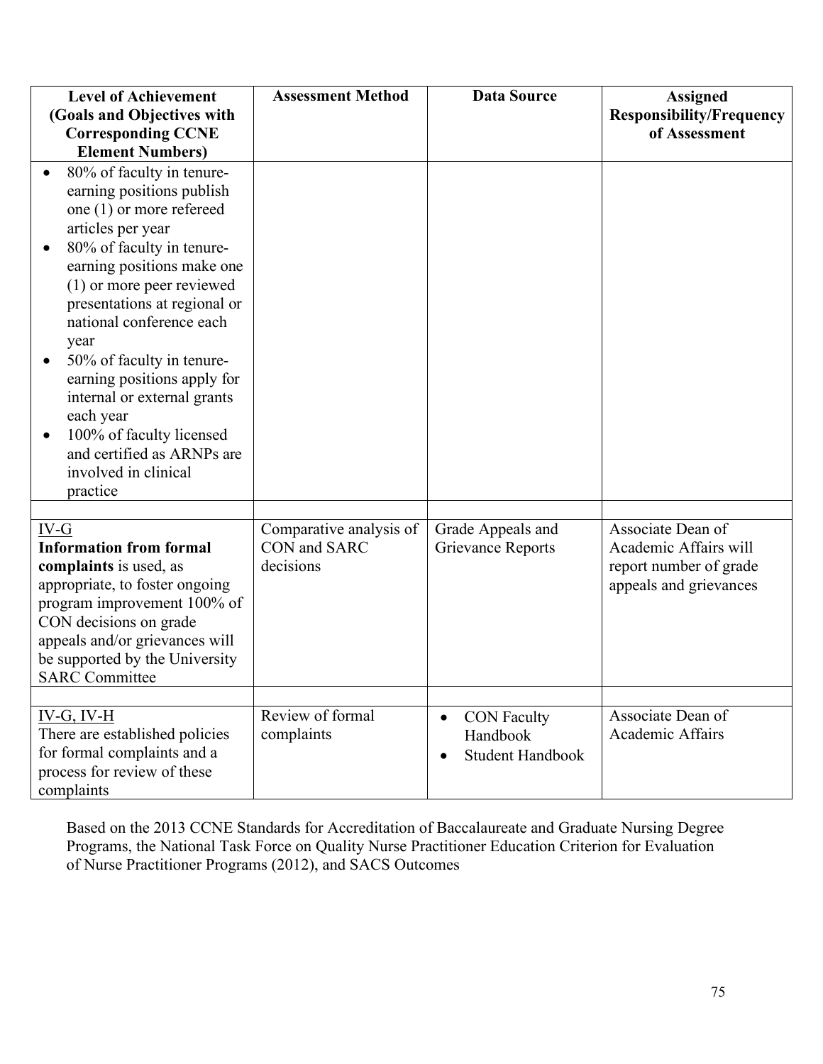| Level of Achievement (Goals and Objectives with Corresponding CCNE Element Numbers) | Assessment Method | Data Source | Assigned Responsibility/Frequency of Assessment |
|---|---|---|---|
| • 80% of faculty in tenure-earning positions publish one (1) or more refereed articles per year<br>• 80% of faculty in tenure-earning positions make one (1) or more peer reviewed presentations at regional or national conference each year<br>• 50% of faculty in tenure-earning positions apply for internal or external grants each year<br>• 100% of faculty licensed and certified as ARNPs are involved in clinical practice | | | |
| | | | |
| IV-G<br>**Information from formal complaints** is used, as appropriate, to foster ongoing program improvement 100% of CON decisions on grade appeals and/or grievances will be supported by the University SARC Committee | Comparative analysis of CON and SARC decisions | Grade Appeals and Grievance Reports | Associate Dean of Academic Affairs will report number of grade appeals and grievances |
| | | | |
| IV-G, IV-H<br>There are established policies for formal complaints and a process for review of these complaints | Review of formal complaints | • CON Faculty Handbook<br>• Student Handbook | Associate Dean of Academic Affairs |

Based on the 2013 CCNE Standards for Accreditation of Baccalaureate and Graduate Nursing Degree Programs, the National Task Force on Quality Nurse Practitioner Education Criterion for Evaluation of Nurse Practitioner Programs (2012), and SACS Outcomes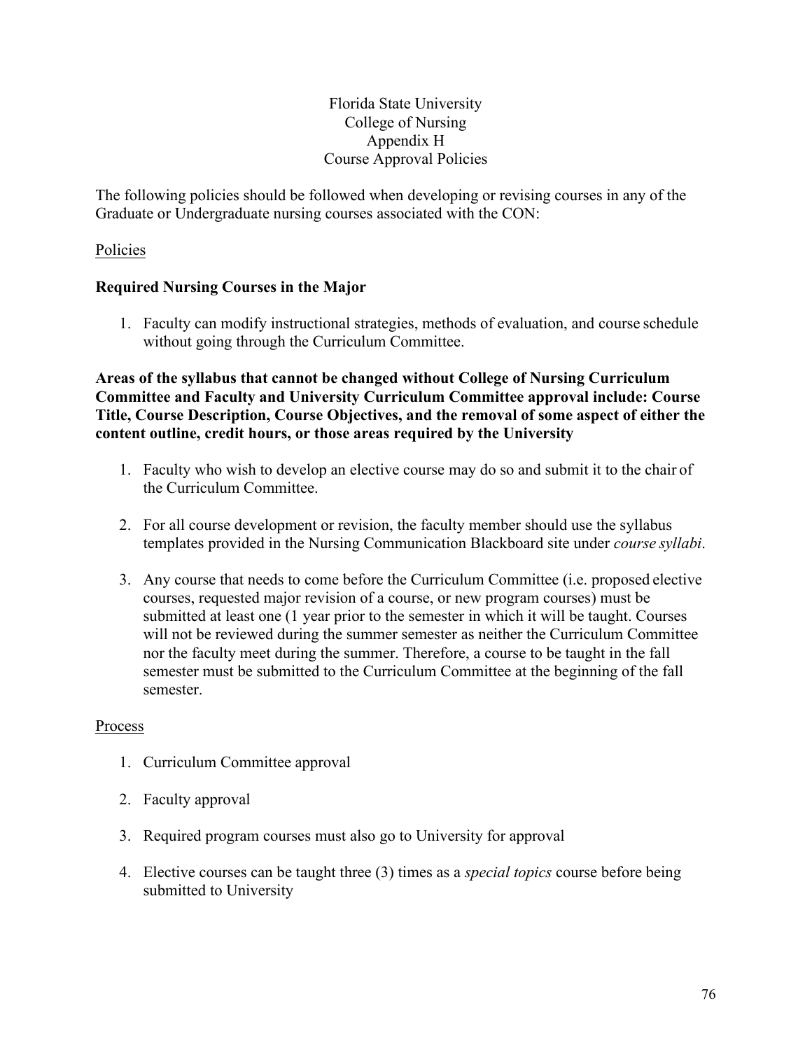Florida State University
College of Nursing
Appendix H
Course Approval Policies

The following policies should be followed when developing or revising courses in any of the Graduate or Undergraduate nursing courses associated with the CON:

Policies

**Required Nursing Courses in the Major**

1. Faculty can modify instructional strategies, methods of evaluation, and course schedule without going through the Curriculum Committee.

**Areas of the syllabus that cannot be changed without College of Nursing Curriculum Committee and Faculty and University Curriculum Committee approval include: Course Title, Course Description, Course Objectives, and the removal of some aspect of either the content outline, credit hours, or those areas required by the University**

1. Faculty who wish to develop an elective course may do so and submit it to the chair of the Curriculum Committee.

2. For all course development or revision, the faculty member should use the syllabus templates provided in the Nursing Communication Blackboard site under *course syllabi*.

3. Any course that needs to come before the Curriculum Committee (i.e. proposed elective courses, requested major revision of a course, or new program courses) must be submitted at least one (1 year prior to the semester in which it will be taught. Courses will not be reviewed during the summer semester as neither the Curriculum Committee nor the faculty meet during the summer. Therefore, a course to be taught in the fall semester must be submitted to the Curriculum Committee at the beginning of the fall semester.

Process

1. Curriculum Committee approval

2. Faculty approval

3. Required program courses must also go to University for approval

4. Elective courses can be taught three (3) times as a *special topics* course before being submitted to University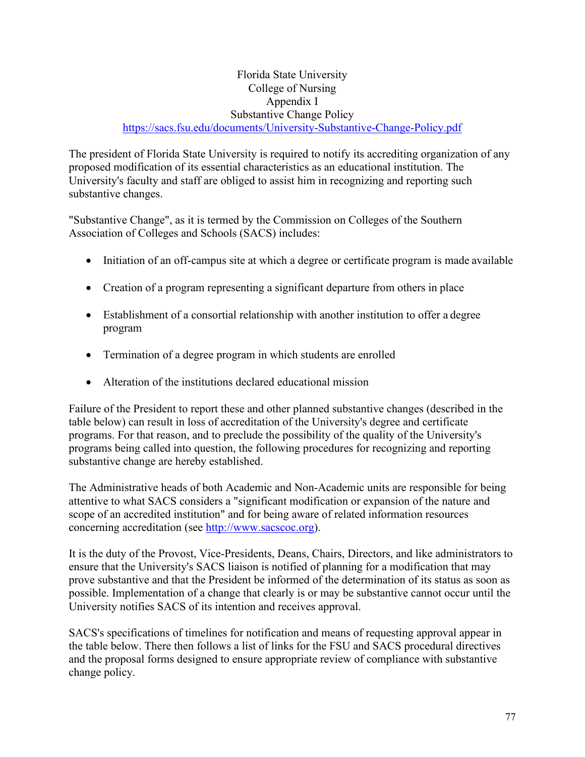# Florida State University
## College of Nursing
## Appendix I
## Substantive Change Policy

https://sacs.fsu.edu/documents/University-Substantive-Change-Policy.pdf

The president of Florida State University is required to notify its accrediting organization of any proposed modification of its essential characteristics as an educational institution. The University's faculty and staff are obliged to assist him in recognizing and reporting such substantive changes.

"Substantive Change", as it is termed by the Commission on Colleges of the Southern Association of Colleges and Schools (SACS) includes:

- Initiation of an off-campus site at which a degree or certificate program is made available
- Creation of a program representing a significant departure from others in place
- Establishment of a consortial relationship with another institution to offer a degree program
- Termination of a degree program in which students are enrolled
- Alteration of the institutions declared educational mission

Failure of the President to report these and other planned substantive changes (described in the table below) can result in loss of accreditation of the University's degree and certificate programs. For that reason, and to preclude the possibility of the quality of the University's programs being called into question, the following procedures for recognizing and reporting substantive change are hereby established.

The Administrative heads of both Academic and Non-Academic units are responsible for being attentive to what SACS considers a "significant modification or expansion of the nature and scope of an accredited institution" and for being aware of related information resources concerning accreditation (see http://www.sacscoc.org).

It is the duty of the Provost, Vice-Presidents, Deans, Chairs, Directors, and like administrators to ensure that the University's SACS liaison is notified of planning for a modification that may prove substantive and that the President be informed of the determination of its status as soon as possible. Implementation of a change that clearly is or may be substantive cannot occur until the University notifies SACS of its intention and receives approval.

SACS's specifications of timelines for notification and means of requesting approval appear in the table below. There then follows a list of links for the FSU and SACS procedural directives and the proposal forms designed to ensure appropriate review of compliance with substantive change policy.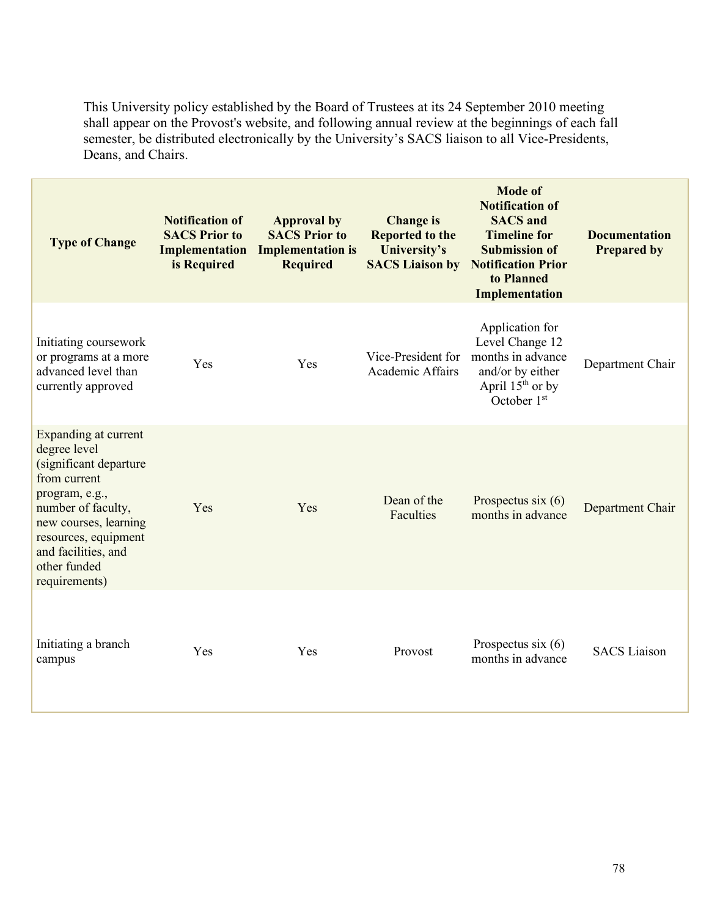This University policy established by the Board of Trustees at its 24 September 2010 meeting shall appear on the Provost's website, and following annual review at the beginnings of each fall semester, be distributed electronically by the University's SACS liaison to all Vice-Presidents, Deans, and Chairs.

| Type of Change | Notification of SACS Prior to Implementation is Required | Approval by SACS Prior to Implementation is Required | Change is Reported to the University's SACS Liaison by | Mode of Notification of SACS and Timeline for Submission of Notification Prior to Planned Implementation | Documentation Prepared by |
|---|---|---|---|---|---|
| Initiating coursework or programs at a more advanced level than currently approved | Yes | Yes | Vice-President for Academic Affairs | Application for Level Change 12 months in advance and/or by either April 15th or by October 1st | Department Chair |
| Expanding at current degree level (significant departure from current program, e.g., number of faculty, new courses, learning resources, equipment and facilities, and other funded requirements) | Yes | Yes | Dean of the Faculties | Prospectus six (6) months in advance | Department Chair |
| Initiating a branch campus | Yes | Yes | Provost | Prospectus six (6) months in advance | SACS Liaison |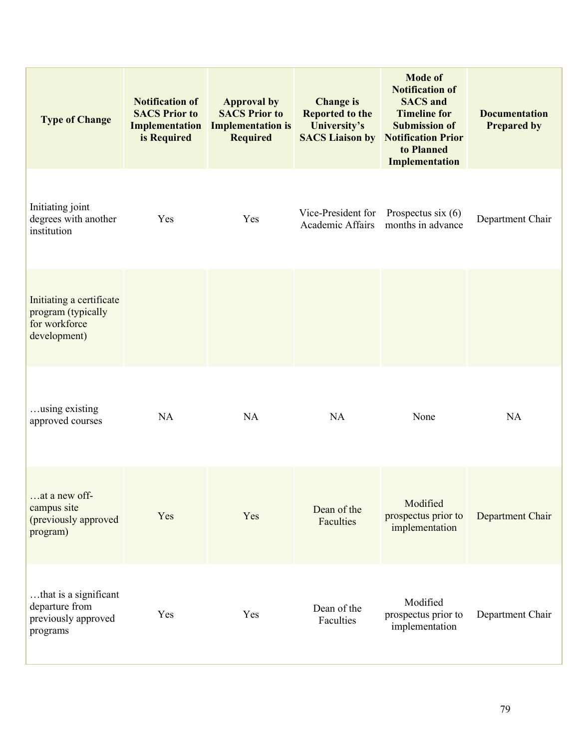| Type of Change | Notification of SACS Prior to Implementation is Required | Approval by SACS Prior to Implementation is Required | Change is Reported to the University's SACS Liaison by | Mode of Notification of SACS and Timeline for Submission of Notification Prior to Planned Implementation | Documentation Prepared by |
|---|---|---|---|---|---|
| Initiating joint degrees with another institution | Yes | Yes | Vice-President for Academic Affairs | Prospectus six (6) months in advance | Department Chair |
| Initiating a certificate program (typically for workforce development) | | | | | |
| …using existing approved courses | NA | NA | NA | None | NA |
| …at a new off-campus site (previously approved program) | Yes | Yes | Dean of the Faculties | Modified prospectus prior to implementation | Department Chair |
| …that is a significant departure from previously approved programs | Yes | Yes | Dean of the Faculties | Modified prospectus prior to implementation | Department Chair |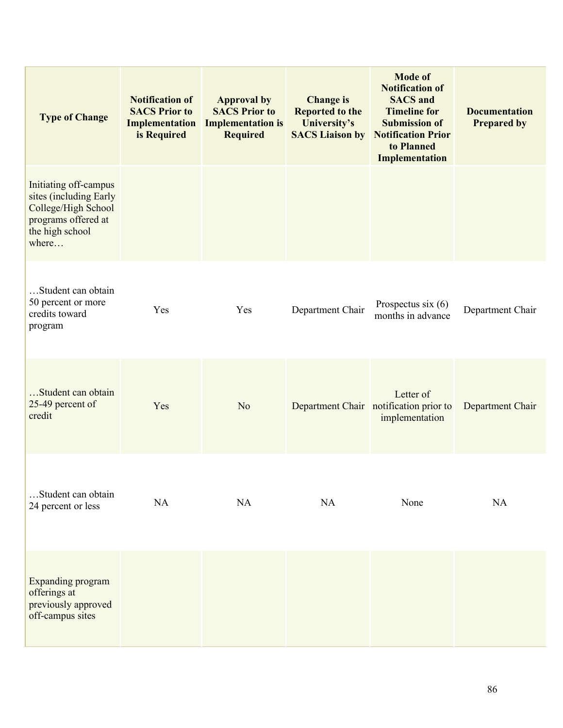| Type of Change | Notification of SACS Prior to Implementation is Required | Approval by SACS Prior to Implementation is Required | Change is Reported to the University's SACS Liaison by | Mode of Notification of SACS and Timeline for Submission of Notification Prior to Planned Implementation | Documentation Prepared by |
|---|---|---|---|---|---|
| Initiating off-campus sites (including Early College/High School programs offered at the high school where… | | | | | |
| …Student can obtain 50 percent or more credits toward program | Yes | Yes | Department Chair | Prospectus six (6) months in advance | Department Chair |
| …Student can obtain 25-49 percent of credit | Yes | No | Department Chair | Letter of notification prior to implementation | Department Chair |
| …Student can obtain 24 percent or less | NA | NA | NA | None | NA |
| Expanding program offerings at previously approved off-campus sites | | | | | |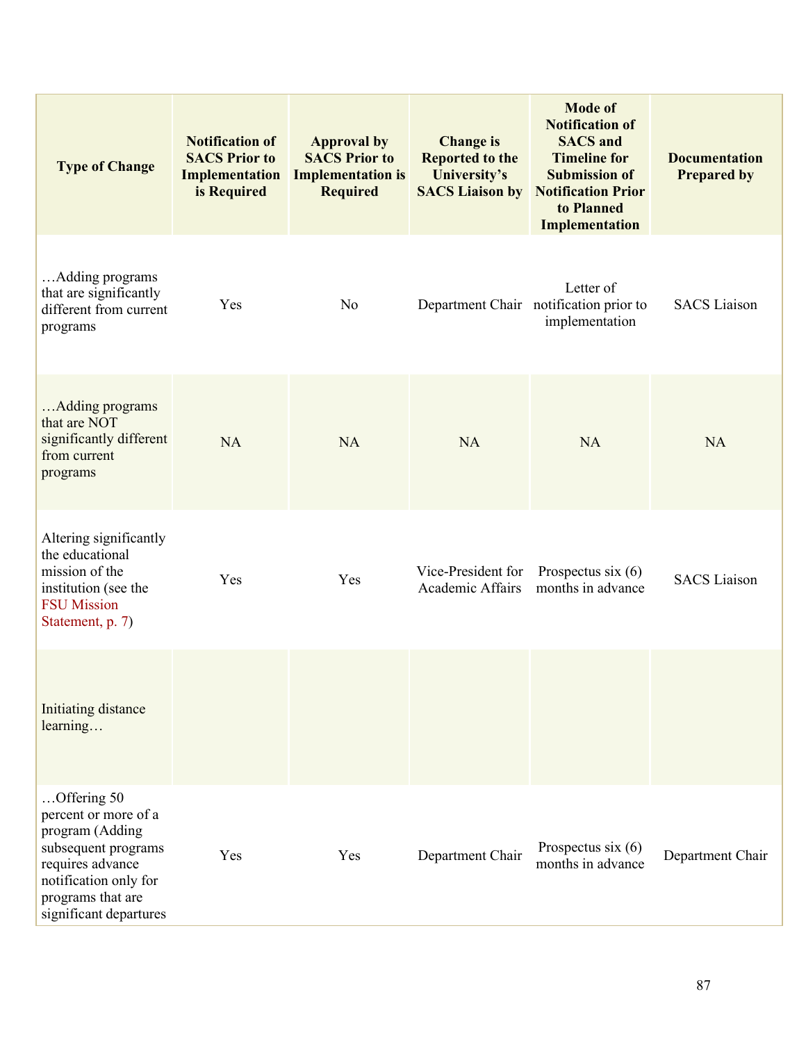| Type of Change | Notification of SACS Prior to Implementation is Required | Approval by SACS Prior to Implementation is Required | Change is Reported to the University's SACS Liaison by | Mode of Notification of SACS and Timeline for Submission of Notification Prior to Planned Implementation | Documentation Prepared by |
|---|---|---|---|---|---|
| …Adding programs that are significantly different from current programs | Yes | No | Department Chair | Letter of notification prior to implementation | SACS Liaison |
| …Adding programs that are NOT significantly different from current programs | NA | NA | NA | NA | NA |
| Altering significantly the educational mission of the institution (see the FSU Mission Statement, p. 7) | Yes | Yes | Vice-President for Academic Affairs | Prospectus six (6) months in advance | SACS Liaison |
| Initiating distance learning… | | | | | |
| …Offering 50 percent or more of a program (Adding subsequent programs requires advance notification only for programs that are significant departures | Yes | Yes | Department Chair | Prospectus six (6) months in advance | Department Chair |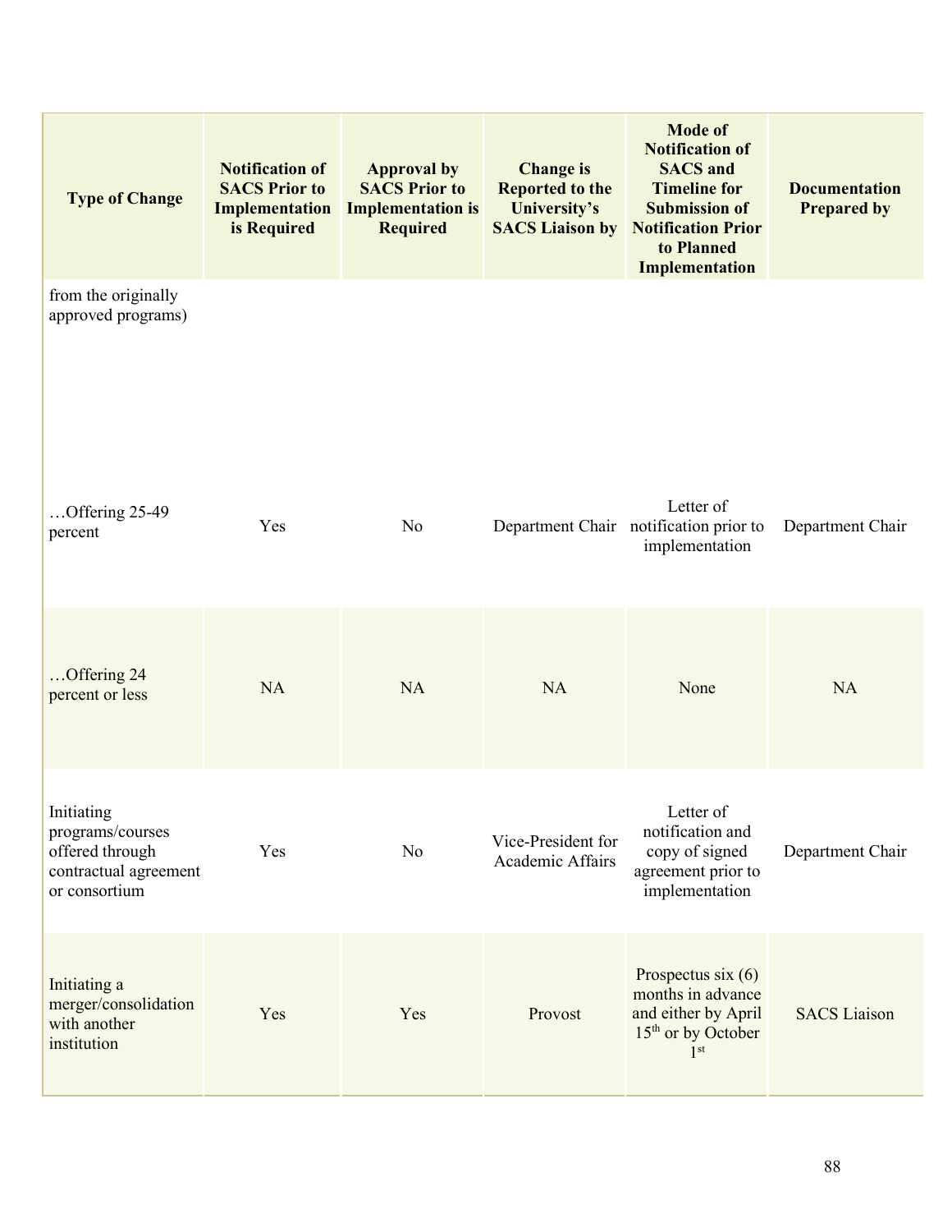| Type of Change | Notification of SACS Prior to Implementation is Required | Approval by SACS Prior to Implementation is Required | Change is Reported to the University's SACS Liaison by | Mode of Notification of SACS and Timeline for Submission of Notification Prior to Planned Implementation | Documentation Prepared by |
|---|---|---|---|---|---|
| from the originally approved programs) | | | | | |
| …Offering 25-49 percent | Yes | No | Department Chair | Letter of notification prior to implementation | Department Chair |
| …Offering 24 percent or less | NA | NA | NA | None | NA |
| Initiating programs/courses offered through contractual agreement or consortium | Yes | No | Vice-President for Academic Affairs | Letter of notification and copy of signed agreement prior to implementation | Department Chair |
| Initiating a merger/consolidation with another institution | Yes | Yes | Provost | Prospectus six (6) months in advance and either by April 15th or by October 1st | SACS Liaison |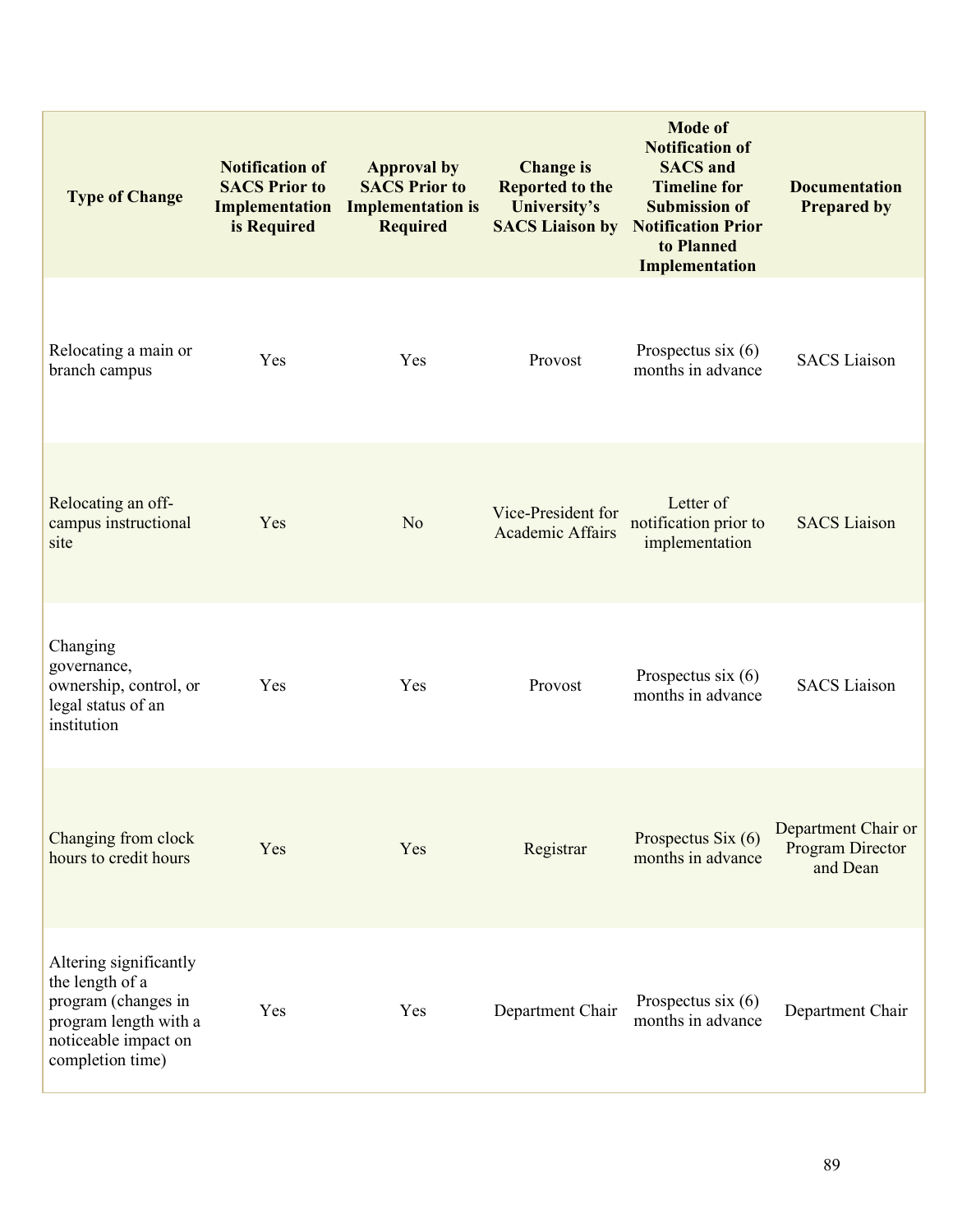| Type of Change | Notification of SACS Prior to Implementation is Required | Approval by SACS Prior to Implementation is Required | Change is Reported to the University's SACS Liaison by | Mode of Notification of SACS and Timeline for Submission of Notification Prior to Planned Implementation | Documentation Prepared by |
|---|---|---|---|---|---|
| Relocating a main or branch campus | Yes | Yes | Provost | Prospectus six (6) months in advance | SACS Liaison |
| Relocating an off-campus instructional site | Yes | No | Vice-President for Academic Affairs | Letter of notification prior to implementation | SACS Liaison |
| Changing governance, ownership, control, or legal status of an institution | Yes | Yes | Provost | Prospectus six (6) months in advance | SACS Liaison |
| Changing from clock hours to credit hours | Yes | Yes | Registrar | Prospectus Six (6) months in advance | Department Chair or Program Director and Dean |
| Altering significantly the length of a program (changes in program length with a noticeable impact on completion time) | Yes | Yes | Department Chair | Prospectus six (6) months in advance | Department Chair |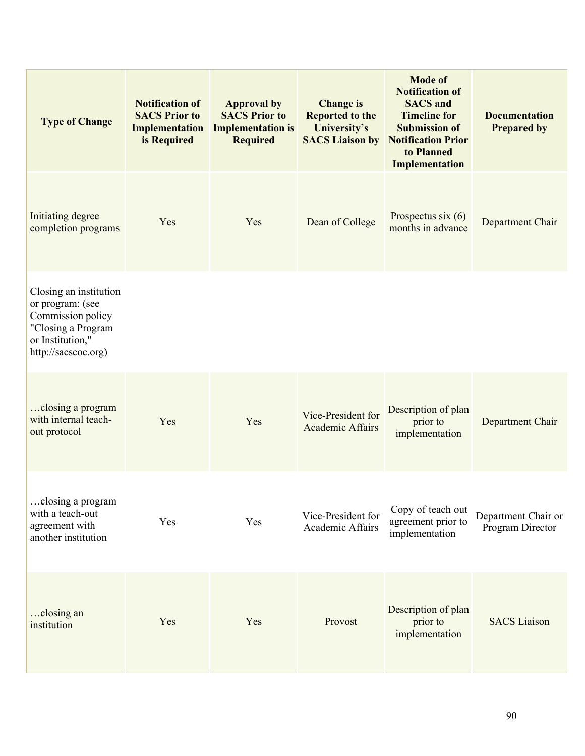| Type of Change | Notification of SACS Prior to Implementation is Required | Approval by SACS Prior to Implementation is Required | Change is Reported to the University's SACS Liaison by | Mode of Notification of SACS and Timeline for Submission of Notification Prior to Planned Implementation | Documentation Prepared by |
|---|---|---|---|---|---|
| Initiating degree completion programs | Yes | Yes | Dean of College | Prospectus six (6) months in advance | Department Chair |
| Closing an institution or program: (see Commission policy "Closing a Program or Institution," http://sacscoc.org) | | | | | |
| …closing a program with internal teach-out protocol | Yes | Yes | Vice-President for Academic Affairs | Description of plan prior to implementation | Department Chair |
| …closing a program with a teach-out agreement with another institution | Yes | Yes | Vice-President for Academic Affairs | Copy of teach out agreement prior to implementation | Department Chair or Program Director |
| …closing an institution | Yes | Yes | Provost | Description of plan prior to implementation | SACS Liaison |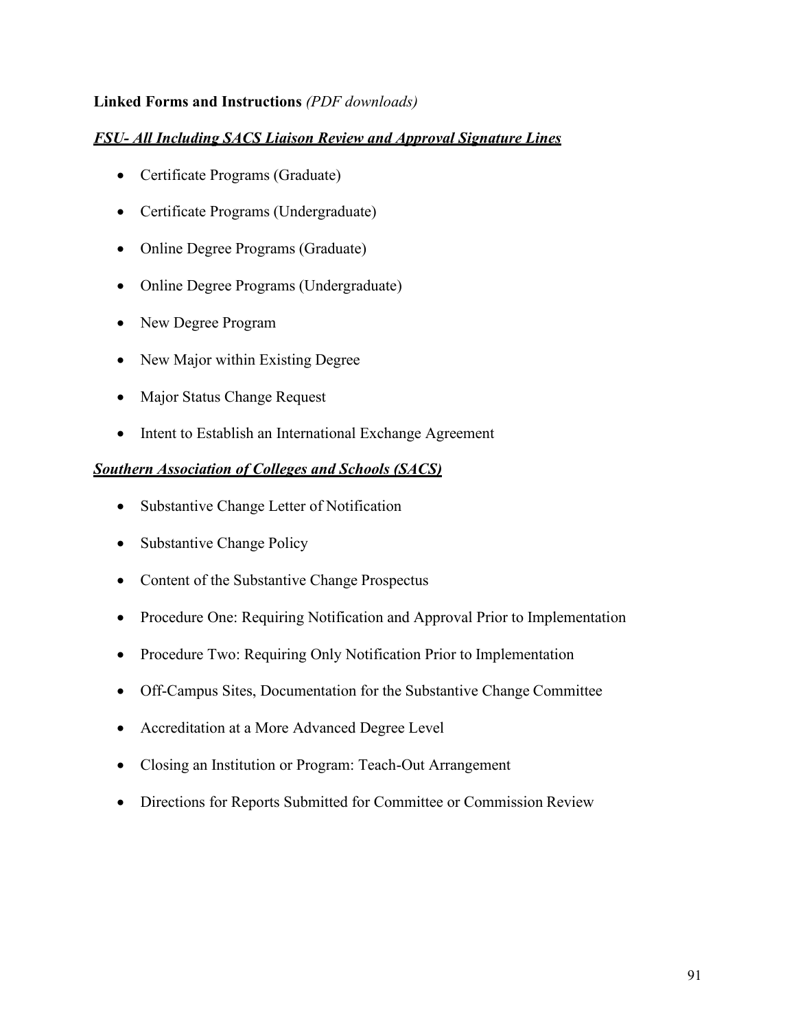**Linked Forms and Instructions** *(PDF downloads)*

***FSU- All Including SACS Liaison Review and Approval Signature Lines***

- Certificate Programs (Graduate)
- Certificate Programs (Undergraduate)
- Online Degree Programs (Graduate)
- Online Degree Programs (Undergraduate)
- New Degree Program
- New Major within Existing Degree
- Major Status Change Request
- Intent to Establish an International Exchange Agreement

***Southern Association of Colleges and Schools (SACS)***

- Substantive Change Letter of Notification
- Substantive Change Policy
- Content of the Substantive Change Prospectus
- Procedure One: Requiring Notification and Approval Prior to Implementation
- Procedure Two: Requiring Only Notification Prior to Implementation
- Off-Campus Sites, Documentation for the Substantive Change Committee
- Accreditation at a More Advanced Degree Level
- Closing an Institution or Program: Teach-Out Arrangement
- Directions for Reports Submitted for Committee or Commission Review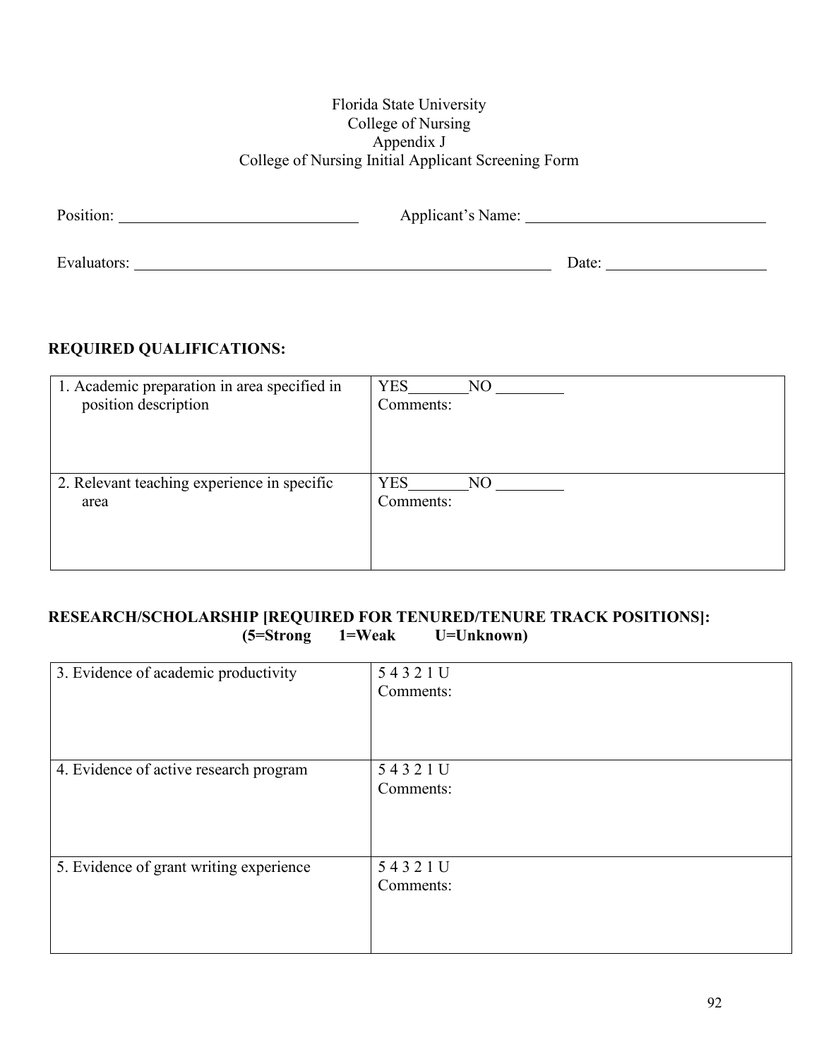Florida State University
College of Nursing
Appendix J
College of Nursing Initial Applicant Screening Form

Position: ______________________________ Applicant's Name: ______________________________

Evaluators: ______________________________________________________ Date: ____________________

**REQUIRED QUALIFICATIONS:**

| | |
|---|---|
| 1. Academic preparation in area specified in position description | YES_______NO ________<br>Comments: |
| 2. Relevant teaching experience in specific area | YES_______NO ________<br>Comments: |

**RESEARCH/SCHOLARSHIP [REQUIRED FOR TENURED/TENURE TRACK POSITIONS]:**
**(5=Strong 1=Weak U=Unknown)**

| | |
|---|---|
| 3. Evidence of academic productivity | 5 4 3 2 1 U<br>Comments: |
| 4. Evidence of active research program | 5 4 3 2 1 U<br>Comments: |
| 5. Evidence of grant writing experience | 5 4 3 2 1 U<br>Comments: |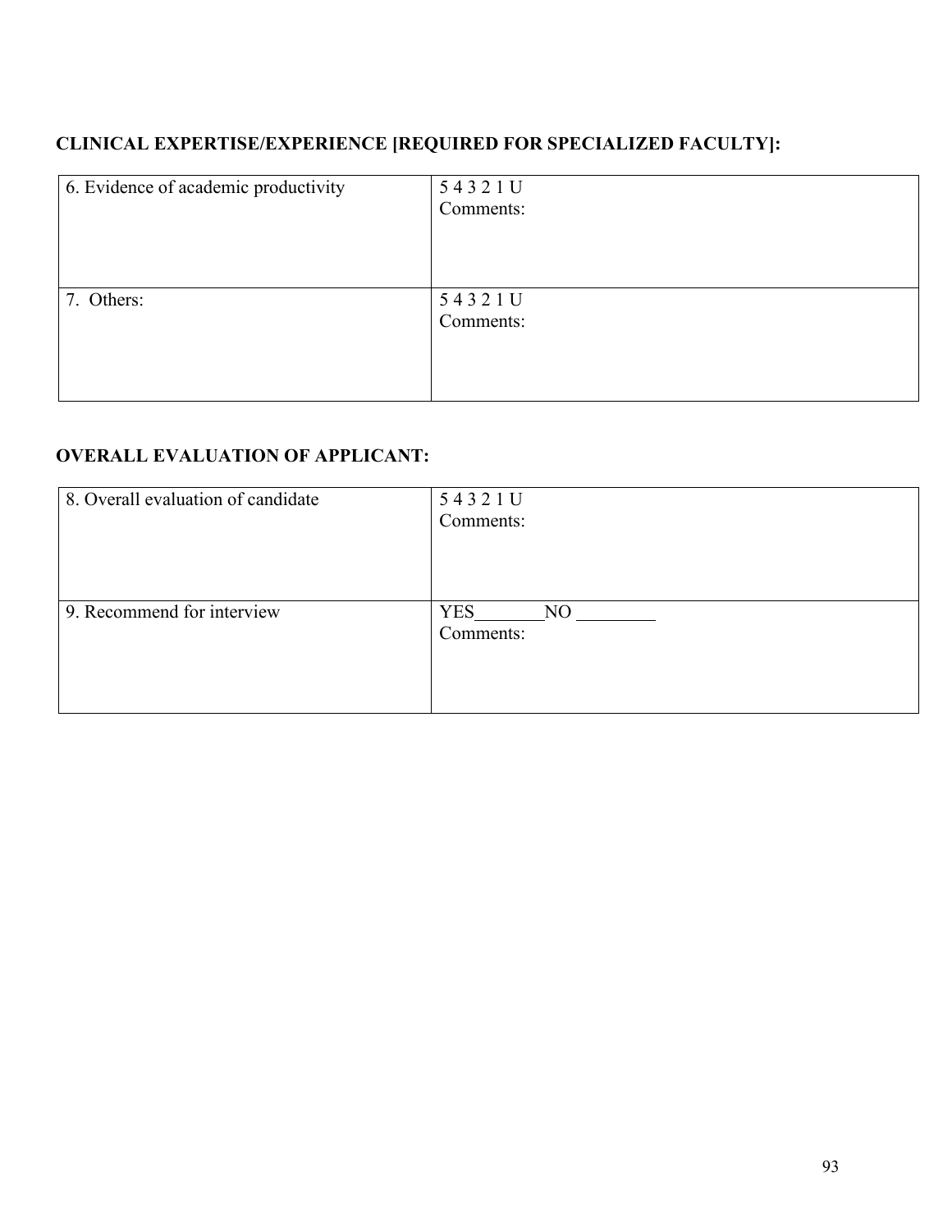**CLINICAL EXPERTISE/EXPERIENCE [REQUIRED FOR SPECIALIZED FACULTY]:**

| | |
|---|---|
| 6. Evidence of academic productivity | 5 4 3 2 1 U<br>Comments: |
| 7. Others: | 5 4 3 2 1 U<br>Comments: |

**OVERALL EVALUATION OF APPLICANT:**

| | |
|---|---|
| 8. Overall evaluation of candidate | 5 4 3 2 1 U<br>Comments: |
| 9. Recommend for interview | YES________NO _________<br>Comments: |